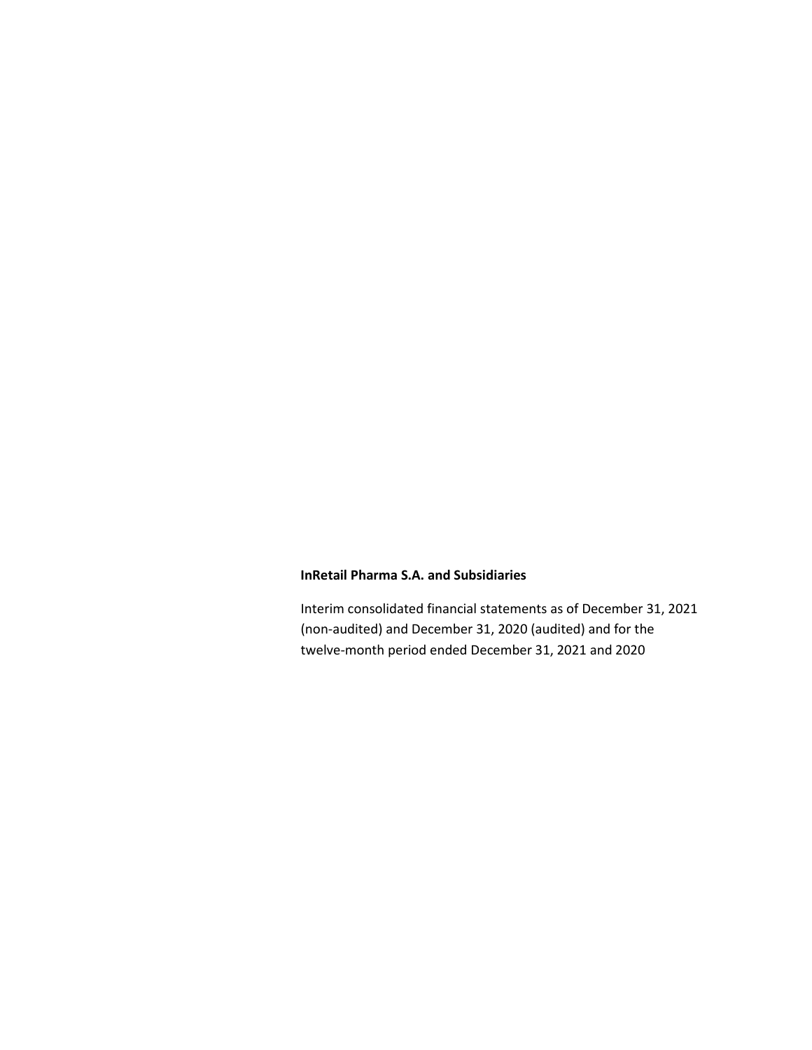**InRetail Pharma S.A. and Subsidiaries**

Interim consolidated financial statements as of December 31, 2021 (non-audited) and December 31, 2020 (audited) and for the twelve-month period ended December 31, 2021 and 2020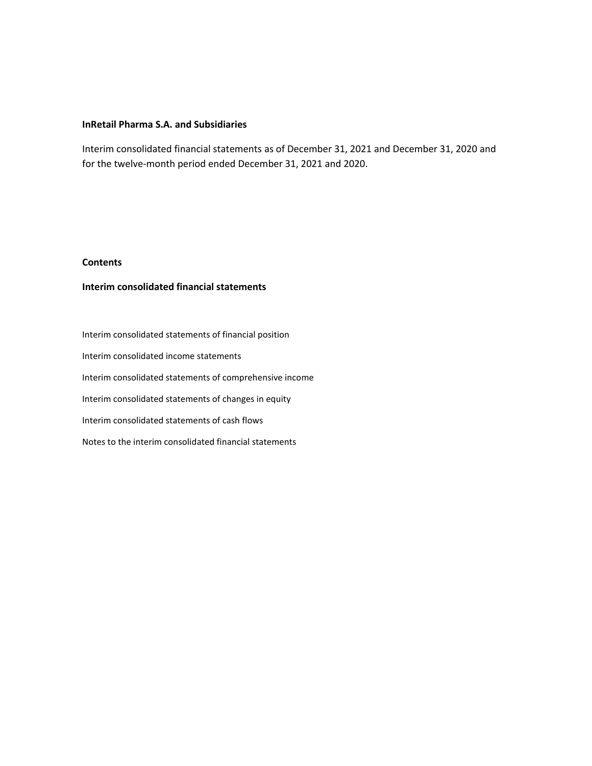**InRetail Pharma S.A. and Subsidiaries**

Interim consolidated financial statements as of December 31, 2021 and December 31, 2020 and for the twelve-month period ended December 31, 2021 and 2020.

**Contents**

**Interim consolidated financial statements**

Interim consolidated statements of financial position

Interim consolidated income statements

Interim consolidated statements of comprehensive income

Interim consolidated statements of changes in equity

Interim consolidated statements of cash flows

Notes to the interim consolidated financial statements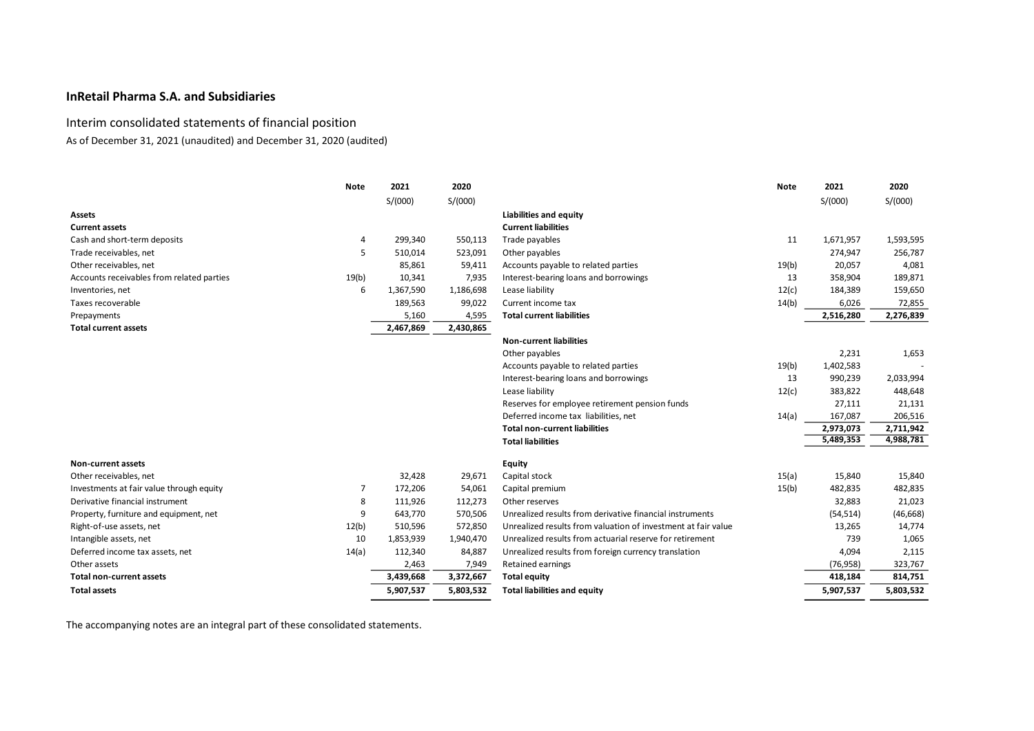**InRetail Pharma S.A. and Subsidiaries**

## Interim consolidated statements of financial position

As of December 31, 2021 (unaudited) and December 31, 2020 (audited)

| | Note | 2021 | 2020 |
|---|---|---|---|
| | | S/(000) | S/(000) |
| **Assets** | | | |
| **Current assets** | | | |
| Cash and short-term deposits | 4 | 299,340 | 550,113 |
| Trade receivables, net | 5 | 510,014 | 523,091 |
| Other receivables, net | | 85,861 | 59,411 |
| Accounts receivables from related parties | 19(b) | 10,341 | 7,935 |
| Inventories, net | 6 | 1,367,590 | 1,186,698 |
| Taxes recoverable | | 189,563 | 99,022 |
| Prepayments | | 5,160 | 4,595 |
| **Total current assets** | | **2,467,869** | **2,430,865** |
| **Non-current assets** | | | |
| Other receivables, net | | 32,428 | 29,671 |
| Investments at fair value through equity | 7 | 172,206 | 54,061 |
| Derivative financial instrument | 8 | 111,926 | 112,273 |
| Property, furniture and equipment, net | 9 | 643,770 | 570,506 |
| Right-of-use assets, net | 12(b) | 510,596 | 572,850 |
| Intangible assets, net | 10 | 1,853,939 | 1,940,470 |
| Deferred income tax assets, net | 14(a) | 112,340 | 84,887 |
| Other assets | | 2,463 | 7,949 |
| **Total non-current assets** | | **3,439,668** | **3,372,667** |
| **Total assets** | | **5,907,537** | **5,803,532** |

| | Note | 2021 | 2020 |
|---|---|---|---|
| | | S/(000) | S/(000) |
| **Liabilities and equity** | | | |
| **Current liabilities** | | | |
| Trade payables | 11 | 1,671,957 | 1,593,595 |
| Other payables | | 274,947 | 256,787 |
| Accounts payable to related parties | 19(b) | 20,057 | 4,081 |
| Interest-bearing loans and borrowings | 13 | 358,904 | 189,871 |
| Lease liability | 12(c) | 184,389 | 159,650 |
| Current income tax | 14(b) | 6,026 | 72,855 |
| **Total current liabilities** | | **2,516,280** | **2,276,839** |
| **Non-current liabilities** | | | |
| Other payables | | 2,231 | 1,653 |
| Accounts payable to related parties | 19(b) | 1,402,583 | - |
| Interest-bearing loans and borrowings | 13 | 990,239 | 2,033,994 |
| Lease liability | 12(c) | 383,822 | 448,648 |
| Reserves for employee retirement pension funds | | 27,111 | 21,131 |
| Deferred income tax liabilities, net | 14(a) | 167,087 | 206,516 |
| **Total non-current liabilities** | | **2,973,073** | **2,711,942** |
| **Total liabilities** | | **5,489,353** | **4,988,781** |
| **Equity** | | | |
| Capital stock | 15(a) | 15,840 | 15,840 |
| Capital premium | 15(b) | 482,835 | 482,835 |
| Other reserves | | 32,883 | 21,023 |
| Unrealized results from derivative financial instruments | | (54,514) | (46,668) |
| Unrealized results from valuation of investment at fair value | | 13,265 | 14,774 |
| Unrealized results from actuarial reserve for retirement | | 739 | 1,065 |
| Unrealized results from foreign currency translation | | 4,094 | 2,115 |
| Retained earnings | | (76,958) | 323,767 |
| **Total equity** | | **418,184** | **814,751** |
| **Total liabilities and equity** | | **5,907,537** | **5,803,532** |

The accompanying notes are an integral part of these consolidated statements.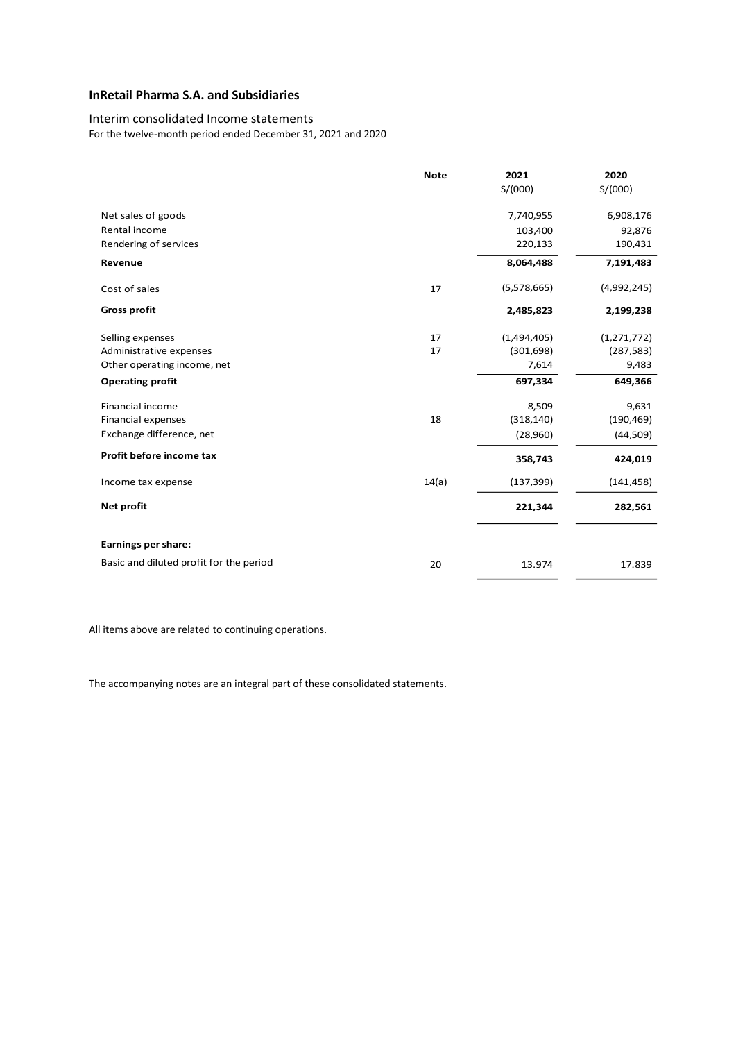**InRetail Pharma S.A. and Subsidiaries**

Interim consolidated Income statements
For the twelve-month period ended December 31, 2021 and 2020

| | Note | 2021 S/(000) | 2020 S/(000) |
|---|---|---|---|
| Net sales of goods | | 7,740,955 | 6,908,176 |
| Rental income | | 103,400 | 92,876 |
| Rendering of services | | 220,133 | 190,431 |
| **Revenue** | | **8,064,488** | **7,191,483** |
| Cost of sales | 17 | (5,578,665) | (4,992,245) |
| **Gross profit** | | **2,485,823** | **2,199,238** |
| Selling expenses | 17 | (1,494,405) | (1,271,772) |
| Administrative expenses | 17 | (301,698) | (287,583) |
| Other operating income, net | | 7,614 | 9,483 |
| **Operating profit** | | **697,334** | **649,366** |
| Financial income | | 8,509 | 9,631 |
| Financial expenses | 18 | (318,140) | (190,469) |
| Exchange difference, net | | (28,960) | (44,509) |
| **Profit before income tax** | | **358,743** | **424,019** |
| Income tax expense | 14(a) | (137,399) | (141,458) |
| **Net profit** | | **221,344** | **282,561** |
| **Earnings per share:** | | | |
| Basic and diluted profit for the period | 20 | 13.974 | 17.839 |

All items above are related to continuing operations.

The accompanying notes are an integral part of these consolidated statements.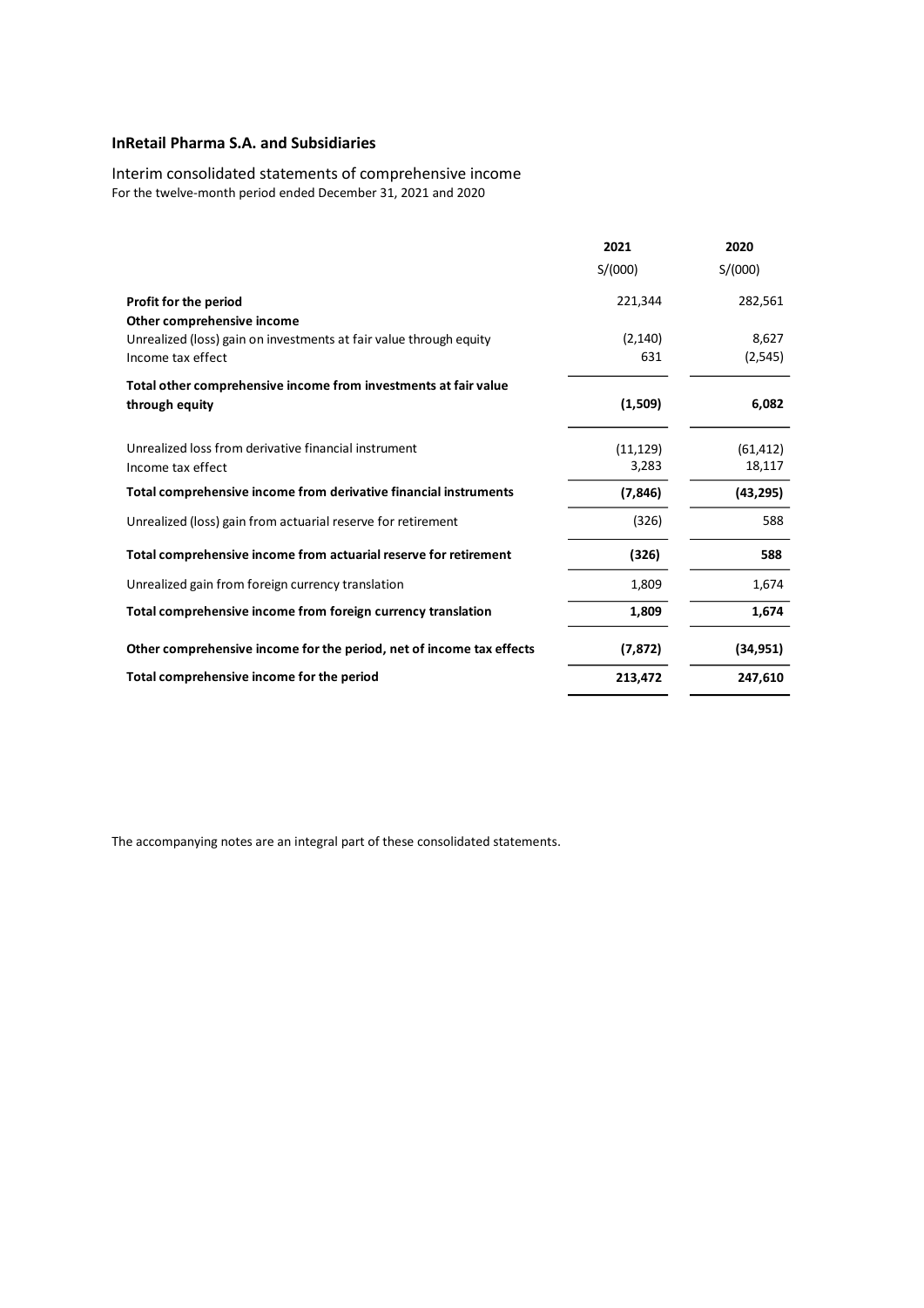**InRetail Pharma S.A. and Subsidiaries**

Interim consolidated statements of comprehensive income
For the twelve-month period ended December 31, 2021 and 2020

| | 2021 | 2020 |
|---|---|---|
| | S/(000) | S/(000) |
| **Profit for the period** | 221,344 | 282,561 |
| **Other comprehensive income** | | |
| Unrealized (loss) gain on investments at fair value through equity | (2,140) | 8,627 |
| Income tax effect | 631 | (2,545) |
| **Total other comprehensive income from investments at fair value through equity** | **(1,509)** | **6,082** |
| Unrealized loss from derivative financial instrument | (11,129) | (61,412) |
| Income tax effect | 3,283 | 18,117 |
| **Total comprehensive income from derivative financial instruments** | **(7,846)** | **(43,295)** |
| Unrealized (loss) gain from actuarial reserve for retirement | (326) | 588 |
| **Total comprehensive income from actuarial reserve for retirement** | **(326)** | **588** |
| Unrealized gain from foreign currency translation | 1,809 | 1,674 |
| **Total comprehensive income from foreign currency translation** | **1,809** | **1,674** |
| **Other comprehensive income for the period, net of income tax effects** | **(7,872)** | **(34,951)** |
| **Total comprehensive income for the period** | **213,472** | **247,610** |

The accompanying notes are an integral part of these consolidated statements.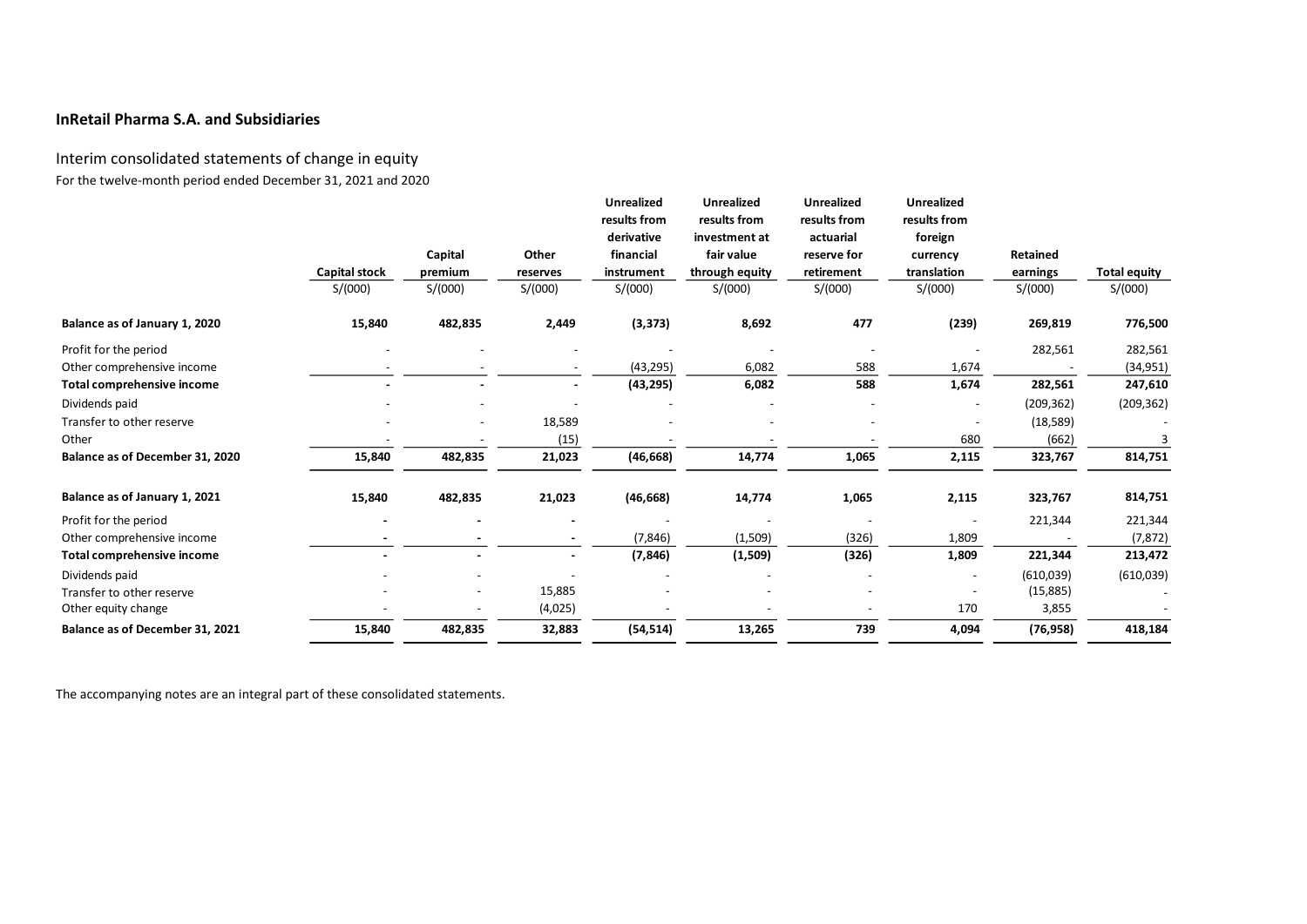**InRetail Pharma S.A. and Subsidiaries**

Interim consolidated statements of change in equity

For the twelve-month period ended December 31, 2021 and 2020

| | Capital stock | Capital premium | Other reserves | Unrealized results from derivative financial instrument | Unrealized results from investment at fair value through equity | Unrealized results from actuarial reserve for retirement | Unrealized results from foreign currency translation | Retained earnings | Total equity |
|---|---|---|---|---|---|---|---|---|---|
| | S/(000) | S/(000) | S/(000) | S/(000) | S/(000) | S/(000) | S/(000) | S/(000) | S/(000) |
| **Balance as of January 1, 2020** | **15,840** | **482,835** | **2,449** | **(3,373)** | **8,692** | **477** | **(239)** | **269,819** | **776,500** |
| Profit for the period | - | - | - | - | - | - | - | 282,561 | 282,561 |
| Other comprehensive income | - | - | - | (43,295) | 6,082 | 588 | 1,674 | - | (34,951) |
| **Total comprehensive income** | **-** | **-** | **-** | **(43,295)** | **6,082** | **588** | **1,674** | **282,561** | **247,610** |
| Dividends paid | - | - | - | - | - | - | - | (209,362) | (209,362) |
| Transfer to other reserve | - | - | 18,589 | - | - | - | - | (18,589) | - |
| Other | - | - | (15) | - | - | - | 680 | (662) | 3 |
| **Balance as of December 31, 2020** | **15,840** | **482,835** | **21,023** | **(46,668)** | **14,774** | **1,065** | **2,115** | **323,767** | **814,751** |
| **Balance as of January 1, 2021** | **15,840** | **482,835** | **21,023** | **(46,668)** | **14,774** | **1,065** | **2,115** | **323,767** | **814,751** |
| Profit for the period | - | - | - | - | - | - | - | 221,344 | 221,344 |
| Other comprehensive income | - | - | - | (7,846) | (1,509) | (326) | 1,809 | - | (7,872) |
| **Total comprehensive income** | **-** | **-** | **-** | **(7,846)** | **(1,509)** | **(326)** | **1,809** | **221,344** | **213,472** |
| Dividends paid | - | - | - | - | - | - | - | (610,039) | (610,039) |
| Transfer to other reserve | - | - | 15,885 | - | - | - | - | (15,885) | - |
| Other equity change | - | - | (4,025) | - | - | - | 170 | 3,855 | - |
| **Balance as of December 31, 2021** | **15,840** | **482,835** | **32,883** | **(54,514)** | **13,265** | **739** | **4,094** | **(76,958)** | **418,184** |

The accompanying notes are an integral part of these consolidated statements.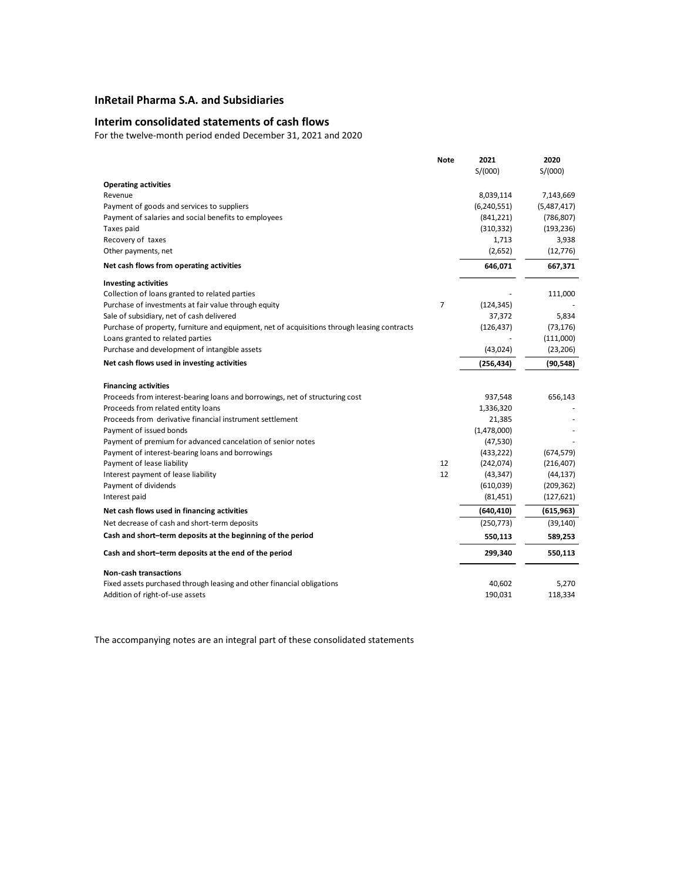## InRetail Pharma S.A. and Subsidiaries

## Interim consolidated statements of cash flows

For the twelve-month period ended December 31, 2021 and 2020

| | Note | 2021<br>S/(000) | 2020<br>S/(000) |
|---|---|---|---|
| **Operating activities** | | | |
| Revenue | | 8,039,114 | 7,143,669 |
| Payment of goods and services to suppliers | | (6,240,551) | (5,487,417) |
| Payment of salaries and social benefits to employees | | (841,221) | (786,807) |
| Taxes paid | | (310,332) | (193,236) |
| Recovery of taxes | | 1,713 | 3,938 |
| Other payments, net | | (2,652) | (12,776) |
| **Net cash flows from operating activities** | | **646,071** | **667,371** |
| **Investing activities** | | | |
| Collection of loans granted to related parties | | - | 111,000 |
| Purchase of investments at fair value through equity | 7 | (124,345) | - |
| Sale of subsidiary, net of cash delivered | | 37,372 | 5,834 |
| Purchase of property, furniture and equipment, net of acquisitions through leasing contracts | | (126,437) | (73,176) |
| Loans granted to related parties | | - | (111,000) |
| Purchase and development of intangible assets | | (43,024) | (23,206) |
| **Net cash flows used in investing activities** | | **(256,434)** | **(90,548)** |
| **Financing activities** | | | |
| Proceeds from interest-bearing loans and borrowings, net of structuring cost | | 937,548 | 656,143 |
| Proceeds from related entity loans | | 1,336,320 | - |
| Proceeds from derivative financial instrument settlement | | 21,385 | - |
| Payment of issued bonds | | (1,478,000) | - |
| Payment of premium for advanced cancelation of senior notes | | (47,530) | - |
| Payment of interest-bearing loans and borrowings | | (433,222) | (674,579) |
| Payment of lease liability | 12 | (242,074) | (216,407) |
| Interest payment of lease liability | 12 | (43,347) | (44,137) |
| Payment of dividends | | (610,039) | (209,362) |
| Interest paid | | (81,451) | (127,621) |
| **Net cash flows used in financing activities** | | **(640,410)** | **(615,963)** |
| Net decrease of cash and short-term deposits | | (250,773) | (39,140) |
| **Cash and short–term deposits at the beginning of the period** | | **550,113** | **589,253** |
| **Cash and short–term deposits at the end of the period** | | **299,340** | **550,113** |
| **Non-cash transactions** | | | |
| Fixed assets purchased through leasing and other financial obligations | | 40,602 | 5,270 |
| Addition of right-of-use assets | | 190,031 | 118,334 |

The accompanying notes are an integral part of these consolidated statements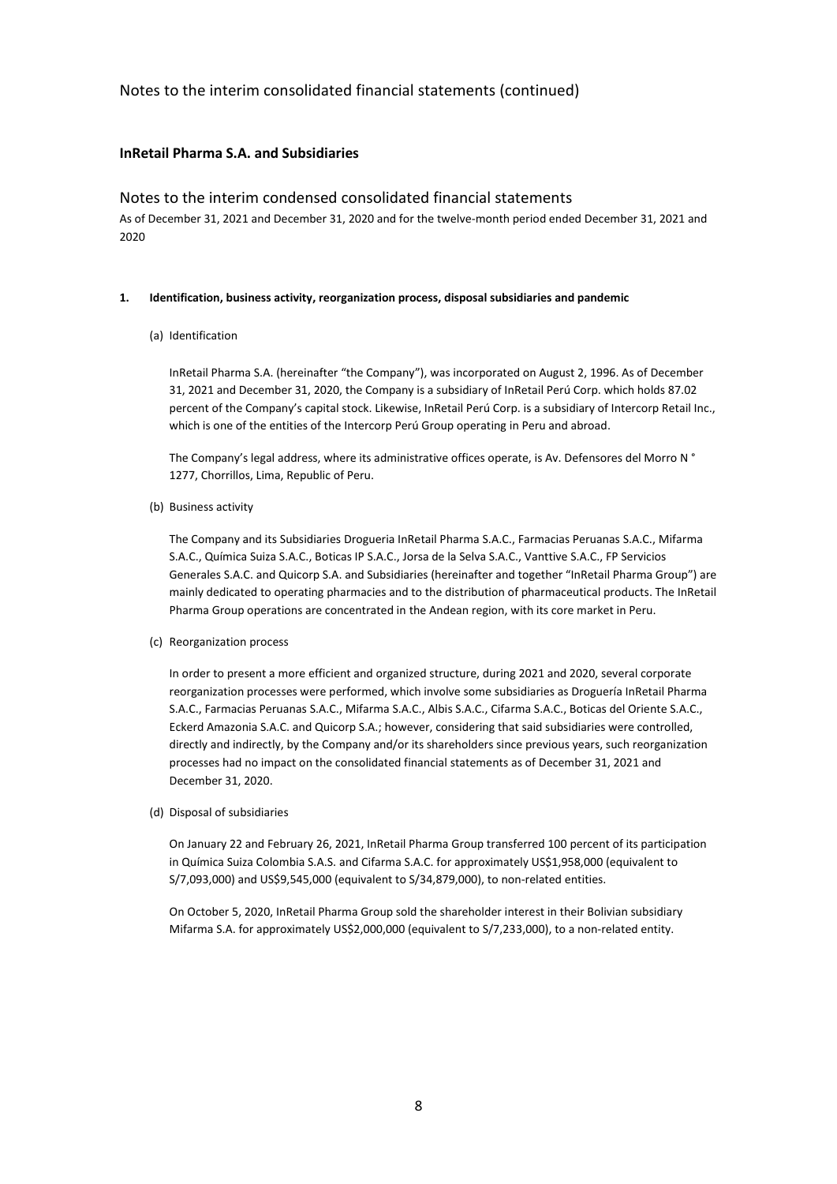Notes to the interim consolidated financial statements (continued)

## InRetail Pharma S.A. and Subsidiaries

Notes to the interim condensed consolidated financial statements

As of December 31, 2021 and December 31, 2020 and for the twelve-month period ended December 31, 2021 and 2020

### 1. Identification, business activity, reorganization process, disposal subsidiaries and pandemic

(a) Identification

InRetail Pharma S.A. (hereinafter "the Company"), was incorporated on August 2, 1996. As of December 31, 2021 and December 31, 2020, the Company is a subsidiary of InRetail Perú Corp. which holds 87.02 percent of the Company's capital stock. Likewise, InRetail Perú Corp. is a subsidiary of Intercorp Retail Inc., which is one of the entities of the Intercorp Perú Group operating in Peru and abroad.

The Company's legal address, where its administrative offices operate, is Av. Defensores del Morro N ° 1277, Chorrillos, Lima, Republic of Peru.

(b) Business activity

The Company and its Subsidiaries Drogueria InRetail Pharma S.A.C., Farmacias Peruanas S.A.C., Mifarma S.A.C., Química Suiza S.A.C., Boticas IP S.A.C., Jorsa de la Selva S.A.C., Vanttive S.A.C., FP Servicios Generales S.A.C. and Quicorp S.A. and Subsidiaries (hereinafter and together "InRetail Pharma Group") are mainly dedicated to operating pharmacies and to the distribution of pharmaceutical products. The InRetail Pharma Group operations are concentrated in the Andean region, with its core market in Peru.

(c) Reorganization process

In order to present a more efficient and organized structure, during 2021 and 2020, several corporate reorganization processes were performed, which involve some subsidiaries as Droguería InRetail Pharma S.A.C., Farmacias Peruanas S.A.C., Mifarma S.A.C., Albis S.A.C., Cifarma S.A.C., Boticas del Oriente S.A.C., Eckerd Amazonia S.A.C. and Quicorp S.A.; however, considering that said subsidiaries were controlled, directly and indirectly, by the Company and/or its shareholders since previous years, such reorganization processes had no impact on the consolidated financial statements as of December 31, 2021 and December 31, 2020.

(d) Disposal of subsidiaries

On January 22 and February 26, 2021, InRetail Pharma Group transferred 100 percent of its participation in Química Suiza Colombia S.A.S. and Cifarma S.A.C. for approximately US$1,958,000 (equivalent to S/7,093,000) and US$9,545,000 (equivalent to S/34,879,000), to non-related entities.

On October 5, 2020, InRetail Pharma Group sold the shareholder interest in their Bolivian subsidiary Mifarma S.A. for approximately US$2,000,000 (equivalent to S/7,233,000), to a non-related entity.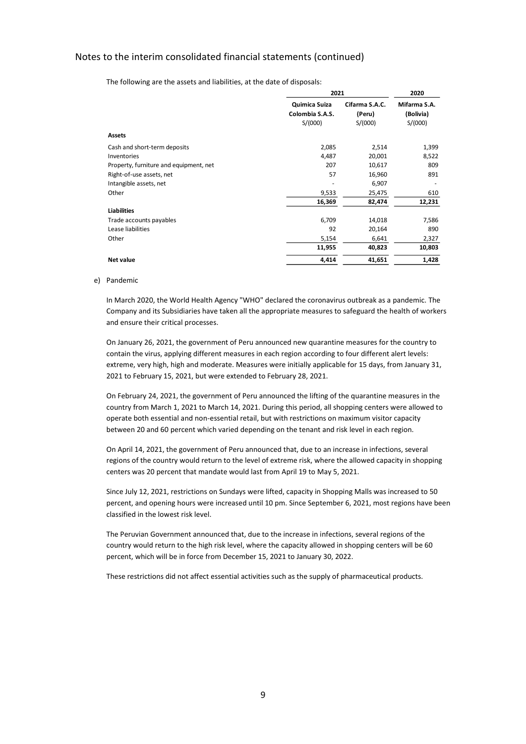The following are the assets and liabilities, at the date of disposals:

| | 2021 | | 2020 |
|---|---|---|---|
| | Quimica Suiza Colombia S.A.S. | Cifarma S.A.C. (Peru) | Mifarma S.A. (Bolivia) |
| | S/(000) | S/(000) | S/(000) |
| **Assets** | | | |
| Cash and short-term deposits | 2,085 | 2,514 | 1,399 |
| Inventories | 4,487 | 20,001 | 8,522 |
| Property, furniture and equipment, net | 207 | 10,617 | 809 |
| Right-of-use assets, net | 57 | 16,960 | 891 |
| Intangible assets, net | - | 6,907 | - |
| Other | 9,533 | 25,475 | 610 |
| | 16,369 | 82,474 | 12,231 |
| **Liabilities** | | | |
| Trade accounts payables | 6,709 | 14,018 | 7,586 |
| Lease liabilities | 92 | 20,164 | 890 |
| Other | 5,154 | 6,641 | 2,327 |
| | 11,955 | 40,823 | 10,803 |
| **Net value** | **4,414** | **41,651** | **1,428** |

e) Pandemic

In March 2020, the World Health Agency "WHO" declared the coronavirus outbreak as a pandemic. The Company and its Subsidiaries have taken all the appropriate measures to safeguard the health of workers and ensure their critical processes.

On January 26, 2021, the government of Peru announced new quarantine measures for the country to contain the virus, applying different measures in each region according to four different alert levels: extreme, very high, high and moderate. Measures were initially applicable for 15 days, from January 31, 2021 to February 15, 2021, but were extended to February 28, 2021.

On February 24, 2021, the government of Peru announced the lifting of the quarantine measures in the country from March 1, 2021 to March 14, 2021. During this period, all shopping centers were allowed to operate both essential and non-essential retail, but with restrictions on maximum visitor capacity between 20 and 60 percent which varied depending on the tenant and risk level in each region.

On April 14, 2021, the government of Peru announced that, due to an increase in infections, several regions of the country would return to the level of extreme risk, where the allowed capacity in shopping centers was 20 percent that mandate would last from April 19 to May 5, 2021.

Since July 12, 2021, restrictions on Sundays were lifted, capacity in Shopping Malls was increased to 50 percent, and opening hours were increased until 10 pm. Since September 6, 2021, most regions have been classified in the lowest risk level.

The Peruvian Government announced that, due to the increase in infections, several regions of the country would return to the high risk level, where the capacity allowed in shopping centers will be 60 percent, which will be in force from December 15, 2021 to January 30, 2022.

These restrictions did not affect essential activities such as the supply of pharmaceutical products.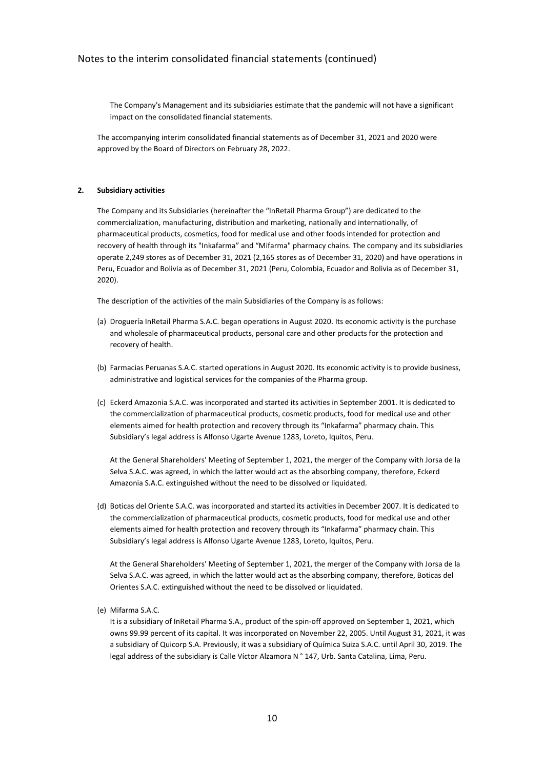The Company's Management and its subsidiaries estimate that the pandemic will not have a significant impact on the consolidated financial statements.

The accompanying interim consolidated financial statements as of December 31, 2021 and 2020 were approved by the Board of Directors on February 28, 2022.

## 2. Subsidiary activities

The Company and its Subsidiaries (hereinafter the "InRetail Pharma Group") are dedicated to the commercialization, manufacturing, distribution and marketing, nationally and internationally, of pharmaceutical products, cosmetics, food for medical use and other foods intended for protection and recovery of health through its "Inkafarma" and "Mifarma" pharmacy chains. The company and its subsidiaries operate 2,249 stores as of December 31, 2021 (2,165 stores as of December 31, 2020) and have operations in Peru, Ecuador and Bolivia as of December 31, 2021 (Peru, Colombia, Ecuador and Bolivia as of December 31, 2020).

The description of the activities of the main Subsidiaries of the Company is as follows:

(a) Droguería InRetail Pharma S.A.C. began operations in August 2020. Its economic activity is the purchase and wholesale of pharmaceutical products, personal care and other products for the protection and recovery of health.

(b) Farmacias Peruanas S.A.C. started operations in August 2020. Its economic activity is to provide business, administrative and logistical services for the companies of the Pharma group.

(c) Eckerd Amazonia S.A.C. was incorporated and started its activities in September 2001. It is dedicated to the commercialization of pharmaceutical products, cosmetic products, food for medical use and other elements aimed for health protection and recovery through its "Inkafarma" pharmacy chain. This Subsidiary's legal address is Alfonso Ugarte Avenue 1283, Loreto, Iquitos, Peru.

   At the General Shareholders' Meeting of September 1, 2021, the merger of the Company with Jorsa de la Selva S.A.C. was agreed, in which the latter would act as the absorbing company, therefore, Eckerd Amazonia S.A.C. extinguished without the need to be dissolved or liquidated.

(d) Boticas del Oriente S.A.C. was incorporated and started its activities in December 2007. It is dedicated to the commercialization of pharmaceutical products, cosmetic products, food for medical use and other elements aimed for health protection and recovery through its "Inkafarma" pharmacy chain. This Subsidiary's legal address is Alfonso Ugarte Avenue 1283, Loreto, Iquitos, Peru.

   At the General Shareholders' Meeting of September 1, 2021, the merger of the Company with Jorsa de la Selva S.A.C. was agreed, in which the latter would act as the absorbing company, therefore, Boticas del Orientes S.A.C. extinguished without the need to be dissolved or liquidated.

(e) Mifarma S.A.C.

   It is a subsidiary of InRetail Pharma S.A., product of the spin-off approved on September 1, 2021, which owns 99.99 percent of its capital. It was incorporated on November 22, 2005. Until August 31, 2021, it was a subsidiary of Quicorp S.A. Previously, it was a subsidiary of Química Suiza S.A.C. until April 30, 2019. The legal address of the subsidiary is Calle Víctor Alzamora N ° 147, Urb. Santa Catalina, Lima, Peru.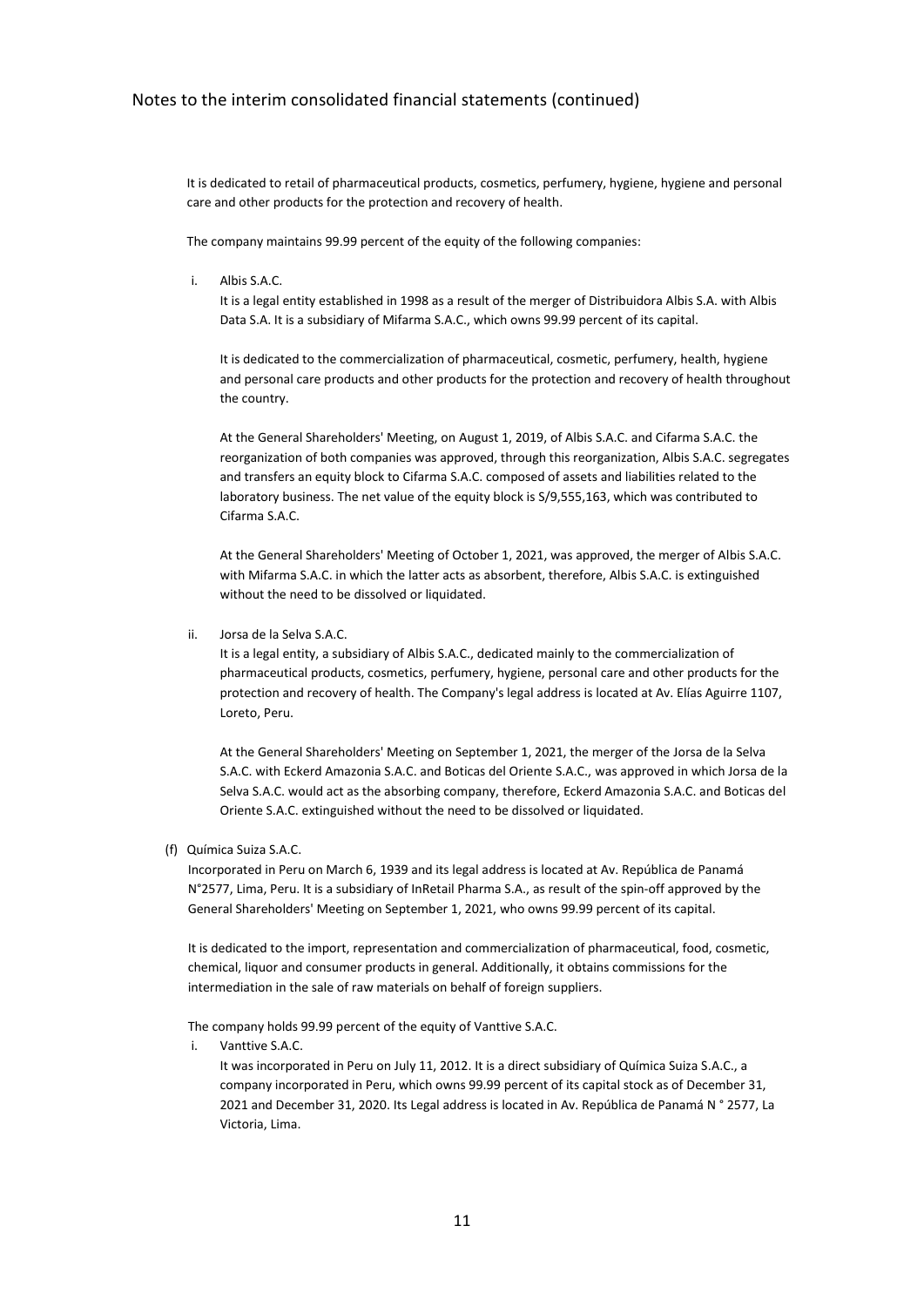It is dedicated to retail of pharmaceutical products, cosmetics, perfumery, hygiene, hygiene and personal care and other products for the protection and recovery of health.

The company maintains 99.99 percent of the equity of the following companies:

i. Albis S.A.C.

   It is a legal entity established in 1998 as a result of the merger of Distribuidora Albis S.A. with Albis Data S.A. It is a subsidiary of Mifarma S.A.C., which owns 99.99 percent of its capital.

   It is dedicated to the commercialization of pharmaceutical, cosmetic, perfumery, health, hygiene and personal care products and other products for the protection and recovery of health throughout the country.

   At the General Shareholders' Meeting, on August 1, 2019, of Albis S.A.C. and Cifarma S.A.C. the reorganization of both companies was approved, through this reorganization, Albis S.A.C. segregates and transfers an equity block to Cifarma S.A.C. composed of assets and liabilities related to the laboratory business. The net value of the equity block is S/9,555,163, which was contributed to Cifarma S.A.C.

   At the General Shareholders' Meeting of October 1, 2021, was approved, the merger of Albis S.A.C. with Mifarma S.A.C. in which the latter acts as absorbent, therefore, Albis S.A.C. is extinguished without the need to be dissolved or liquidated.

ii. Jorsa de la Selva S.A.C.

   It is a legal entity, a subsidiary of Albis S.A.C., dedicated mainly to the commercialization of pharmaceutical products, cosmetics, perfumery, hygiene, personal care and other products for the protection and recovery of health. The Company's legal address is located at Av. Elías Aguirre 1107, Loreto, Peru.

   At the General Shareholders' Meeting on September 1, 2021, the merger of the Jorsa de la Selva S.A.C. with Eckerd Amazonia S.A.C. and Boticas del Oriente S.A.C., was approved in which Jorsa de la Selva S.A.C. would act as the absorbing company, therefore, Eckerd Amazonia S.A.C. and Boticas del Oriente S.A.C. extinguished without the need to be dissolved or liquidated.

(f) Química Suiza S.A.C.

Incorporated in Peru on March 6, 1939 and its legal address is located at Av. República de Panamá N°2577, Lima, Peru. It is a subsidiary of InRetail Pharma S.A., as result of the spin-off approved by the General Shareholders' Meeting on September 1, 2021, who owns 99.99 percent of its capital.

It is dedicated to the import, representation and commercialization of pharmaceutical, food, cosmetic, chemical, liquor and consumer products in general. Additionally, it obtains commissions for the intermediation in the sale of raw materials on behalf of foreign suppliers.

The company holds 99.99 percent of the equity of Vanttive S.A.C.

i. Vanttive S.A.C.

   It was incorporated in Peru on July 11, 2012. It is a direct subsidiary of Química Suiza S.A.C., a company incorporated in Peru, which owns 99.99 percent of its capital stock as of December 31, 2021 and December 31, 2020. Its Legal address is located in Av. República de Panamá N ° 2577, La Victoria, Lima.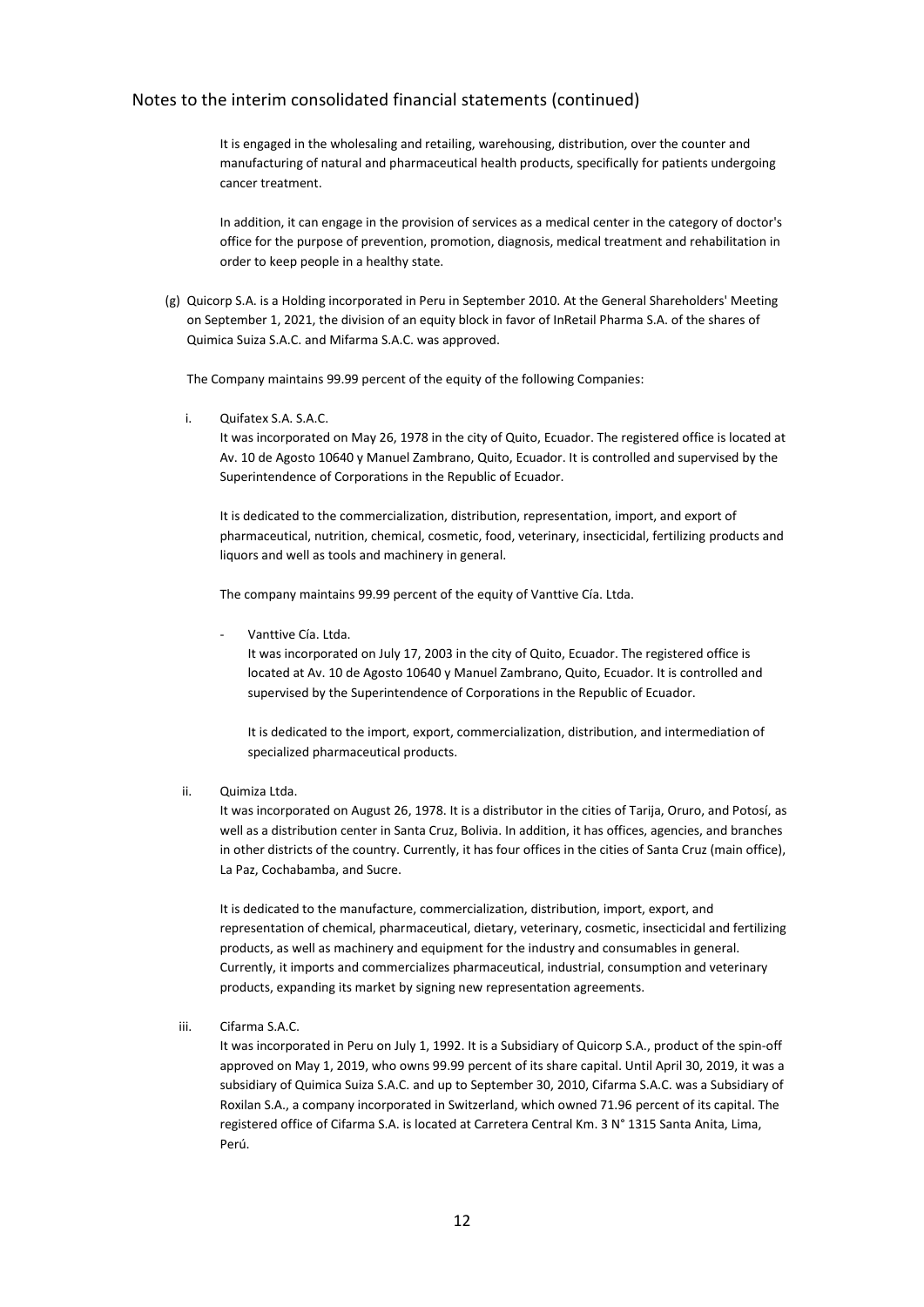It is engaged in the wholesaling and retailing, warehousing, distribution, over the counter and manufacturing of natural and pharmaceutical health products, specifically for patients undergoing cancer treatment.

In addition, it can engage in the provision of services as a medical center in the category of doctor's office for the purpose of prevention, promotion, diagnosis, medical treatment and rehabilitation in order to keep people in a healthy state.

(g) Quicorp S.A. is a Holding incorporated in Peru in September 2010. At the General Shareholders' Meeting on September 1, 2021, the division of an equity block in favor of InRetail Pharma S.A. of the shares of Quimica Suiza S.A.C. and Mifarma S.A.C. was approved.

The Company maintains 99.99 percent of the equity of the following Companies:

i. Quifatex S.A. S.A.C.
It was incorporated on May 26, 1978 in the city of Quito, Ecuador. The registered office is located at Av. 10 de Agosto 10640 y Manuel Zambrano, Quito, Ecuador. It is controlled and supervised by the Superintendence of Corporations in the Republic of Ecuador.

It is dedicated to the commercialization, distribution, representation, import, and export of pharmaceutical, nutrition, chemical, cosmetic, food, veterinary, insecticidal, fertilizing products and liquors and well as tools and machinery in general.

The company maintains 99.99 percent of the equity of Vanttive Cía. Ltda.

- Vanttive Cía. Ltda.
It was incorporated on July 17, 2003 in the city of Quito, Ecuador. The registered office is located at Av. 10 de Agosto 10640 y Manuel Zambrano, Quito, Ecuador. It is controlled and supervised by the Superintendence of Corporations in the Republic of Ecuador.

It is dedicated to the import, export, commercialization, distribution, and intermediation of specialized pharmaceutical products.

ii. Quimiza Ltda.
It was incorporated on August 26, 1978. It is a distributor in the cities of Tarija, Oruro, and Potosí, as well as a distribution center in Santa Cruz, Bolivia. In addition, it has offices, agencies, and branches in other districts of the country. Currently, it has four offices in the cities of Santa Cruz (main office), La Paz, Cochabamba, and Sucre.

It is dedicated to the manufacture, commercialization, distribution, import, export, and representation of chemical, pharmaceutical, dietary, veterinary, cosmetic, insecticidal and fertilizing products, as well as machinery and equipment for the industry and consumables in general. Currently, it imports and commercializes pharmaceutical, industrial, consumption and veterinary products, expanding its market by signing new representation agreements.

iii. Cifarma S.A.C.
It was incorporated in Peru on July 1, 1992. It is a Subsidiary of Quicorp S.A., product of the spin-off approved on May 1, 2019, who owns 99.99 percent of its share capital. Until April 30, 2019, it was a subsidiary of Quimica Suiza S.A.C. and up to September 30, 2010, Cifarma S.A.C. was a Subsidiary of Roxilan S.A., a company incorporated in Switzerland, which owned 71.96 percent of its capital. The registered office of Cifarma S.A. is located at Carretera Central Km. 3 N° 1315 Santa Anita, Lima, Perú.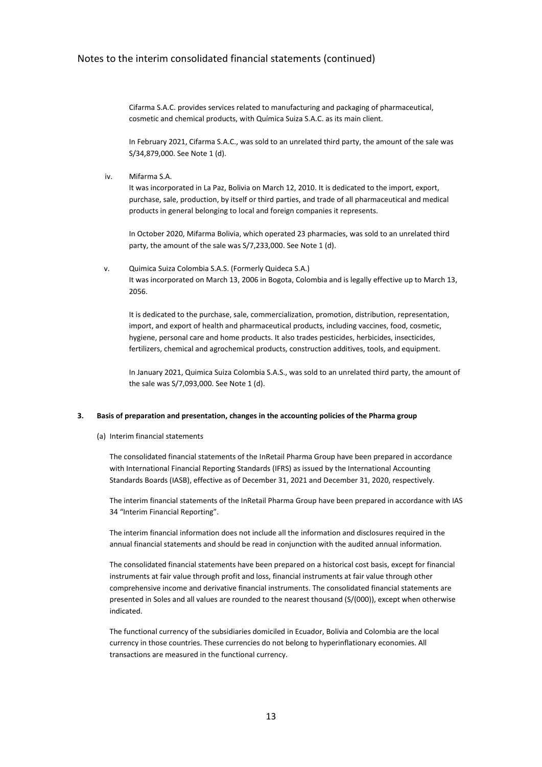Cifarma S.A.C. provides services related to manufacturing and packaging of pharmaceutical, cosmetic and chemical products, with Química Suiza S.A.C. as its main client.

In February 2021, Cifarma S.A.C., was sold to an unrelated third party, the amount of the sale was S/34,879,000. See Note 1 (d).

iv. Mifarma S.A.

It was incorporated in La Paz, Bolivia on March 12, 2010. It is dedicated to the import, export, purchase, sale, production, by itself or third parties, and trade of all pharmaceutical and medical products in general belonging to local and foreign companies it represents.

In October 2020, Mifarma Bolivia, which operated 23 pharmacies, was sold to an unrelated third party, the amount of the sale was S/7,233,000. See Note 1 (d).

v. Quimica Suiza Colombia S.A.S. (Formerly Quideca S.A.)

It was incorporated on March 13, 2006 in Bogota, Colombia and is legally effective up to March 13, 2056.

It is dedicated to the purchase, sale, commercialization, promotion, distribution, representation, import, and export of health and pharmaceutical products, including vaccines, food, cosmetic, hygiene, personal care and home products. It also trades pesticides, herbicides, insecticides, fertilizers, chemical and agrochemical products, construction additives, tools, and equipment.

In January 2021, Quimica Suiza Colombia S.A.S., was sold to an unrelated third party, the amount of the sale was S/7,093,000. See Note 1 (d).

## 3. Basis of preparation and presentation, changes in the accounting policies of the Pharma group

(a) Interim financial statements

The consolidated financial statements of the InRetail Pharma Group have been prepared in accordance with International Financial Reporting Standards (IFRS) as issued by the International Accounting Standards Boards (IASB), effective as of December 31, 2021 and December 31, 2020, respectively.

The interim financial statements of the InRetail Pharma Group have been prepared in accordance with IAS 34 "Interim Financial Reporting".

The interim financial information does not include all the information and disclosures required in the annual financial statements and should be read in conjunction with the audited annual information.

The consolidated financial statements have been prepared on a historical cost basis, except for financial instruments at fair value through profit and loss, financial instruments at fair value through other comprehensive income and derivative financial instruments. The consolidated financial statements are presented in Soles and all values are rounded to the nearest thousand (S/(000)), except when otherwise indicated.

The functional currency of the subsidiaries domiciled in Ecuador, Bolivia and Colombia are the local currency in those countries. These currencies do not belong to hyperinflationary economies. All transactions are measured in the functional currency.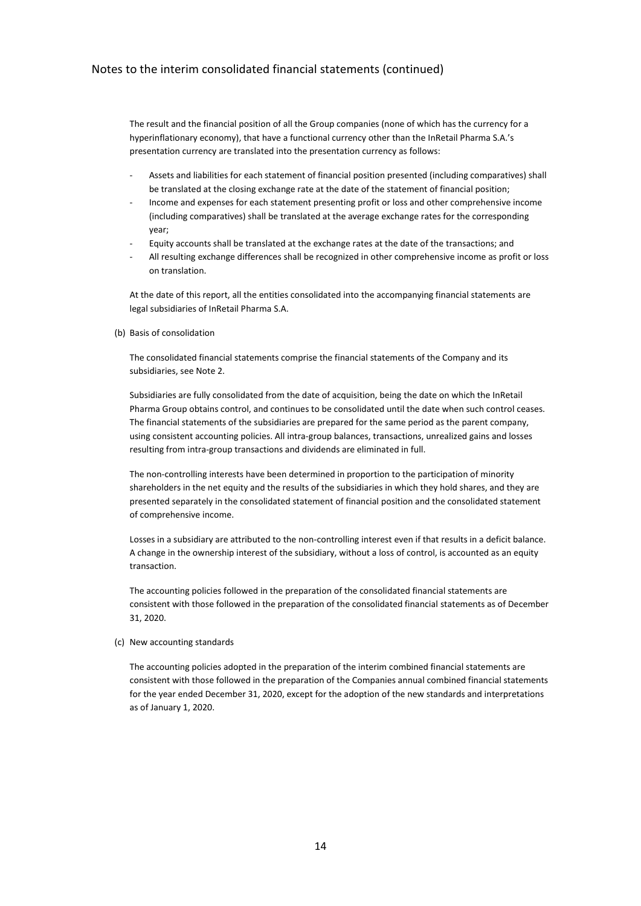The result and the financial position of all the Group companies (none of which has the currency for a hyperinflationary economy), that have a functional currency other than the InRetail Pharma S.A.'s presentation currency are translated into the presentation currency as follows:

- Assets and liabilities for each statement of financial position presented (including comparatives) shall be translated at the closing exchange rate at the date of the statement of financial position;
- Income and expenses for each statement presenting profit or loss and other comprehensive income (including comparatives) shall be translated at the average exchange rates for the corresponding year;
- Equity accounts shall be translated at the exchange rates at the date of the transactions; and
- All resulting exchange differences shall be recognized in other comprehensive income as profit or loss on translation.

At the date of this report, all the entities consolidated into the accompanying financial statements are legal subsidiaries of InRetail Pharma S.A.

(b) Basis of consolidation

The consolidated financial statements comprise the financial statements of the Company and its subsidiaries, see Note 2.

Subsidiaries are fully consolidated from the date of acquisition, being the date on which the InRetail Pharma Group obtains control, and continues to be consolidated until the date when such control ceases. The financial statements of the subsidiaries are prepared for the same period as the parent company, using consistent accounting policies. All intra-group balances, transactions, unrealized gains and losses resulting from intra-group transactions and dividends are eliminated in full.

The non-controlling interests have been determined in proportion to the participation of minority shareholders in the net equity and the results of the subsidiaries in which they hold shares, and they are presented separately in the consolidated statement of financial position and the consolidated statement of comprehensive income.

Losses in a subsidiary are attributed to the non-controlling interest even if that results in a deficit balance. A change in the ownership interest of the subsidiary, without a loss of control, is accounted as an equity transaction.

The accounting policies followed in the preparation of the consolidated financial statements are consistent with those followed in the preparation of the consolidated financial statements as of December 31, 2020.

(c) New accounting standards

The accounting policies adopted in the preparation of the interim combined financial statements are consistent with those followed in the preparation of the Companies annual combined financial statements for the year ended December 31, 2020, except for the adoption of the new standards and interpretations as of January 1, 2020.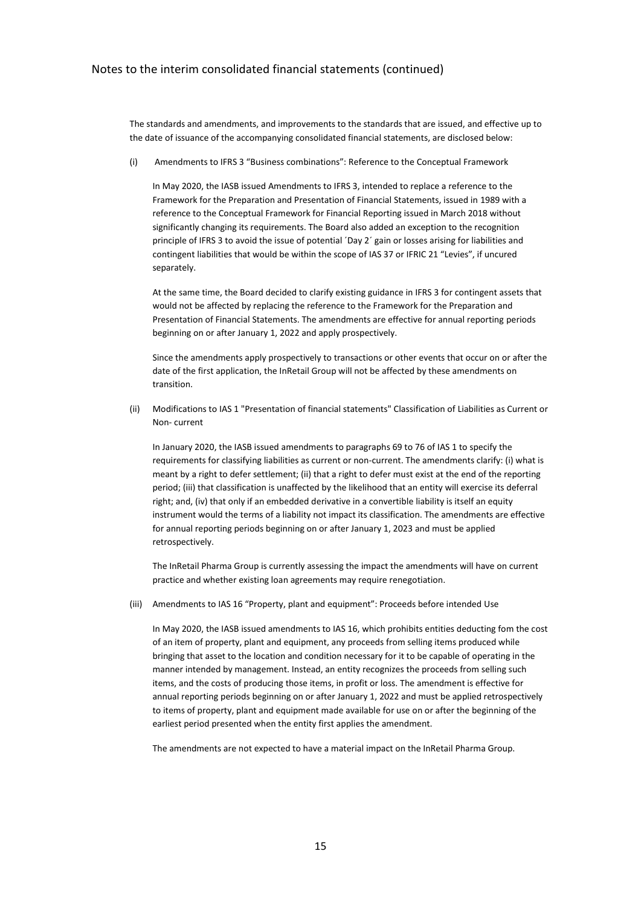The standards and amendments, and improvements to the standards that are issued, and effective up to the date of issuance of the accompanying consolidated financial statements, are disclosed below:

(i) Amendments to IFRS 3 "Business combinations": Reference to the Conceptual Framework

In May 2020, the IASB issued Amendments to IFRS 3, intended to replace a reference to the Framework for the Preparation and Presentation of Financial Statements, issued in 1989 with a reference to the Conceptual Framework for Financial Reporting issued in March 2018 without significantly changing its requirements. The Board also added an exception to the recognition principle of IFRS 3 to avoid the issue of potential ´Day 2´ gain or losses arising for liabilities and contingent liabilities that would be within the scope of IAS 37 or IFRIC 21 "Levies", if uncured separately.

At the same time, the Board decided to clarify existing guidance in IFRS 3 for contingent assets that would not be affected by replacing the reference to the Framework for the Preparation and Presentation of Financial Statements. The amendments are effective for annual reporting periods beginning on or after January 1, 2022 and apply prospectively.

Since the amendments apply prospectively to transactions or other events that occur on or after the date of the first application, the InRetail Group will not be affected by these amendments on transition.

(ii) Modifications to IAS 1 "Presentation of financial statements" Classification of Liabilities as Current or Non- current

In January 2020, the IASB issued amendments to paragraphs 69 to 76 of IAS 1 to specify the requirements for classifying liabilities as current or non-current. The amendments clarify: (i) what is meant by a right to defer settlement; (ii) that a right to defer must exist at the end of the reporting period; (iii) that classification is unaffected by the likelihood that an entity will exercise its deferral right; and, (iv) that only if an embedded derivative in a convertible liability is itself an equity instrument would the terms of a liability not impact its classification. The amendments are effective for annual reporting periods beginning on or after January 1, 2023 and must be applied retrospectively.

The InRetail Pharma Group is currently assessing the impact the amendments will have on current practice and whether existing loan agreements may require renegotiation.

(iii) Amendments to IAS 16 "Property, plant and equipment": Proceeds before intended Use

In May 2020, the IASB issued amendments to IAS 16, which prohibits entities deducting fom the cost of an item of property, plant and equipment, any proceeds from selling items produced while bringing that asset to the location and condition necessary for it to be capable of operating in the manner intended by management. Instead, an entity recognizes the proceeds from selling such items, and the costs of producing those items, in profit or loss. The amendment is effective for annual reporting periods beginning on or after January 1, 2022 and must be applied retrospectively to items of property, plant and equipment made available for use on or after the beginning of the earliest period presented when the entity first applies the amendment.

The amendments are not expected to have a material impact on the InRetail Pharma Group.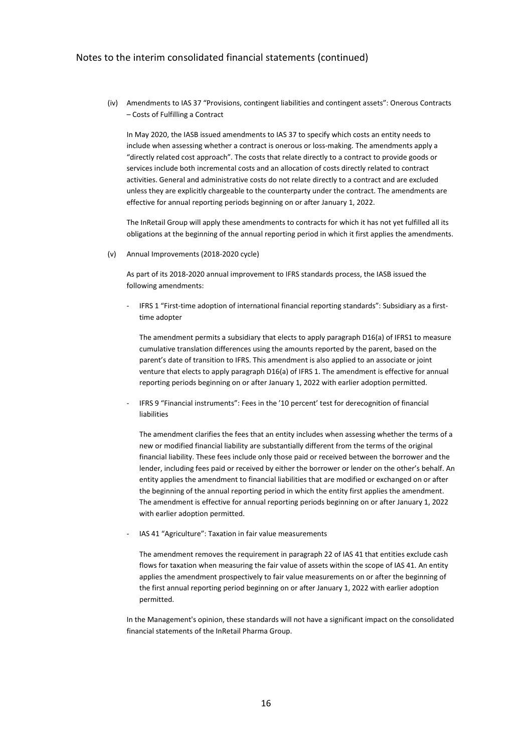(iv) Amendments to IAS 37 "Provisions, contingent liabilities and contingent assets": Onerous Contracts – Costs of Fulfilling a Contract

In May 2020, the IASB issued amendments to IAS 37 to specify which costs an entity needs to include when assessing whether a contract is onerous or loss-making. The amendments apply a "directly related cost approach". The costs that relate directly to a contract to provide goods or services include both incremental costs and an allocation of costs directly related to contract activities. General and administrative costs do not relate directly to a contract and are excluded unless they are explicitly chargeable to the counterparty under the contract. The amendments are effective for annual reporting periods beginning on or after January 1, 2022.

The InRetail Group will apply these amendments to contracts for which it has not yet fulfilled all its obligations at the beginning of the annual reporting period in which it first applies the amendments.

(v) Annual Improvements (2018-2020 cycle)

As part of its 2018-2020 annual improvement to IFRS standards process, the IASB issued the following amendments:

- IFRS 1 "First-time adoption of international financial reporting standards": Subsidiary as a first-time adopter

  The amendment permits a subsidiary that elects to apply paragraph D16(a) of IFRS1 to measure cumulative translation differences using the amounts reported by the parent, based on the parent's date of transition to IFRS. This amendment is also applied to an associate or joint venture that elects to apply paragraph D16(a) of IFRS 1. The amendment is effective for annual reporting periods beginning on or after January 1, 2022 with earlier adoption permitted.

- IFRS 9 "Financial instruments": Fees in the '10 percent' test for derecognition of financial liabilities

  The amendment clarifies the fees that an entity includes when assessing whether the terms of a new or modified financial liability are substantially different from the terms of the original financial liability. These fees include only those paid or received between the borrower and the lender, including fees paid or received by either the borrower or lender on the other's behalf. An entity applies the amendment to financial liabilities that are modified or exchanged on or after the beginning of the annual reporting period in which the entity first applies the amendment. The amendment is effective for annual reporting periods beginning on or after January 1, 2022 with earlier adoption permitted.

- IAS 41 "Agriculture": Taxation in fair value measurements

  The amendment removes the requirement in paragraph 22 of IAS 41 that entities exclude cash flows for taxation when measuring the fair value of assets within the scope of IAS 41. An entity applies the amendment prospectively to fair value measurements on or after the beginning of the first annual reporting period beginning on or after January 1, 2022 with earlier adoption permitted.

In the Management's opinion, these standards will not have a significant impact on the consolidated financial statements of the InRetail Pharma Group.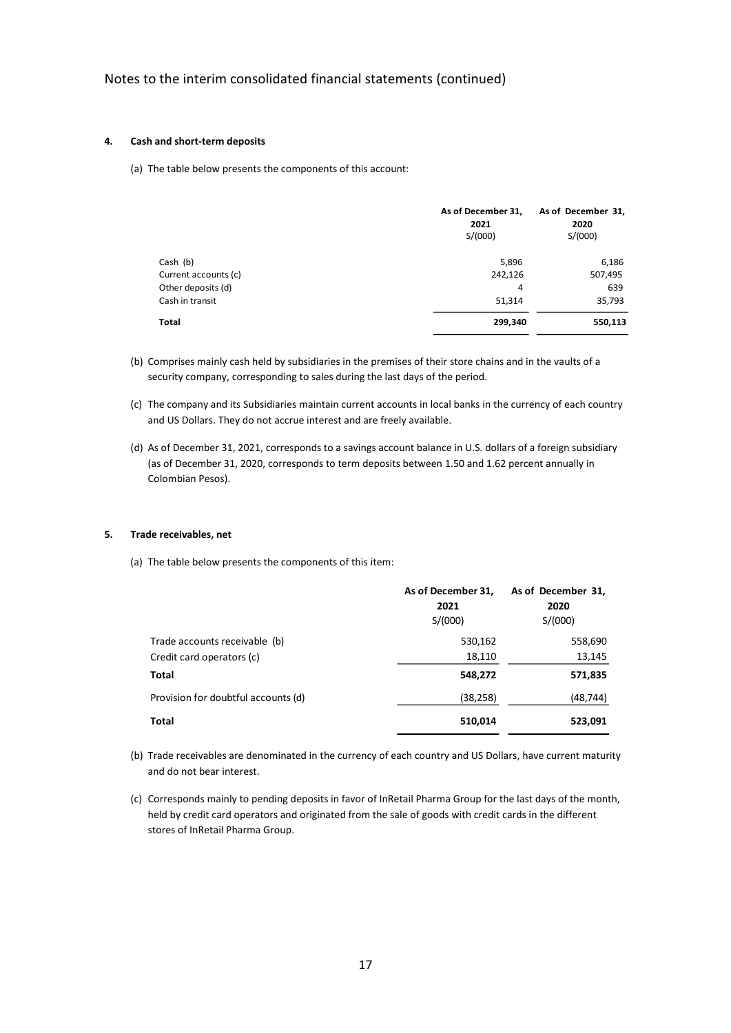Notes to the interim consolidated financial statements (continued)

## 4. Cash and short-term deposits

(a) The table below presents the components of this account:

| | As of December 31, 2021 S/(000) | As of December 31, 2020 S/(000) |
|---|---|---|
| Cash (b) | 5,896 | 6,186 |
| Current accounts (c) | 242,126 | 507,495 |
| Other deposits (d) | 4 | 639 |
| Cash in transit | 51,314 | 35,793 |
| **Total** | **299,340** | **550,113** |

(b) Comprises mainly cash held by subsidiaries in the premises of their store chains and in the vaults of a security company, corresponding to sales during the last days of the period.

(c) The company and its Subsidiaries maintain current accounts in local banks in the currency of each country and US Dollars. They do not accrue interest and are freely available.

(d) As of December 31, 2021, corresponds to a savings account balance in U.S. dollars of a foreign subsidiary (as of December 31, 2020, corresponds to term deposits between 1.50 and 1.62 percent annually in Colombian Pesos).

## 5. Trade receivables, net

(a) The table below presents the components of this item:

| | As of December 31, 2021 S/(000) | As of December 31, 2020 S/(000) |
|---|---|---|
| Trade accounts receivable (b) | 530,162 | 558,690 |
| Credit card operators (c) | 18,110 | 13,145 |
| **Total** | **548,272** | **571,835** |
| Provision for doubtful accounts (d) | (38,258) | (48,744) |
| **Total** | **510,014** | **523,091** |

(b) Trade receivables are denominated in the currency of each country and US Dollars, have current maturity and do not bear interest.

(c) Corresponds mainly to pending deposits in favor of InRetail Pharma Group for the last days of the month, held by credit card operators and originated from the sale of goods with credit cards in the different stores of InRetail Pharma Group.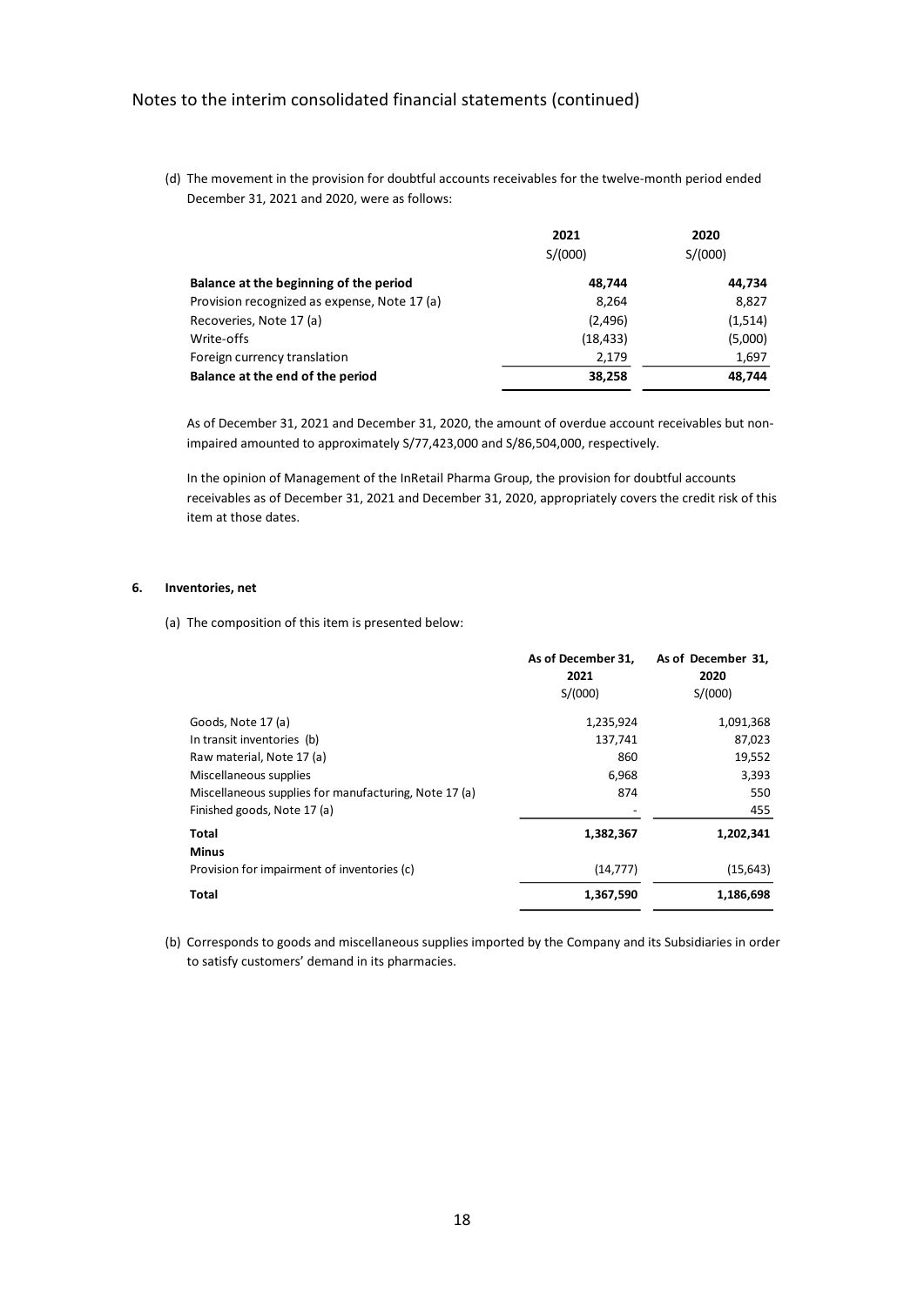(d) The movement in the provision for doubtful accounts receivables for the twelve-month period ended December 31, 2021 and 2020, were as follows:

| | 2021<br>S/(000) | 2020<br>S/(000) |
|---|---|---|
| **Balance at the beginning of the period** | **48,744** | **44,734** |
| Provision recognized as expense, Note 17 (a) | 8,264 | 8,827 |
| Recoveries, Note 17 (a) | (2,496) | (1,514) |
| Write-offs | (18,433) | (5,000) |
| Foreign currency translation | 2,179 | 1,697 |
| **Balance at the end of the period** | **38,258** | **48,744** |

As of December 31, 2021 and December 31, 2020, the amount of overdue account receivables but non-impaired amounted to approximately S/77,423,000 and S/86,504,000, respectively.

In the opinion of Management of the InRetail Pharma Group, the provision for doubtful accounts receivables as of December 31, 2021 and December 31, 2020, appropriately covers the credit risk of this item at those dates.

### 6. Inventories, net

(a) The composition of this item is presented below:

| | As of December 31, 2021<br>S/(000) | As of December 31, 2020<br>S/(000) |
|---|---|---|
| Goods, Note 17 (a) | 1,235,924 | 1,091,368 |
| In transit inventories (b) | 137,741 | 87,023 |
| Raw material, Note 17 (a) | 860 | 19,552 |
| Miscellaneous supplies | 6,968 | 3,393 |
| Miscellaneous supplies for manufacturing, Note 17 (a) | 874 | 550 |
| Finished goods, Note 17 (a) | - | 455 |
| **Total** | **1,382,367** | **1,202,341** |
| **Minus** | | |
| Provision for impairment of inventories (c) | (14,777) | (15,643) |
| **Total** | **1,367,590** | **1,186,698** |

(b) Corresponds to goods and miscellaneous supplies imported by the Company and its Subsidiaries in order to satisfy customers' demand in its pharmacies.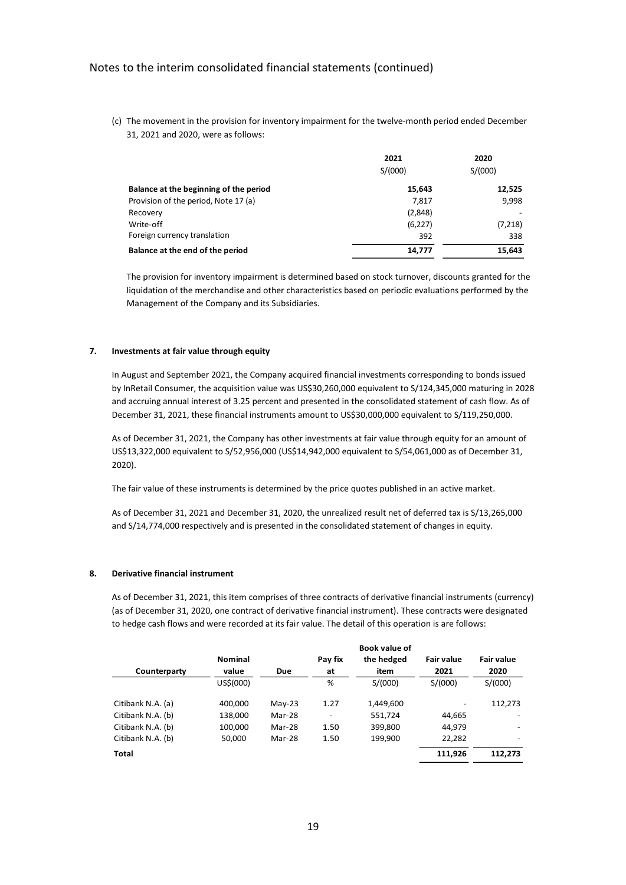(c) The movement in the provision for inventory impairment for the twelve-month period ended December 31, 2021 and 2020, were as follows:

| | 2021 | 2020 |
|---|---|---|
| | S/(000) | S/(000) |
| **Balance at the beginning of the period** | **15,643** | **12,525** |
| Provision of the period, Note 17 (a) | 7,817 | 9,998 |
| Recovery | (2,848) | - |
| Write-off | (6,227) | (7,218) |
| Foreign currency translation | 392 | 338 |
| **Balance at the end of the period** | **14,777** | **15,643** |

The provision for inventory impairment is determined based on stock turnover, discounts granted for the liquidation of the merchandise and other characteristics based on periodic evaluations performed by the Management of the Company and its Subsidiaries.

## 7. Investments at fair value through equity

In August and September 2021, the Company acquired financial investments corresponding to bonds issued by InRetail Consumer, the acquisition value was US$30,260,000 equivalent to S/124,345,000 maturing in 2028 and accruing annual interest of 3.25 percent and presented in the consolidated statement of cash flow. As of December 31, 2021, these financial instruments amount to US$30,000,000 equivalent to S/119,250,000.

As of December 31, 2021, the Company has other investments at fair value through equity for an amount of US$13,322,000 equivalent to S/52,956,000 (US$14,942,000 equivalent to S/54,061,000 as of December 31, 2020).

The fair value of these instruments is determined by the price quotes published in an active market.

As of December 31, 2021 and December 31, 2020, the unrealized result net of deferred tax is S/13,265,000 and S/14,774,000 respectively and is presented in the consolidated statement of changes in equity.

## 8. Derivative financial instrument

As of December 31, 2021, this item comprises of three contracts of derivative financial instruments (currency) (as of December 31, 2020, one contract of derivative financial instrument). These contracts were designated to hedge cash flows and were recorded at its fair value. The detail of this operation is are follows:

| Counterparty | Nominal value | Due | Pay fix at | Book value of the hedged item | Fair value 2021 | Fair value 2020 |
|---|---|---|---|---|---|---|
| | US$(000) | | % | S/(000) | S/(000) | S/(000) |
| Citibank N.A. (a) | 400,000 | May-23 | 1.27 | 1,449,600 | - | 112,273 |
| Citibank N.A. (b) | 138,000 | Mar-28 | - | 551,724 | 44,665 | - |
| Citibank N.A. (b) | 100,000 | Mar-28 | 1.50 | 399,800 | 44,979 | - |
| Citibank N.A. (b) | 50,000 | Mar-28 | 1.50 | 199,900 | 22,282 | - |
| **Total** | | | | | **111,926** | **112,273** |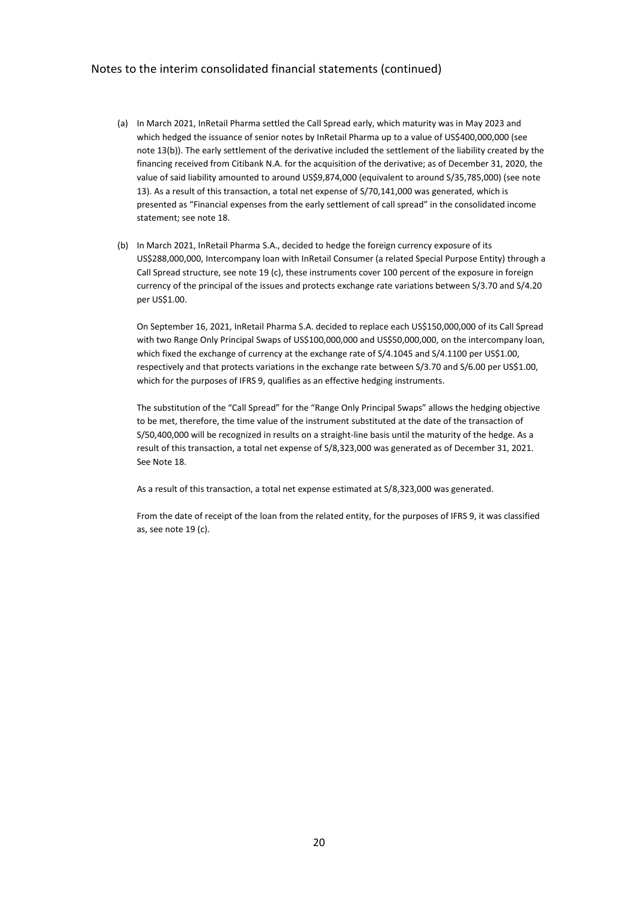Notes to the interim consolidated financial statements (continued)

(a) In March 2021, InRetail Pharma settled the Call Spread early, which maturity was in May 2023 and which hedged the issuance of senior notes by InRetail Pharma up to a value of US$400,000,000 (see note 13(b)). The early settlement of the derivative included the settlement of the liability created by the financing received from Citibank N.A. for the acquisition of the derivative; as of December 31, 2020, the value of said liability amounted to around US$9,874,000 (equivalent to around S/35,785,000) (see note 13). As a result of this transaction, a total net expense of S/70,141,000 was generated, which is presented as "Financial expenses from the early settlement of call spread" in the consolidated income statement; see note 18.

(b) In March 2021, InRetail Pharma S.A., decided to hedge the foreign currency exposure of its US$288,000,000, Intercompany loan with InRetail Consumer (a related Special Purpose Entity) through a Call Spread structure, see note 19 (c), these instruments cover 100 percent of the exposure in foreign currency of the principal of the issues and protects exchange rate variations between S/3.70 and S/4.20 per US$1.00.

    On September 16, 2021, InRetail Pharma S.A. decided to replace each US$150,000,000 of its Call Spread with two Range Only Principal Swaps of US$100,000,000 and US$50,000,000, on the intercompany loan, which fixed the exchange of currency at the exchange rate of S/4.1045 and S/4.1100 per US$1.00, respectively and that protects variations in the exchange rate between S/3.70 and S/6.00 per US$1.00, which for the purposes of IFRS 9, qualifies as an effective hedging instruments.

    The substitution of the "Call Spread" for the "Range Only Principal Swaps" allows the hedging objective to be met, therefore, the time value of the instrument substituted at the date of the transaction of S/50,400,000 will be recognized in results on a straight-line basis until the maturity of the hedge. As a result of this transaction, a total net expense of S/8,323,000 was generated as of December 31, 2021. See Note 18.

    As a result of this transaction, a total net expense estimated at S/8,323,000 was generated.

    From the date of receipt of the loan from the related entity, for the purposes of IFRS 9, it was classified as, see note 19 (c).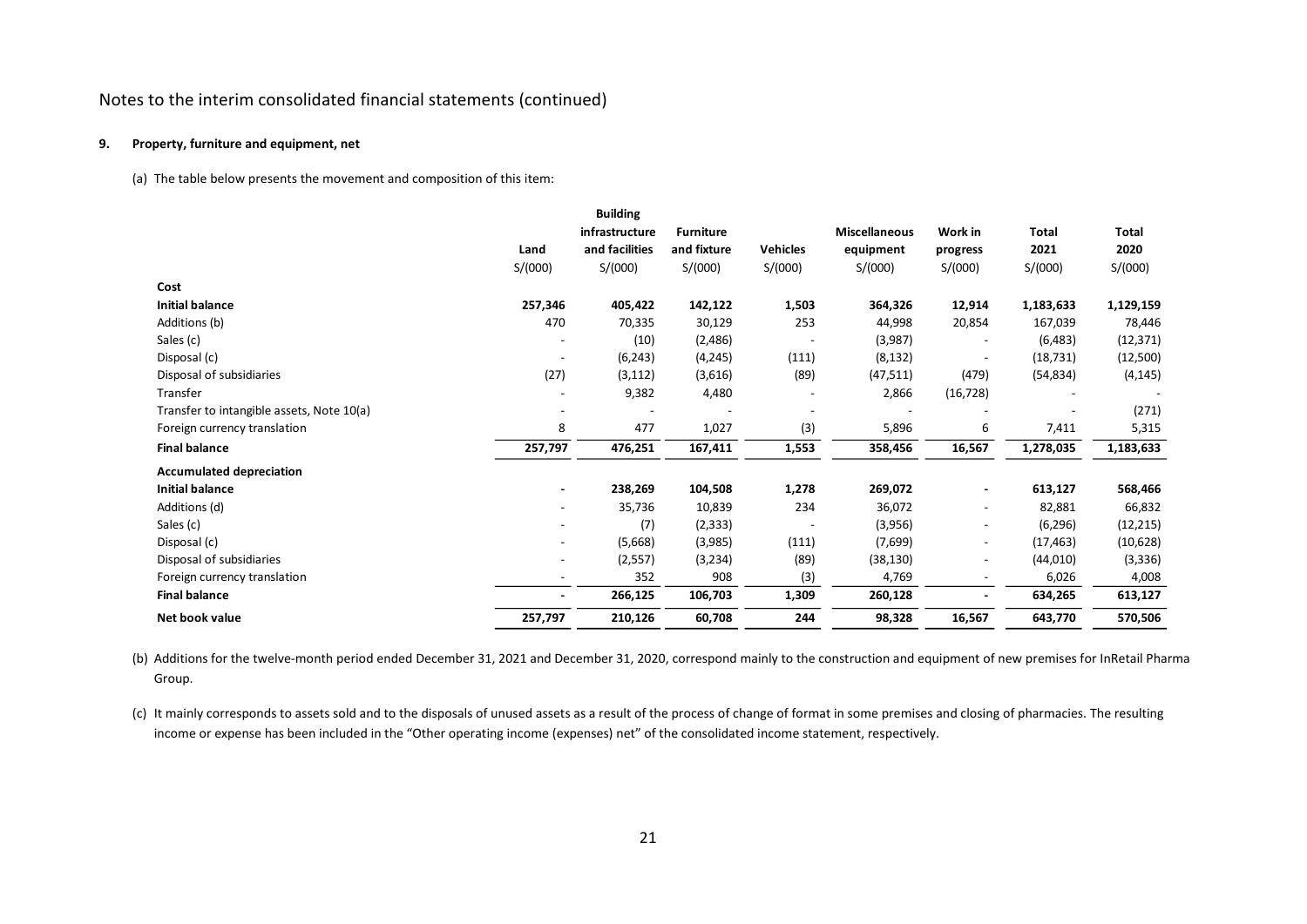Notes to the interim consolidated financial statements (continued)

**9. Property, furniture and equipment, net**

(a) The table below presents the movement and composition of this item:

| | Land | Building infrastructure and facilities | Furniture and fixture | Vehicles | Miscellaneous equipment | Work in progress | Total 2021 | Total 2020 |
|---|---|---|---|---|---|---|---|---|
| | S/(000) | S/(000) | S/(000) | S/(000) | S/(000) | S/(000) | S/(000) | S/(000) |
| **Cost** | | | | | | | | |
| **Initial balance** | **257,346** | **405,422** | **142,122** | **1,503** | **364,326** | **12,914** | **1,183,633** | **1,129,159** |
| Additions (b) | 470 | 70,335 | 30,129 | 253 | 44,998 | 20,854 | 167,039 | 78,446 |
| Sales (c) | - | (10) | (2,486) | - | (3,987) | - | (6,483) | (12,371) |
| Disposal (c) | - | (6,243) | (4,245) | (111) | (8,132) | - | (18,731) | (12,500) |
| Disposal of subsidiaries | (27) | (3,112) | (3,616) | (89) | (47,511) | (479) | (54,834) | (4,145) |
| Transfer | - | 9,382 | 4,480 | - | 2,866 | (16,728) | - | - |
| Transfer to intangible assets, Note 10(a) | - | - | - | - | - | - | - | (271) |
| Foreign currency translation | 8 | 477 | 1,027 | (3) | 5,896 | 6 | 7,411 | 5,315 |
| **Final balance** | **257,797** | **476,251** | **167,411** | **1,553** | **358,456** | **16,567** | **1,278,035** | **1,183,633** |
| **Accumulated depreciation** | | | | | | | | |
| **Initial balance** | **-** | **238,269** | **104,508** | **1,278** | **269,072** | **-** | **613,127** | **568,466** |
| Additions (d) | - | 35,736 | 10,839 | 234 | 36,072 | - | 82,881 | 66,832 |
| Sales (c) | - | (7) | (2,333) | - | (3,956) | - | (6,296) | (12,215) |
| Disposal (c) | - | (5,668) | (3,985) | (111) | (7,699) | - | (17,463) | (10,628) |
| Disposal of subsidiaries | - | (2,557) | (3,234) | (89) | (38,130) | - | (44,010) | (3,336) |
| Foreign currency translation | - | 352 | 908 | (3) | 4,769 | - | 6,026 | 4,008 |
| **Final balance** | **-** | **266,125** | **106,703** | **1,309** | **260,128** | **-** | **634,265** | **613,127** |
| **Net book value** | **257,797** | **210,126** | **60,708** | **244** | **98,328** | **16,567** | **643,770** | **570,506** |

(b) Additions for the twelve-month period ended December 31, 2021 and December 31, 2020, correspond mainly to the construction and equipment of new premises for InRetail Pharma Group.

(c) It mainly corresponds to assets sold and to the disposals of unused assets as a result of the process of change of format in some premises and closing of pharmacies. The resulting income or expense has been included in the "Other operating income (expenses) net" of the consolidated income statement, respectively.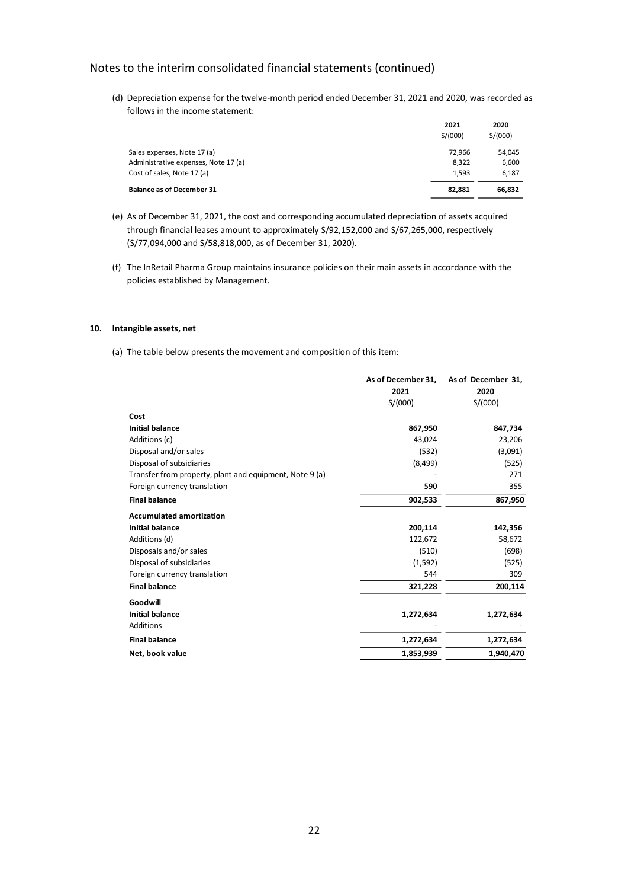# Notes to the interim consolidated financial statements (continued)

(d) Depreciation expense for the twelve-month period ended December 31, 2021 and 2020, was recorded as follows in the income statement:

| | 2021<br>S/(000) | 2020<br>S/(000) |
|---|---|---|
| Sales expenses, Note 17 (a) | 72,966 | 54,045 |
| Administrative expenses, Note 17 (a) | 8,322 | 6,600 |
| Cost of sales, Note 17 (a) | 1,593 | 6,187 |
| **Balance as of December 31** | **82,881** | **66,832** |

(e) As of December 31, 2021, the cost and corresponding accumulated depreciation of assets acquired through financial leases amount to approximately S/92,152,000 and S/67,265,000, respectively (S/77,094,000 and S/58,818,000, as of December 31, 2020).

(f) The InRetail Pharma Group maintains insurance policies on their main assets in accordance with the policies established by Management.

## 10. Intangible assets, net

(a) The table below presents the movement and composition of this item:

| | As of December 31, 2021<br>S/(000) | As of December 31, 2020<br>S/(000) |
|---|---|---|
| **Cost** | | |
| **Initial balance** | **867,950** | **847,734** |
| Additions (c) | 43,024 | 23,206 |
| Disposal and/or sales | (532) | (3,091) |
| Disposal of subsidiaries | (8,499) | (525) |
| Transfer from property, plant and equipment, Note 9 (a) | - | 271 |
| Foreign currency translation | 590 | 355 |
| **Final balance** | **902,533** | **867,950** |
| **Accumulated amortization** | | |
| **Initial balance** | **200,114** | **142,356** |
| Additions (d) | 122,672 | 58,672 |
| Disposals and/or sales | (510) | (698) |
| Disposal of subsidiaries | (1,592) | (525) |
| Foreign currency translation | 544 | 309 |
| **Final balance** | **321,228** | **200,114** |
| **Goodwill** | | |
| **Initial balance** | **1,272,634** | **1,272,634** |
| Additions | - | - |
| **Final balance** | **1,272,634** | **1,272,634** |
| **Net, book value** | **1,853,939** | **1,940,470** |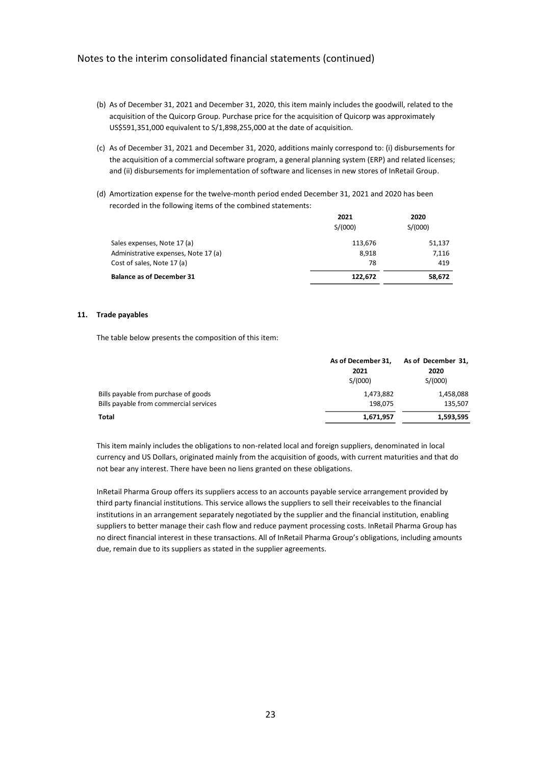(b) As of December 31, 2021 and December 31, 2020, this item mainly includes the goodwill, related to the acquisition of the Quicorp Group. Purchase price for the acquisition of Quicorp was approximately US$591,351,000 equivalent to S/1,898,255,000 at the date of acquisition.

(c) As of December 31, 2021 and December 31, 2020, additions mainly correspond to: (i) disbursements for the acquisition of a commercial software program, a general planning system (ERP) and related licenses; and (ii) disbursements for implementation of software and licenses in new stores of InRetail Group.

(d) Amortization expense for the twelve-month period ended December 31, 2021 and 2020 has been recorded in the following items of the combined statements:

| | 2021<br>S/(000) | 2020<br>S/(000) |
|---|---|---|
| Sales expenses, Note 17 (a) | 113,676 | 51,137 |
| Administrative expenses, Note 17 (a) | 8,918 | 7,116 |
| Cost of sales, Note 17 (a) | 78 | 419 |
| **Balance as of December 31** | **122,672** | **58,672** |

## 11. Trade payables

The table below presents the composition of this item:

| | As of December 31, 2021<br>S/(000) | As of December 31, 2020<br>S/(000) |
|---|---|---|
| Bills payable from purchase of goods | 1,473,882 | 1,458,088 |
| Bills payable from commercial services | 198,075 | 135,507 |
| **Total** | **1,671,957** | **1,593,595** |

This item mainly includes the obligations to non-related local and foreign suppliers, denominated in local currency and US Dollars, originated mainly from the acquisition of goods, with current maturities and that do not bear any interest. There have been no liens granted on these obligations.

InRetail Pharma Group offers its suppliers access to an accounts payable service arrangement provided by third party financial institutions. This service allows the suppliers to sell their receivables to the financial institutions in an arrangement separately negotiated by the supplier and the financial institution, enabling suppliers to better manage their cash flow and reduce payment processing costs. InRetail Pharma Group has no direct financial interest in these transactions. All of InRetail Pharma Group's obligations, including amounts due, remain due to its suppliers as stated in the supplier agreements.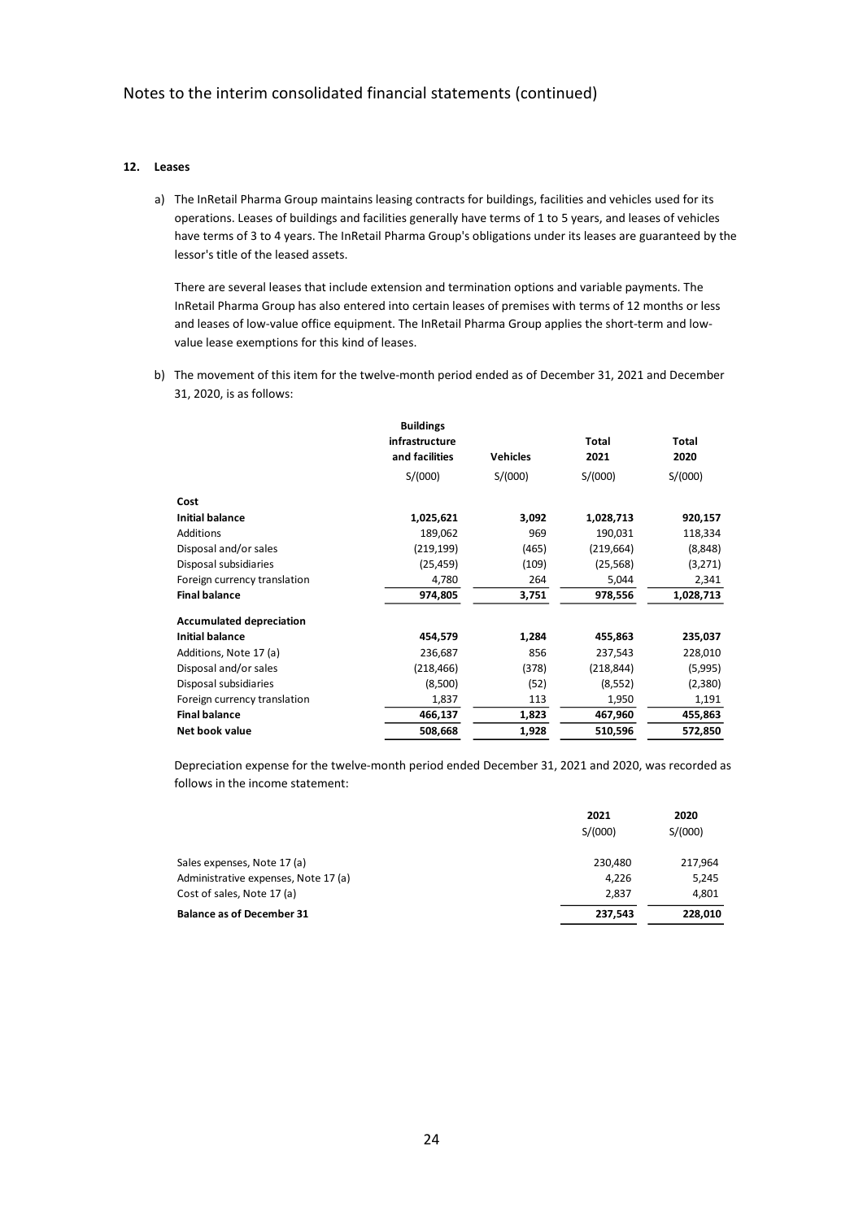## 12. Leases

a) The InRetail Pharma Group maintains leasing contracts for buildings, facilities and vehicles used for its operations. Leases of buildings and facilities generally have terms of 1 to 5 years, and leases of vehicles have terms of 3 to 4 years. The InRetail Pharma Group's obligations under its leases are guaranteed by the lessor's title of the leased assets.

There are several leases that include extension and termination options and variable payments. The InRetail Pharma Group has also entered into certain leases of premises with terms of 12 months or less and leases of low-value office equipment. The InRetail Pharma Group applies the short-term and low-value lease exemptions for this kind of leases.

b) The movement of this item for the twelve-month period ended as of December 31, 2021 and December 31, 2020, is as follows:

| | Buildings infrastructure and facilities | Vehicles | Total 2021 | Total 2020 |
|---|---|---|---|---|
| | S/(000) | S/(000) | S/(000) | S/(000) |
| **Cost** | | | | |
| **Initial balance** | **1,025,621** | **3,092** | **1,028,713** | **920,157** |
| Additions | 189,062 | 969 | 190,031 | 118,334 |
| Disposal and/or sales | (219,199) | (465) | (219,664) | (8,848) |
| Disposal subsidiaries | (25,459) | (109) | (25,568) | (3,271) |
| Foreign currency translation | 4,780 | 264 | 5,044 | 2,341 |
| **Final balance** | **974,805** | **3,751** | **978,556** | **1,028,713** |
| **Accumulated depreciation** | | | | |
| **Initial balance** | **454,579** | **1,284** | **455,863** | **235,037** |
| Additions, Note 17 (a) | 236,687 | 856 | 237,543 | 228,010 |
| Disposal and/or sales | (218,466) | (378) | (218,844) | (5,995) |
| Disposal subsidiaries | (8,500) | (52) | (8,552) | (2,380) |
| Foreign currency translation | 1,837 | 113 | 1,950 | 1,191 |
| **Final balance** | **466,137** | **1,823** | **467,960** | **455,863** |
| **Net book value** | **508,668** | **1,928** | **510,596** | **572,850** |

Depreciation expense for the twelve-month period ended December 31, 2021 and 2020, was recorded as follows in the income statement:

| | 2021 | 2020 |
|---|---|---|
| | S/(000) | S/(000) |
| Sales expenses, Note 17 (a) | 230,480 | 217,964 |
| Administrative expenses, Note 17 (a) | 4,226 | 5,245 |
| Cost of sales, Note 17 (a) | 2,837 | 4,801 |
| **Balance as of December 31** | **237,543** | **228,010** |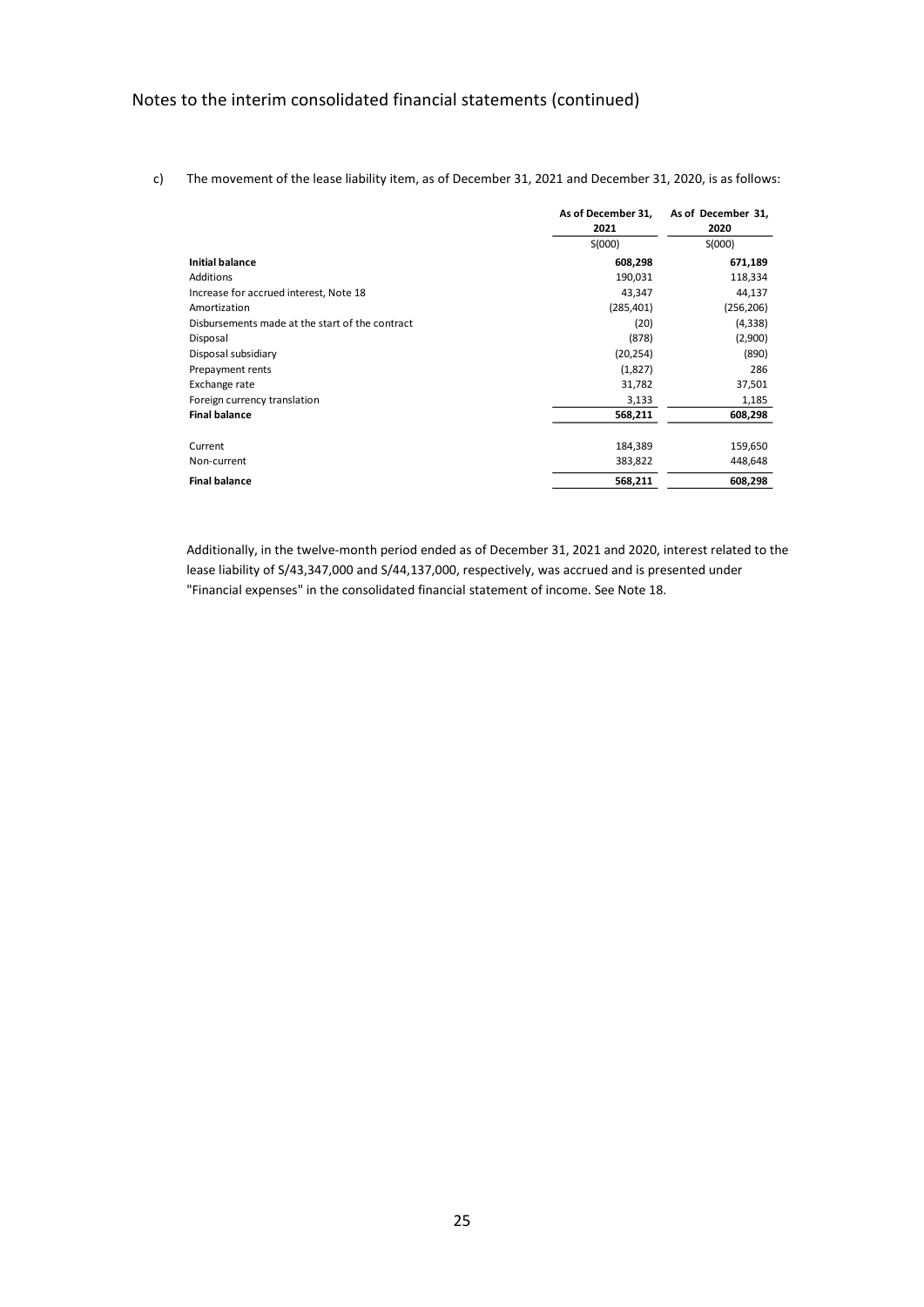Notes to the interim consolidated financial statements (continued)

c) The movement of the lease liability item, as of December 31, 2021 and December 31, 2020, is as follows:

| | As of December 31, 2021 | As of December 31, 2020 |
|---|---|---|
| | S(000) | S(000) |
| **Initial balance** | **608,298** | **671,189** |
| Additions | 190,031 | 118,334 |
| Increase for accrued interest, Note 18 | 43,347 | 44,137 |
| Amortization | (285,401) | (256,206) |
| Disbursements made at the start of the contract | (20) | (4,338) |
| Disposal | (878) | (2,900) |
| Disposal subsidiary | (20,254) | (890) |
| Prepayment rents | (1,827) | 286 |
| Exchange rate | 31,782 | 37,501 |
| Foreign currency translation | 3,133 | 1,185 |
| **Final balance** | **568,211** | **608,298** |
| | | |
| Current | 184,389 | 159,650 |
| Non-current | 383,822 | 448,648 |
| **Final balance** | **568,211** | **608,298** |

Additionally, in the twelve-month period ended as of December 31, 2021 and 2020, interest related to the lease liability of S/43,347,000 and S/44,137,000, respectively, was accrued and is presented under "Financial expenses" in the consolidated financial statement of income. See Note 18.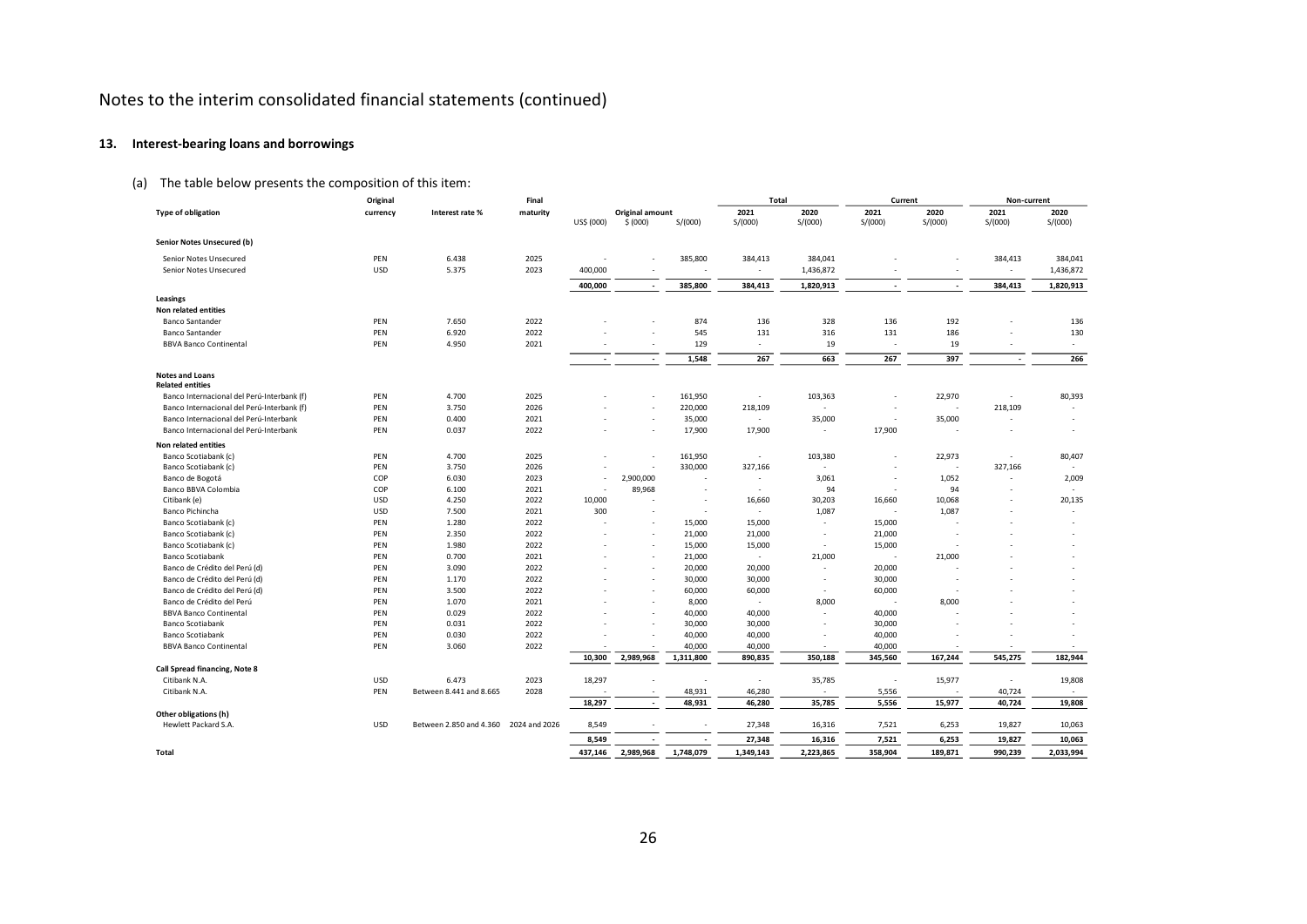# Notes to the interim consolidated financial statements (continued)

## 13. Interest-bearing loans and borrowings

(a) The table below presents the composition of this item:

| Type of obligation | Original currency | Interest rate % | Final maturity | Original amount | | | Total | | Current | | Non-current | |
|---|---|---|---|---|---|---|---|---|---|---|---|---|
| | | | | US$ (000) | $ (000) | S/(000) | 2021 S/(000) | 2020 S/(000) | 2021 S/(000) | 2020 S/(000) | 2021 S/(000) | 2020 S/(000) |
| **Senior Notes Unsecured (b)** | | | | | | | | | | | | |
| Senior Notes Unsecured | PEN | 6.438 | 2025 | - | - | 385,800 | 384,413 | 384,041 | - | - | 384,413 | 384,041 |
| Senior Notes Unsecured | USD | 5.375 | 2023 | 400,000 | - | - | - | 1,436,872 | - | - | - | 1,436,872 |
| | | | | **400,000** | **-** | **385,800** | **384,413** | **1,820,913** | **-** | **-** | **384,413** | **1,820,913** |
| **Leasings** | | | | | | | | | | | | |
| **Non related entities** | | | | | | | | | | | | |
| Banco Santander | PEN | 7.650 | 2022 | - | - | 874 | 136 | 328 | 136 | 192 | - | 136 |
| Banco Santander | PEN | 6.920 | 2022 | - | - | 545 | 131 | 316 | 131 | 186 | - | 130 |
| BBVA Banco Continental | PEN | 4.950 | 2021 | - | - | 129 | - | 19 | - | 19 | - | - |
| | | | | **-** | **-** | **1,548** | **267** | **663** | **267** | **397** | **-** | **266** |
| **Notes and Loans** | | | | | | | | | | | | |
| **Related entities** | | | | | | | | | | | | |
| Banco Internacional del Perú-Interbank (f) | PEN | 4.700 | 2025 | - | - | 161,950 | - | 103,363 | - | 22,970 | - | 80,393 |
| Banco Internacional del Perú-Interbank (f) | PEN | 3.750 | 2026 | - | - | 220,000 | 218,109 | - | - | - | 218,109 | - |
| Banco Internacional del Perú-Interbank | PEN | 0.400 | 2021 | - | - | 35,000 | - | 35,000 | - | 35,000 | - | - |
| Banco Internacional del Perú-Interbank | PEN | 0.037 | 2022 | - | - | 17,900 | 17,900 | - | 17,900 | - | - | - |
| **Non related entities** | | | | | | | | | | | | |
| Banco Scotiabank (c) | PEN | 4.700 | 2025 | - | - | 161,950 | - | 103,380 | - | 22,973 | - | 80,407 |
| Banco Scotiabank (c) | PEN | 3.750 | 2026 | - | - | 330,000 | 327,166 | - | - | - | 327,166 | - |
| Banco de Bogotá | COP | 6.030 | 2023 | - | 2,900,000 | - | - | 3,061 | - | 1,052 | - | 2,009 |
| Banco BBVA Colombia | COP | 6.100 | 2021 | - | 89,968 | - | - | 94 | - | 94 | - | - |
| Citibank (e) | USD | 4.250 | 2022 | 10,000 | - | - | 16,660 | 30,203 | 16,660 | 10,068 | - | 20,135 |
| Banco Pichincha | USD | 7.500 | 2021 | 300 | - | - | - | 1,087 | - | 1,087 | - | - |
| Banco Scotiabank (c) | PEN | 1.280 | 2022 | - | - | 15,000 | 15,000 | - | 15,000 | - | - | - |
| Banco Scotiabank (c) | PEN | 2.350 | 2022 | - | - | 21,000 | 21,000 | - | 21,000 | - | - | - |
| Banco Scotiabank (c) | PEN | 1.980 | 2022 | - | - | 15,000 | 15,000 | - | 15,000 | - | - | - |
| Banco Scotiabank | PEN | 0.700 | 2021 | - | - | 21,000 | - | 21,000 | - | 21,000 | - | - |
| Banco de Crédito del Perú (d) | PEN | 3.090 | 2022 | - | - | 20,000 | 20,000 | - | 20,000 | - | - | - |
| Banco de Crédito del Perú (d) | PEN | 1.170 | 2022 | - | - | 30,000 | 30,000 | - | 30,000 | - | - | - |
| Banco de Crédito del Perú (d) | PEN | 3.500 | 2022 | - | - | 60,000 | 60,000 | - | 60,000 | - | - | - |
| Banco de Crédito del Perú | PEN | 1.070 | 2021 | - | - | 8,000 | - | 8,000 | - | 8,000 | - | - |
| BBVA Banco Continental | PEN | 0.029 | 2022 | - | - | 40,000 | 40,000 | - | 40,000 | - | - | - |
| Banco Scotiabank | PEN | 0.031 | 2022 | - | - | 30,000 | 30,000 | - | 30,000 | - | - | - |
| Banco Scotiabank | PEN | 0.030 | 2022 | - | - | 40,000 | 40,000 | - | 40,000 | - | - | - |
| BBVA Banco Continental | PEN | 3.060 | 2022 | - | - | 40,000 | 40,000 | - | 40,000 | - | - | - |
| | | | | **10,300** | **2,989,968** | **1,311,800** | **890,835** | **350,188** | **345,560** | **167,244** | **545,275** | **182,944** |
| **Call Spread financing, Note 8** | | | | | | | | | | | | |
| Citibank N.A. | USD | 6.473 | 2023 | 18,297 | - | - | - | 35,785 | - | 15,977 | - | 19,808 |
| Citibank N.A. | PEN | Between 8.441 and 8.665 | 2028 | - | - | 48,931 | 46,280 | - | 5,556 | - | 40,724 | - |
| | | | | **18,297** | **-** | **48,931** | **46,280** | **35,785** | **5,556** | **15,977** | **40,724** | **19,808** |
| **Other obligations (h)** | | | | | | | | | | | | |
| Hewlett Packard S.A. | USD | Between 2.850 and 4.360 | 2024 and 2026 | 8,549 | - | - | 27,348 | 16,316 | 7,521 | 6,253 | 19,827 | 10,063 |
| | | | | **8,549** | **-** | **-** | **27,348** | **16,316** | **7,521** | **6,253** | **19,827** | **10,063** |
| **Total** | | | | **437,146** | **2,989,968** | **1,748,079** | **1,349,143** | **2,223,865** | **358,904** | **189,871** | **990,239** | **2,033,994** |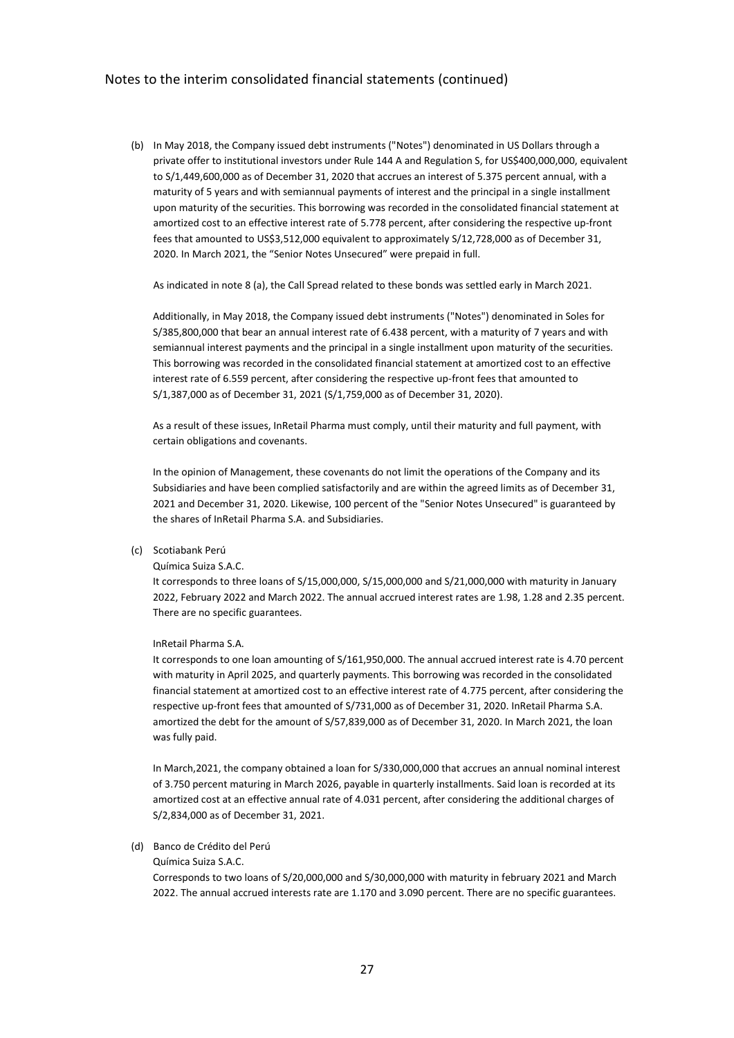(b) In May 2018, the Company issued debt instruments ("Notes") denominated in US Dollars through a private offer to institutional investors under Rule 144 A and Regulation S, for US$400,000,000, equivalent to S/1,449,600,000 as of December 31, 2020 that accrues an interest of 5.375 percent annual, with a maturity of 5 years and with semiannual payments of interest and the principal in a single installment upon maturity of the securities. This borrowing was recorded in the consolidated financial statement at amortized cost to an effective interest rate of 5.778 percent, after considering the respective up-front fees that amounted to US$3,512,000 equivalent to approximately S/12,728,000 as of December 31, 2020. In March 2021, the "Senior Notes Unsecured" were prepaid in full.

As indicated in note 8 (a), the Call Spread related to these bonds was settled early in March 2021.

Additionally, in May 2018, the Company issued debt instruments ("Notes") denominated in Soles for S/385,800,000 that bear an annual interest rate of 6.438 percent, with a maturity of 7 years and with semiannual interest payments and the principal in a single installment upon maturity of the securities. This borrowing was recorded in the consolidated financial statement at amortized cost to an effective interest rate of 6.559 percent, after considering the respective up-front fees that amounted to S/1,387,000 as of December 31, 2021 (S/1,759,000 as of December 31, 2020).

As a result of these issues, InRetail Pharma must comply, until their maturity and full payment, with certain obligations and covenants.

In the opinion of Management, these covenants do not limit the operations of the Company and its Subsidiaries and have been complied satisfactorily and are within the agreed limits as of December 31, 2021 and December 31, 2020. Likewise, 100 percent of the "Senior Notes Unsecured" is guaranteed by the shares of InRetail Pharma S.A. and Subsidiaries.

(c) Scotiabank Perú

Química Suiza S.A.C.

It corresponds to three loans of S/15,000,000, S/15,000,000 and S/21,000,000 with maturity in January 2022, February 2022 and March 2022. The annual accrued interest rates are 1.98, 1.28 and 2.35 percent. There are no specific guarantees.

InRetail Pharma S.A.

It corresponds to one loan amounting of S/161,950,000. The annual accrued interest rate is 4.70 percent with maturity in April 2025, and quarterly payments. This borrowing was recorded in the consolidated financial statement at amortized cost to an effective interest rate of 4.775 percent, after considering the respective up-front fees that amounted of S/731,000 as of December 31, 2020. InRetail Pharma S.A. amortized the debt for the amount of S/57,839,000 as of December 31, 2020. In March 2021, the loan was fully paid.

In March,2021, the company obtained a loan for S/330,000,000 that accrues an annual nominal interest of 3.750 percent maturing in March 2026, payable in quarterly installments. Said loan is recorded at its amortized cost at an effective annual rate of 4.031 percent, after considering the additional charges of S/2,834,000 as of December 31, 2021.

(d) Banco de Crédito del Perú

Química Suiza S.A.C.

Corresponds to two loans of S/20,000,000 and S/30,000,000 with maturity in february 2021 and March 2022. The annual accrued interests rate are 1.170 and 3.090 percent. There are no specific guarantees.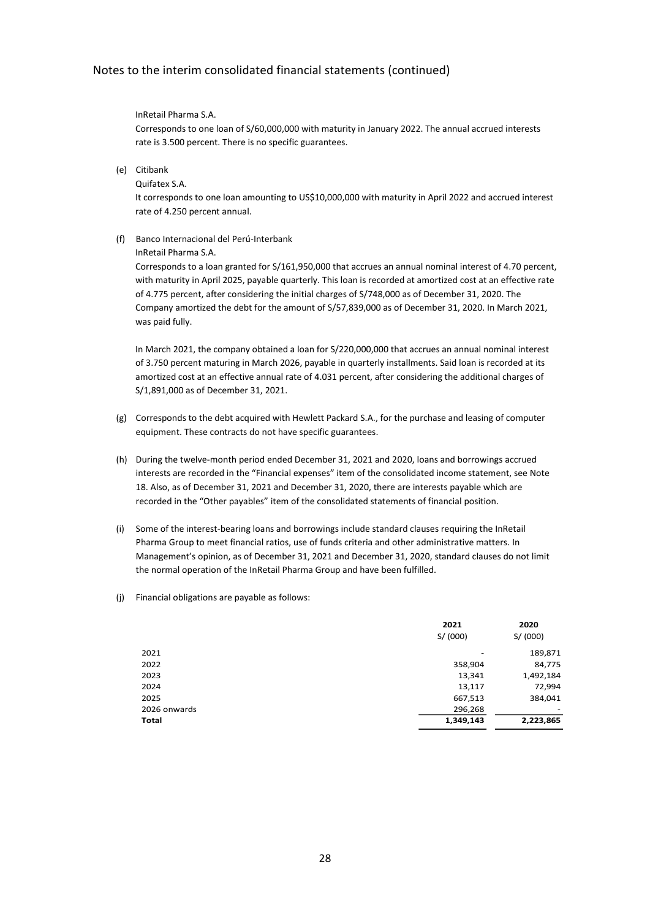Notes to the interim consolidated financial statements (continued)

InRetail Pharma S.A.

Corresponds to one loan of S/60,000,000 with maturity in January 2022. The annual accrued interests rate is 3.500 percent. There is no specific guarantees.

(e) Citibank

Quifatex S.A.

It corresponds to one loan amounting to US$10,000,000 with maturity in April 2022 and accrued interest rate of 4.250 percent annual.

(f) Banco Internacional del Perú-Interbank

InRetail Pharma S.A.

Corresponds to a loan granted for S/161,950,000 that accrues an annual nominal interest of 4.70 percent, with maturity in April 2025, payable quarterly. This loan is recorded at amortized cost at an effective rate of 4.775 percent, after considering the initial charges of S/748,000 as of December 31, 2020. The Company amortized the debt for the amount of S/57,839,000 as of December 31, 2020. In March 2021, was paid fully.

In March 2021, the company obtained a loan for S/220,000,000 that accrues an annual nominal interest of 3.750 percent maturing in March 2026, payable in quarterly installments. Said loan is recorded at its amortized cost at an effective annual rate of 4.031 percent, after considering the additional charges of S/1,891,000 as of December 31, 2021.

(g) Corresponds to the debt acquired with Hewlett Packard S.A., for the purchase and leasing of computer equipment. These contracts do not have specific guarantees.

(h) During the twelve-month period ended December 31, 2021 and 2020, loans and borrowings accrued interests are recorded in the "Financial expenses" item of the consolidated income statement, see Note 18. Also, as of December 31, 2021 and December 31, 2020, there are interests payable which are recorded in the "Other payables" item of the consolidated statements of financial position.

(i) Some of the interest-bearing loans and borrowings include standard clauses requiring the InRetail Pharma Group to meet financial ratios, use of funds criteria and other administrative matters. In Management's opinion, as of December 31, 2021 and December 31, 2020, standard clauses do not limit the normal operation of the InRetail Pharma Group and have been fulfilled.

(j) Financial obligations are payable as follows:

| | 2021 | 2020 |
|---|---|---|
| | S/ (000) | S/ (000) |
| 2021 | - | 189,871 |
| 2022 | 358,904 | 84,775 |
| 2023 | 13,341 | 1,492,184 |
| 2024 | 13,117 | 72,994 |
| 2025 | 667,513 | 384,041 |
| 2026 onwards | 296,268 | - |
| **Total** | **1,349,143** | **2,223,865** |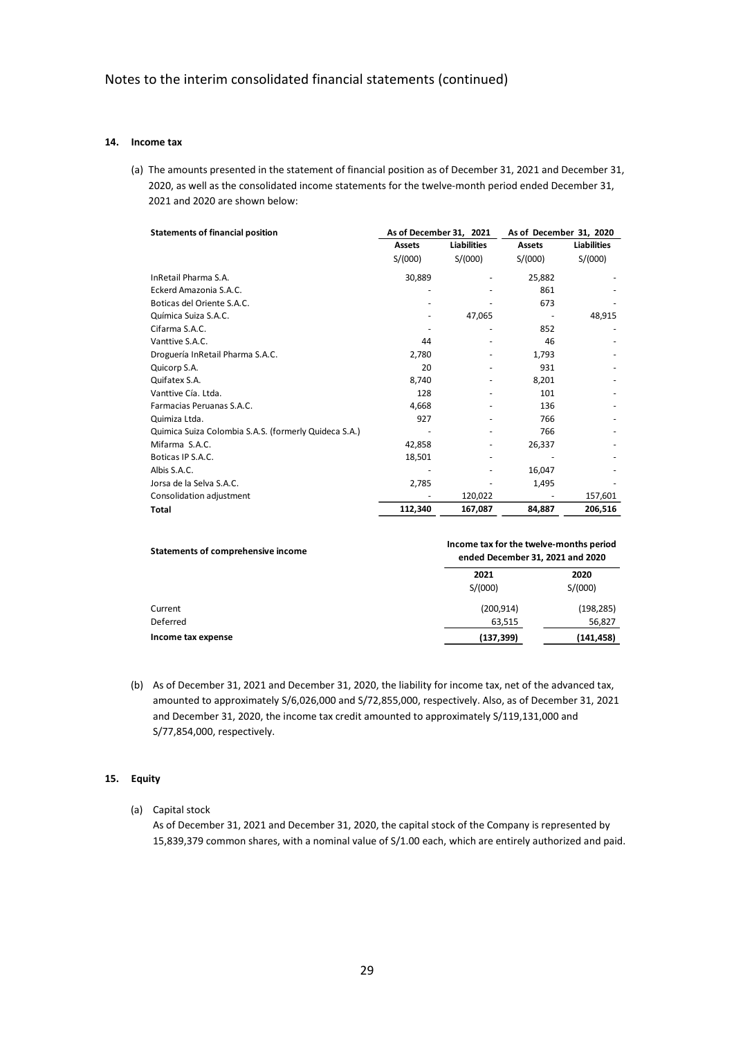Notes to the interim consolidated financial statements (continued)

## 14. Income tax

(a) The amounts presented in the statement of financial position as of December 31, 2021 and December 31, 2020, as well as the consolidated income statements for the twelve-month period ended December 31, 2021 and 2020 are shown below:

| Statements of financial position | As of December 31, 2021 | | As of December 31, 2020 | |
|---|---|---|---|---|
| | Assets | Liabilities | Assets | Liabilities |
| | S/(000) | S/(000) | S/(000) | S/(000) |
| InRetail Pharma S.A. | 30,889 | - | 25,882 | - |
| Eckerd Amazonia S.A.C. | - | - | 861 | - |
| Boticas del Oriente S.A.C. | - | - | 673 | - |
| Química Suiza S.A.C. | - | 47,065 | - | 48,915 |
| Cifarma S.A.C. | - | - | 852 | - |
| Vanttive S.A.C. | 44 | - | 46 | - |
| Droguería InRetail Pharma S.A.C. | 2,780 | - | 1,793 | - |
| Quicorp S.A. | 20 | - | 931 | - |
| Quifatex S.A. | 8,740 | - | 8,201 | - |
| Vanttive Cía. Ltda. | 128 | - | 101 | - |
| Farmacias Peruanas S.A.C. | 4,668 | - | 136 | - |
| Quimiza Ltda. | 927 | - | 766 | - |
| Quimica Suiza Colombia S.A.S. (formerly Quideca S.A.) | - | - | 766 | - |
| Mifarma S.A.C. | 42,858 | - | 26,337 | - |
| Boticas IP S.A.C. | 18,501 | - | - | - |
| Albis S.A.C. | - | - | 16,047 | - |
| Jorsa de la Selva S.A.C. | 2,785 | - | 1,495 | - |
| Consolidation adjustment | - | 120,022 | - | 157,601 |
| **Total** | **112,340** | **167,087** | **84,887** | **206,516** |

| Statements of comprehensive income | Income tax for the twelve-months period ended December 31, 2021 and 2020 | |
|---|---|---|
| | 2021 | 2020 |
| | S/(000) | S/(000) |
| Current | (200,914) | (198,285) |
| Deferred | 63,515 | 56,827 |
| **Income tax expense** | **(137,399)** | **(141,458)** |

(b) As of December 31, 2021 and December 31, 2020, the liability for income tax, net of the advanced tax, amounted to approximately S/6,026,000 and S/72,855,000, respectively. Also, as of December 31, 2021 and December 31, 2020, the income tax credit amounted to approximately S/119,131,000 and S/77,854,000, respectively.

## 15. Equity

(a) Capital stock

As of December 31, 2021 and December 31, 2020, the capital stock of the Company is represented by 15,839,379 common shares, with a nominal value of S/1.00 each, which are entirely authorized and paid.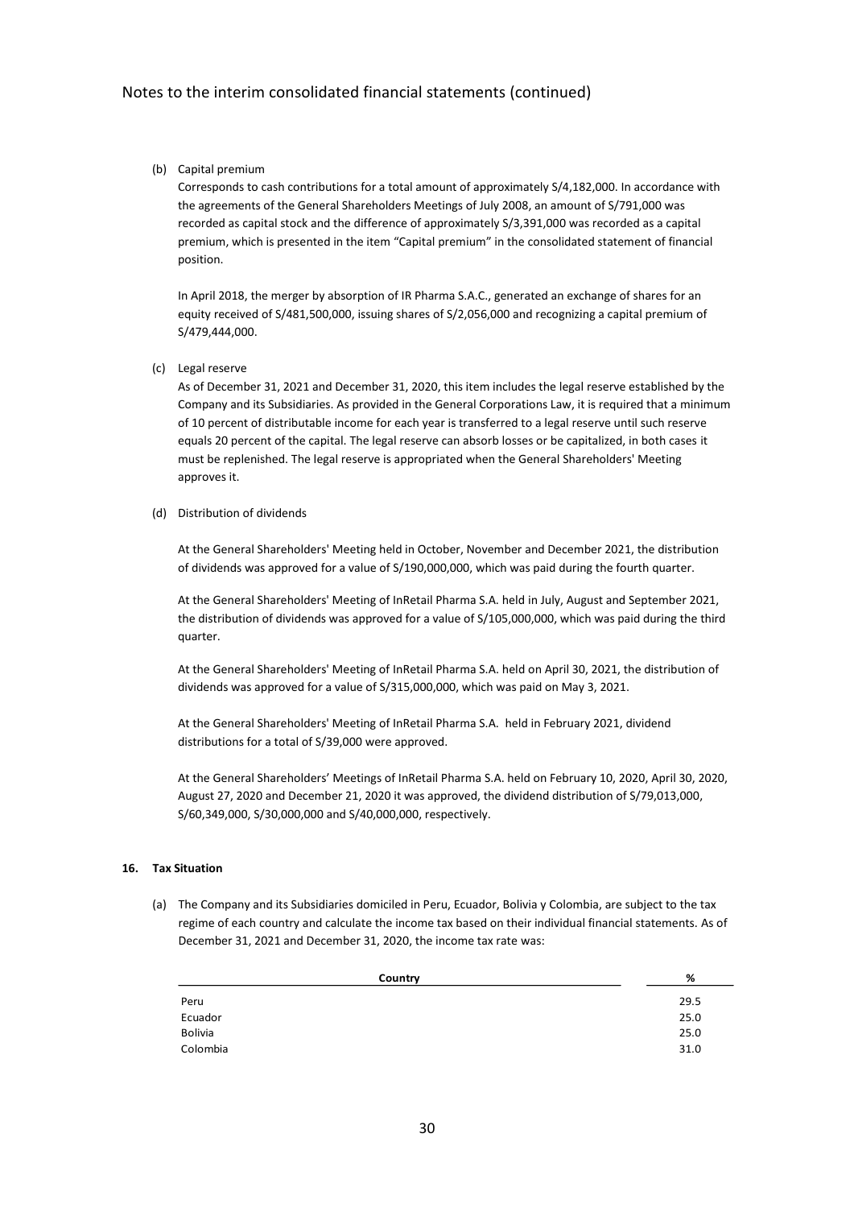(b) Capital premium

Corresponds to cash contributions for a total amount of approximately S/4,182,000. In accordance with the agreements of the General Shareholders Meetings of July 2008, an amount of S/791,000 was recorded as capital stock and the difference of approximately S/3,391,000 was recorded as a capital premium, which is presented in the item "Capital premium" in the consolidated statement of financial position.

In April 2018, the merger by absorption of IR Pharma S.A.C., generated an exchange of shares for an equity received of S/481,500,000, issuing shares of S/2,056,000 and recognizing a capital premium of S/479,444,000.

(c) Legal reserve

As of December 31, 2021 and December 31, 2020, this item includes the legal reserve established by the Company and its Subsidiaries. As provided in the General Corporations Law, it is required that a minimum of 10 percent of distributable income for each year is transferred to a legal reserve until such reserve equals 20 percent of the capital. The legal reserve can absorb losses or be capitalized, in both cases it must be replenished. The legal reserve is appropriated when the General Shareholders' Meeting approves it.

(d) Distribution of dividends

At the General Shareholders' Meeting held in October, November and December 2021, the distribution of dividends was approved for a value of S/190,000,000, which was paid during the fourth quarter.

At the General Shareholders' Meeting of InRetail Pharma S.A. held in July, August and September 2021, the distribution of dividends was approved for a value of S/105,000,000, which was paid during the third quarter.

At the General Shareholders' Meeting of InRetail Pharma S.A. held on April 30, 2021, the distribution of dividends was approved for a value of S/315,000,000, which was paid on May 3, 2021.

At the General Shareholders' Meeting of InRetail Pharma S.A. held in February 2021, dividend distributions for a total of S/39,000 were approved.

At the General Shareholders' Meetings of InRetail Pharma S.A. held on February 10, 2020, April 30, 2020, August 27, 2020 and December 21, 2020 it was approved, the dividend distribution of S/79,013,000, S/60,349,000, S/30,000,000 and S/40,000,000, respectively.

## 16. Tax Situation

(a) The Company and its Subsidiaries domiciled in Peru, Ecuador, Bolivia y Colombia, are subject to the tax regime of each country and calculate the income tax based on their individual financial statements. As of December 31, 2021 and December 31, 2020, the income tax rate was:

| Country | % |
|---|---|
| Peru | 29.5 |
| Ecuador | 25.0 |
| Bolivia | 25.0 |
| Colombia | 31.0 |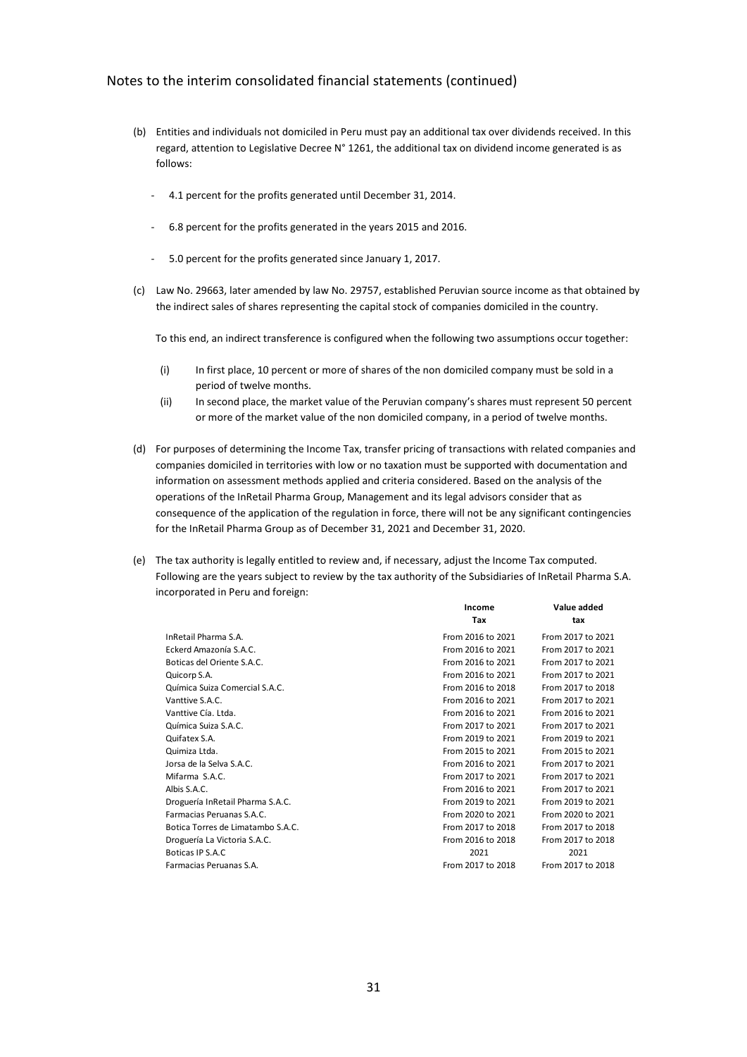Notes to the interim consolidated financial statements (continued)

(b) Entities and individuals not domiciled in Peru must pay an additional tax over dividends received. In this regard, attention to Legislative Decree N° 1261, the additional tax on dividend income generated is as follows:

- 4.1 percent for the profits generated until December 31, 2014.
- 6.8 percent for the profits generated in the years 2015 and 2016.
- 5.0 percent for the profits generated since January 1, 2017.

(c) Law No. 29663, later amended by law No. 29757, established Peruvian source income as that obtained by the indirect sales of shares representing the capital stock of companies domiciled in the country.

To this end, an indirect transference is configured when the following two assumptions occur together:

(i) In first place, 10 percent or more of shares of the non domiciled company must be sold in a period of twelve months.
(ii) In second place, the market value of the Peruvian company's shares must represent 50 percent or more of the market value of the non domiciled company, in a period of twelve months.

(d) For purposes of determining the Income Tax, transfer pricing of transactions with related companies and companies domiciled in territories with low or no taxation must be supported with documentation and information on assessment methods applied and criteria considered. Based on the analysis of the operations of the InRetail Pharma Group, Management and its legal advisors consider that as consequence of the application of the regulation in force, there will not be any significant contingencies for the InRetail Pharma Group as of December 31, 2021 and December 31, 2020.

(e) The tax authority is legally entitled to review and, if necessary, adjust the Income Tax computed. Following are the years subject to review by the tax authority of the Subsidiaries of InRetail Pharma S.A. incorporated in Peru and foreign:

| | Income Tax | Value added tax |
|---|---|---|
| InRetail Pharma S.A. | From 2016 to 2021 | From 2017 to 2021 |
| Eckerd Amazonía S.A.C. | From 2016 to 2021 | From 2017 to 2021 |
| Boticas del Oriente S.A.C. | From 2016 to 2021 | From 2017 to 2021 |
| Quicorp S.A. | From 2016 to 2021 | From 2017 to 2021 |
| Química Suiza Comercial S.A.C. | From 2016 to 2018 | From 2017 to 2018 |
| Vanttive S.A.C. | From 2016 to 2021 | From 2017 to 2021 |
| Vanttive Cía. Ltda. | From 2016 to 2021 | From 2016 to 2021 |
| Química Suiza S.A.C. | From 2017 to 2021 | From 2017 to 2021 |
| Quifatex S.A. | From 2019 to 2021 | From 2019 to 2021 |
| Quimiza Ltda. | From 2015 to 2021 | From 2015 to 2021 |
| Jorsa de la Selva S.A.C. | From 2016 to 2021 | From 2017 to 2021 |
| Mifarma S.A.C. | From 2017 to 2021 | From 2017 to 2021 |
| Albis S.A.C. | From 2016 to 2021 | From 2017 to 2021 |
| Droguería InRetail Pharma S.A.C. | From 2019 to 2021 | From 2019 to 2021 |
| Farmacias Peruanas S.A.C. | From 2020 to 2021 | From 2020 to 2021 |
| Botica Torres de Limatambo S.A.C. | From 2017 to 2018 | From 2017 to 2018 |
| Droguería La Victoria S.A.C. | From 2016 to 2018 | From 2017 to 2018 |
| Boticas IP S.A.C | 2021 | 2021 |
| Farmacias Peruanas S.A. | From 2017 to 2018 | From 2017 to 2018 |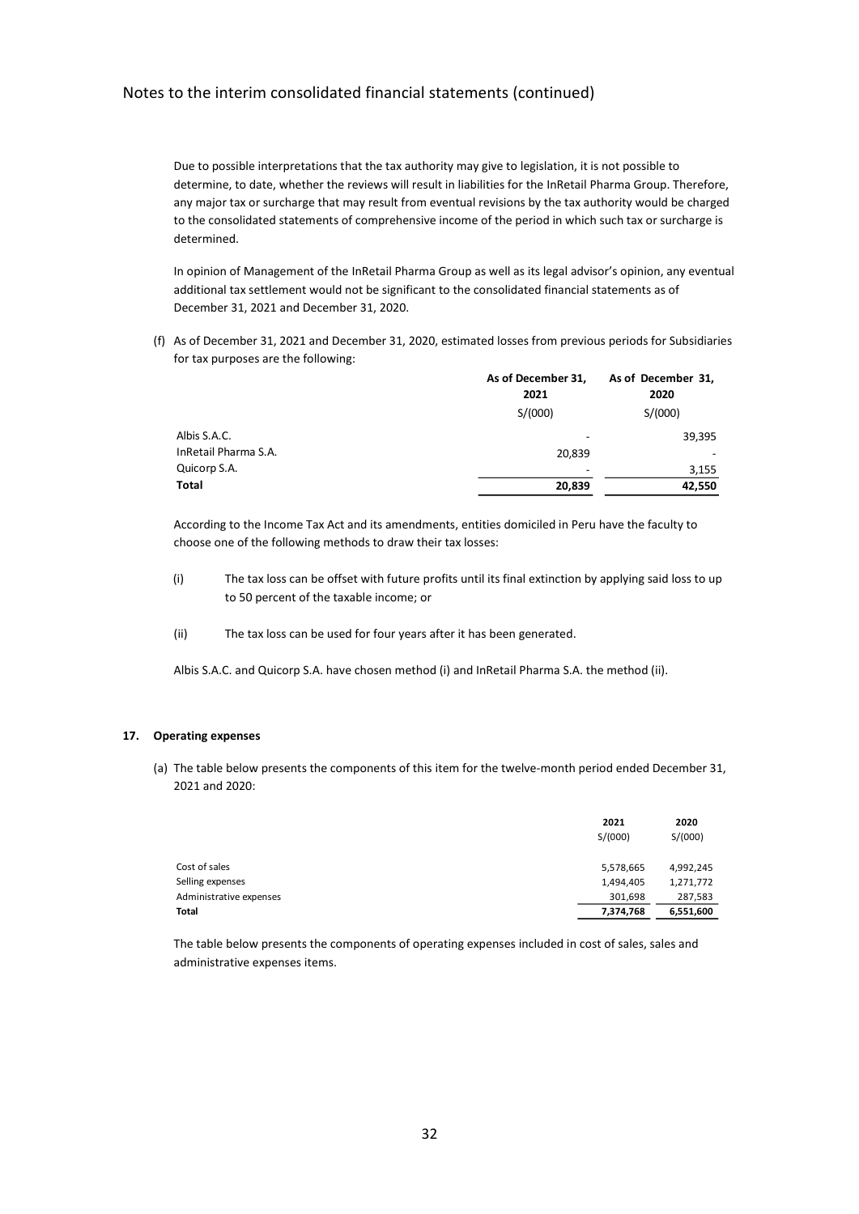Due to possible interpretations that the tax authority may give to legislation, it is not possible to determine, to date, whether the reviews will result in liabilities for the InRetail Pharma Group. Therefore, any major tax or surcharge that may result from eventual revisions by the tax authority would be charged to the consolidated statements of comprehensive income of the period in which such tax or surcharge is determined.

In opinion of Management of the InRetail Pharma Group as well as its legal advisor's opinion, any eventual additional tax settlement would not be significant to the consolidated financial statements as of December 31, 2021 and December 31, 2020.

(f) As of December 31, 2021 and December 31, 2020, estimated losses from previous periods for Subsidiaries for tax purposes are the following:

| | As of December 31, 2021 | As of December 31, 2020 |
|---|---|---|
| | S/(000) | S/(000) |
| Albis S.A.C. | - | 39,395 |
| InRetail Pharma S.A. | 20,839 | - |
| Quicorp S.A. | - | 3,155 |
| **Total** | **20,839** | **42,550** |

According to the Income Tax Act and its amendments, entities domiciled in Peru have the faculty to choose one of the following methods to draw their tax losses:

(i) The tax loss can be offset with future profits until its final extinction by applying said loss to up to 50 percent of the taxable income; or

(ii) The tax loss can be used for four years after it has been generated.

Albis S.A.C. and Quicorp S.A. have chosen method (i) and InRetail Pharma S.A. the method (ii).

## 17. Operating expenses

(a) The table below presents the components of this item for the twelve-month period ended December 31, 2021 and 2020:

| | 2021 | 2020 |
|---|---|---|
| | S/(000) | S/(000) |
| Cost of sales | 5,578,665 | 4,992,245 |
| Selling expenses | 1,494,405 | 1,271,772 |
| Administrative expenses | 301,698 | 287,583 |
| **Total** | **7,374,768** | **6,551,600** |

The table below presents the components of operating expenses included in cost of sales, sales and administrative expenses items.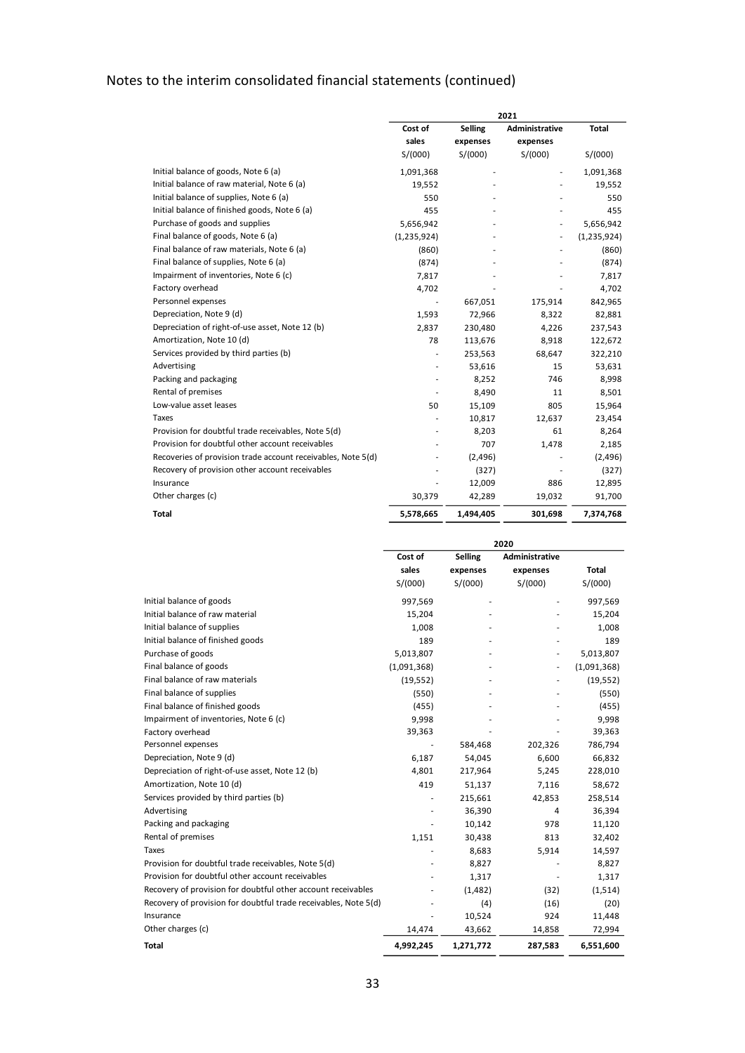Notes to the interim consolidated financial statements (continued)

| | 2021 | | | |
|---|---|---|---|---|
| | Cost of sales | Selling expenses | Administrative expenses | Total |
| | S/(000) | S/(000) | S/(000) | S/(000) |
| Initial balance of goods, Note 6 (a) | 1,091,368 | - | - | 1,091,368 |
| Initial balance of raw material, Note 6 (a) | 19,552 | - | - | 19,552 |
| Initial balance of supplies, Note 6 (a) | 550 | - | - | 550 |
| Initial balance of finished goods, Note 6 (a) | 455 | - | - | 455 |
| Purchase of goods and supplies | 5,656,942 | - | - | 5,656,942 |
| Final balance of goods, Note 6 (a) | (1,235,924) | - | - | (1,235,924) |
| Final balance of raw materials, Note 6 (a) | (860) | - | - | (860) |
| Final balance of supplies, Note 6 (a) | (874) | - | - | (874) |
| Impairment of inventories, Note 6 (c) | 7,817 | - | - | 7,817 |
| Factory overhead | 4,702 | - | - | 4,702 |
| Personnel expenses | - | 667,051 | 175,914 | 842,965 |
| Depreciation, Note 9 (d) | 1,593 | 72,966 | 8,322 | 82,881 |
| Depreciation of right-of-use asset, Note 12 (b) | 2,837 | 230,480 | 4,226 | 237,543 |
| Amortization, Note 10 (d) | 78 | 113,676 | 8,918 | 122,672 |
| Services provided by third parties (b) | - | 253,563 | 68,647 | 322,210 |
| Advertising | - | 53,616 | 15 | 53,631 |
| Packing and packaging | - | 8,252 | 746 | 8,998 |
| Rental of premises | - | 8,490 | 11 | 8,501 |
| Low-value asset leases | 50 | 15,109 | 805 | 15,964 |
| Taxes | - | 10,817 | 12,637 | 23,454 |
| Provision for doubtful trade receivables, Note 5(d) | - | 8,203 | 61 | 8,264 |
| Provision for doubtful other account receivables | - | 707 | 1,478 | 2,185 |
| Recoveries of provision trade account receivables, Note 5(d) | - | (2,496) | - | (2,496) |
| Recovery of provision other account receivables | - | (327) | - | (327) |
| Insurance | - | 12,009 | 886 | 12,895 |
| Other charges (c) | 30,379 | 42,289 | 19,032 | 91,700 |
| **Total** | **5,578,665** | **1,494,405** | **301,698** | **7,374,768** |

| | 2020 | | | |
|---|---|---|---|---|
| | Cost of sales | Selling expenses | Administrative expenses | Total |
| | S/(000) | S/(000) | S/(000) | S/(000) |
| Initial balance of goods | 997,569 | - | - | 997,569 |
| Initial balance of raw material | 15,204 | - | - | 15,204 |
| Initial balance of supplies | 1,008 | - | - | 1,008 |
| Initial balance of finished goods | 189 | - | - | 189 |
| Purchase of goods | 5,013,807 | - | - | 5,013,807 |
| Final balance of goods | (1,091,368) | - | - | (1,091,368) |
| Final balance of raw materials | (19,552) | - | - | (19,552) |
| Final balance of supplies | (550) | - | - | (550) |
| Final balance of finished goods | (455) | - | - | (455) |
| Impairment of inventories, Note 6 (c) | 9,998 | - | - | 9,998 |
| Factory overhead | 39,363 | - | - | 39,363 |
| Personnel expenses | - | 584,468 | 202,326 | 786,794 |
| Depreciation, Note 9 (d) | 6,187 | 54,045 | 6,600 | 66,832 |
| Depreciation of right-of-use asset, Note 12 (b) | 4,801 | 217,964 | 5,245 | 228,010 |
| Amortization, Note 10 (d) | 419 | 51,137 | 7,116 | 58,672 |
| Services provided by third parties (b) | - | 215,661 | 42,853 | 258,514 |
| Advertising | - | 36,390 | 4 | 36,394 |
| Packing and packaging | - | 10,142 | 978 | 11,120 |
| Rental of premises | 1,151 | 30,438 | 813 | 32,402 |
| Taxes | - | 8,683 | 5,914 | 14,597 |
| Provision for doubtful trade receivables, Note 5(d) | - | 8,827 | - | 8,827 |
| Provision for doubtful other account receivables | - | 1,317 | - | 1,317 |
| Recovery of provision for doubtful other account receivables | - | (1,482) | (32) | (1,514) |
| Recovery of provision for doubtful trade receivables, Note 5(d) | - | (4) | (16) | (20) |
| Insurance | - | 10,524 | 924 | 11,448 |
| Other charges (c) | 14,474 | 43,662 | 14,858 | 72,994 |
| **Total** | **4,992,245** | **1,271,772** | **287,583** | **6,551,600** |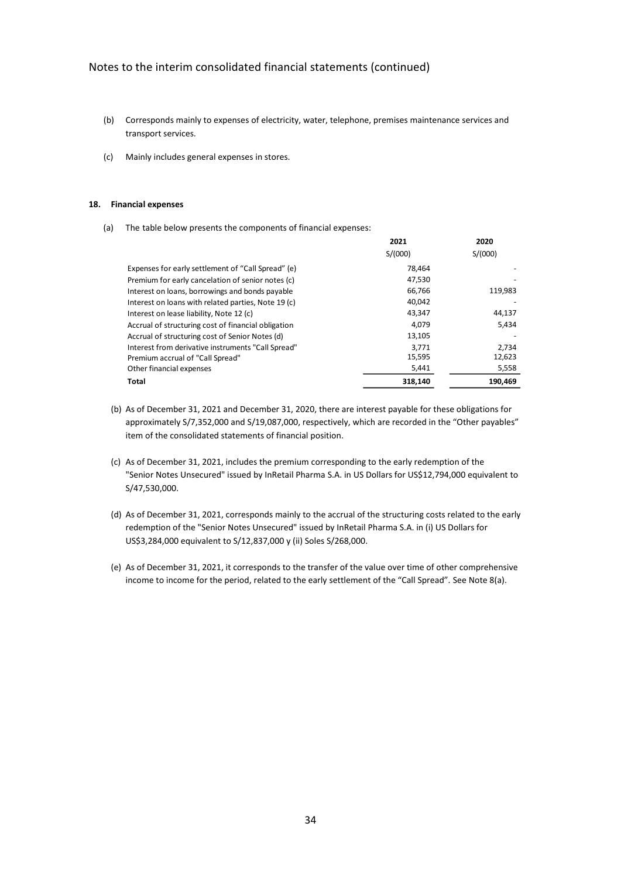Notes to the interim consolidated financial statements (continued)

(b) Corresponds mainly to expenses of electricity, water, telephone, premises maintenance services and transport services.

(c) Mainly includes general expenses in stores.

## 18. Financial expenses

(a) The table below presents the components of financial expenses:

| | 2021 | 2020 |
|---|---|---|
| | S/(000) | S/(000) |
| Expenses for early settlement of "Call Spread" (e) | 78,464 | - |
| Premium for early cancelation of senior notes (c) | 47,530 | - |
| Interest on loans, borrowings and bonds payable | 66,766 | 119,983 |
| Interest on loans with related parties, Note 19 (c) | 40,042 | - |
| Interest on lease liability, Note 12 (c) | 43,347 | 44,137 |
| Accrual of structuring cost of financial obligation | 4,079 | 5,434 |
| Accrual of structuring cost of Senior Notes (d) | 13,105 | - |
| Interest from derivative instruments "Call Spread" | 3,771 | 2,734 |
| Premium accrual of "Call Spread" | 15,595 | 12,623 |
| Other financial expenses | 5,441 | 5,558 |
| **Total** | **318,140** | **190,469** |

(b) As of December 31, 2021 and December 31, 2020, there are interest payable for these obligations for approximately S/7,352,000 and S/19,087,000, respectively, which are recorded in the "Other payables" item of the consolidated statements of financial position.

(c) As of December 31, 2021, includes the premium corresponding to the early redemption of the "Senior Notes Unsecured" issued by InRetail Pharma S.A. in US Dollars for US$12,794,000 equivalent to S/47,530,000.

(d) As of December 31, 2021, corresponds mainly to the accrual of the structuring costs related to the early redemption of the "Senior Notes Unsecured" issued by InRetail Pharma S.A. in (i) US Dollars for US$3,284,000 equivalent to S/12,837,000 y (ii) Soles S/268,000.

(e) As of December 31, 2021, it corresponds to the transfer of the value over time of other comprehensive income to income for the period, related to the early settlement of the "Call Spread". See Note 8(a).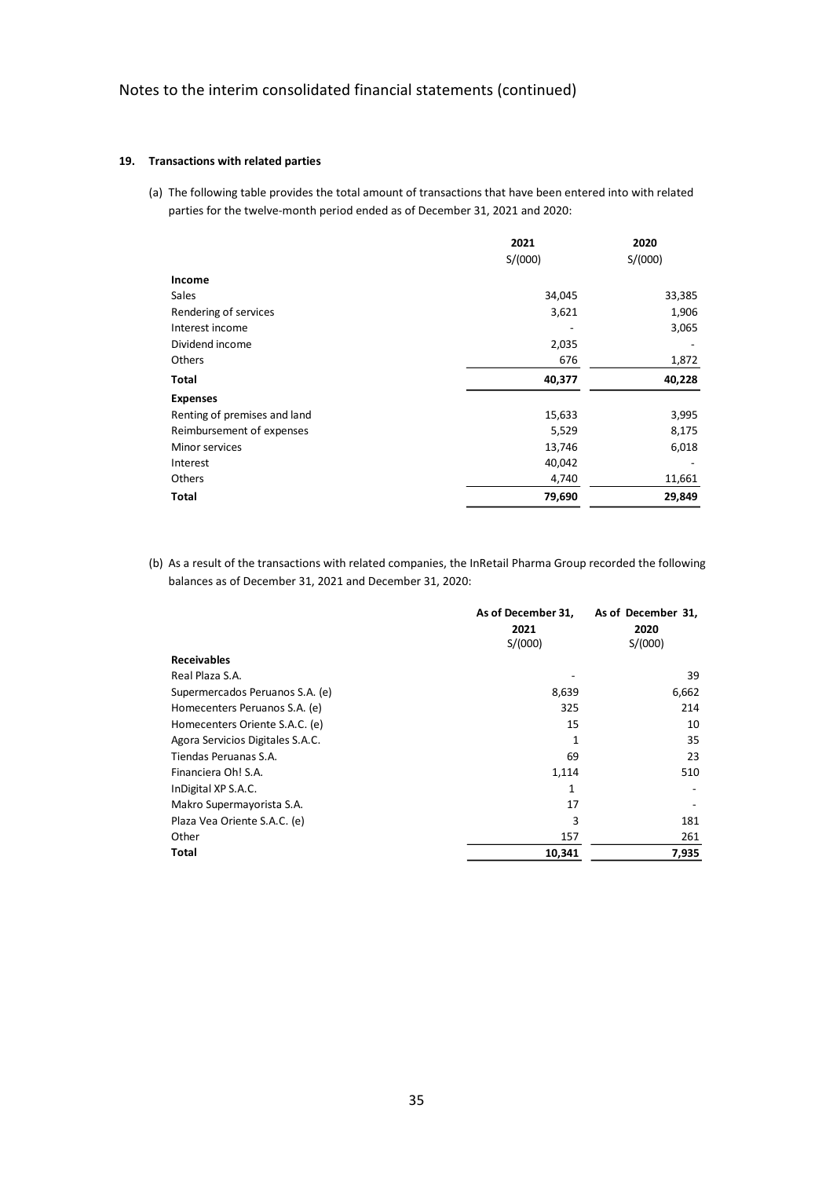Notes to the interim consolidated financial statements (continued)

## 19. Transactions with related parties

(a) The following table provides the total amount of transactions that have been entered into with related parties for the twelve-month period ended as of December 31, 2021 and 2020:

| | 2021<br>S/(000) | 2020<br>S/(000) |
|---|---|---|
| **Income** | | |
| Sales | 34,045 | 33,385 |
| Rendering of services | 3,621 | 1,906 |
| Interest income | - | 3,065 |
| Dividend income | 2,035 | - |
| Others | 676 | 1,872 |
| **Total** | **40,377** | **40,228** |
| **Expenses** | | |
| Renting of premises and land | 15,633 | 3,995 |
| Reimbursement of expenses | 5,529 | 8,175 |
| Minor services | 13,746 | 6,018 |
| Interest | 40,042 | - |
| Others | 4,740 | 11,661 |
| **Total** | **79,690** | **29,849** |

(b) As a result of the transactions with related companies, the InRetail Pharma Group recorded the following balances as of December 31, 2021 and December 31, 2020:

| | As of December 31, 2021<br>S/(000) | As of December 31, 2020<br>S/(000) |
|---|---|---|
| **Receivables** | | |
| Real Plaza S.A. | - | 39 |
| Supermercados Peruanos S.A. (e) | 8,639 | 6,662 |
| Homecenters Peruanos S.A. (e) | 325 | 214 |
| Homecenters Oriente S.A.C. (e) | 15 | 10 |
| Agora Servicios Digitales S.A.C. | 1 | 35 |
| Tiendas Peruanas S.A. | 69 | 23 |
| Financiera Oh! S.A. | 1,114 | 510 |
| InDigital XP S.A.C. | 1 | - |
| Makro Supermayorista S.A. | 17 | - |
| Plaza Vea Oriente S.A.C. (e) | 3 | 181 |
| Other | 157 | 261 |
| **Total** | **10,341** | **7,935** |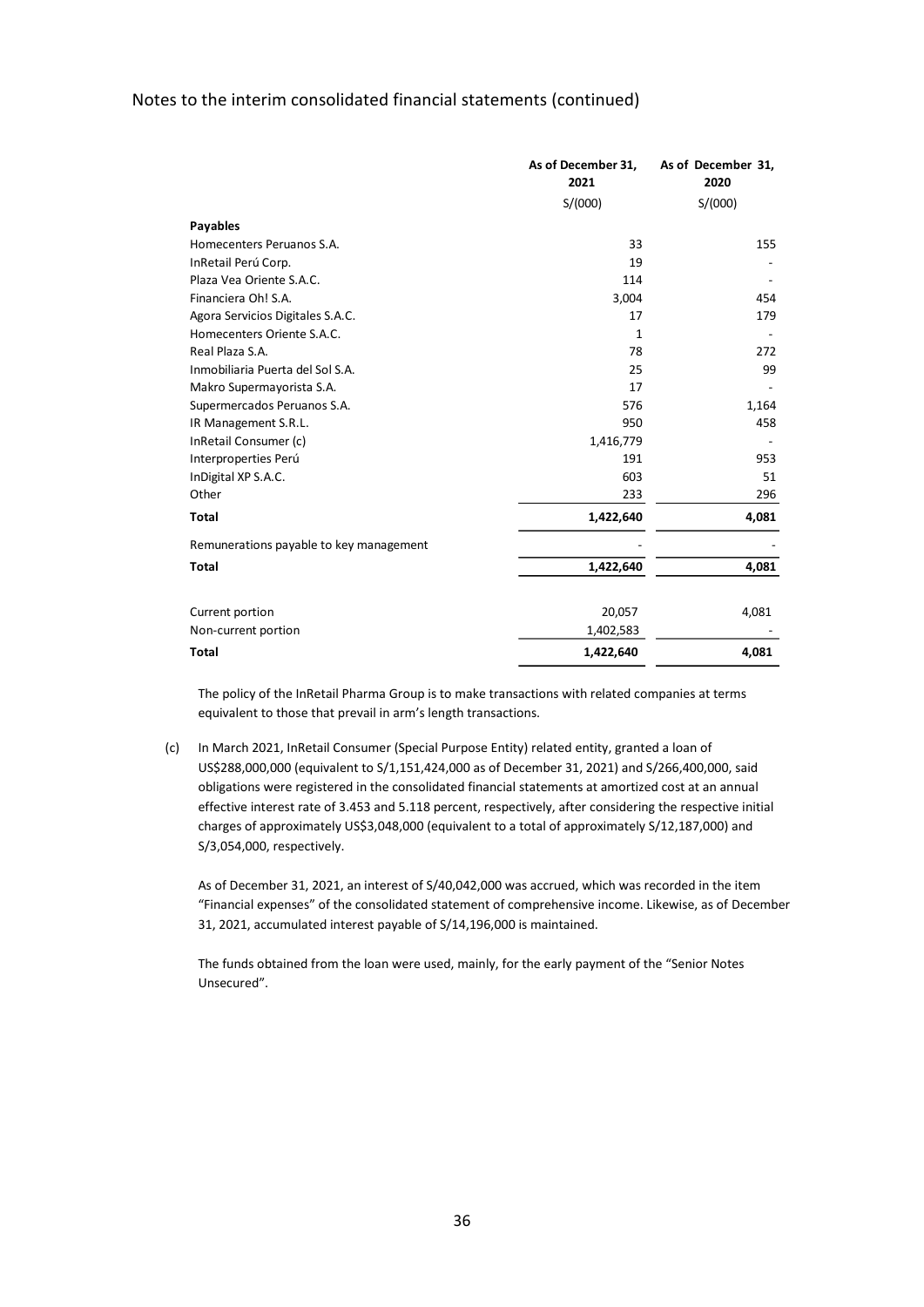Notes to the interim consolidated financial statements (continued)

| | As of December 31, 2021 | As of December 31, 2020 |
|---|---|---|
| | S/(000) | S/(000) |
| **Payables** | | |
| Homecenters Peruanos S.A. | 33 | 155 |
| InRetail Perú Corp. | 19 | - |
| Plaza Vea Oriente S.A.C. | 114 | - |
| Financiera Oh! S.A. | 3,004 | 454 |
| Agora Servicios Digitales S.A.C. | 17 | 179 |
| Homecenters Oriente S.A.C. | 1 | - |
| Real Plaza S.A. | 78 | 272 |
| Inmobiliaria Puerta del Sol S.A. | 25 | 99 |
| Makro Supermayorista S.A. | 17 | - |
| Supermercados Peruanos S.A. | 576 | 1,164 |
| IR Management S.R.L. | 950 | 458 |
| InRetail Consumer (c) | 1,416,779 | - |
| Interproperties Perú | 191 | 953 |
| InDigital XP S.A.C. | 603 | 51 |
| Other | 233 | 296 |
| **Total** | **1,422,640** | **4,081** |
| Remunerations payable to key management | - | - |
| **Total** | **1,422,640** | **4,081** |
| Current portion | 20,057 | 4,081 |
| Non-current portion | 1,402,583 | - |
| **Total** | **1,422,640** | **4,081** |

The policy of the InRetail Pharma Group is to make transactions with related companies at terms equivalent to those that prevail in arm's length transactions.

(c) In March 2021, InRetail Consumer (Special Purpose Entity) related entity, granted a loan of US$288,000,000 (equivalent to S/1,151,424,000 as of December 31, 2021) and S/266,400,000, said obligations were registered in the consolidated financial statements at amortized cost at an annual effective interest rate of 3.453 and 5.118 percent, respectively, after considering the respective initial charges of approximately US$3,048,000 (equivalent to a total of approximately S/12,187,000) and S/3,054,000, respectively.

As of December 31, 2021, an interest of S/40,042,000 was accrued, which was recorded in the item "Financial expenses" of the consolidated statement of comprehensive income. Likewise, as of December 31, 2021, accumulated interest payable of S/14,196,000 is maintained.

The funds obtained from the loan were used, mainly, for the early payment of the "Senior Notes Unsecured".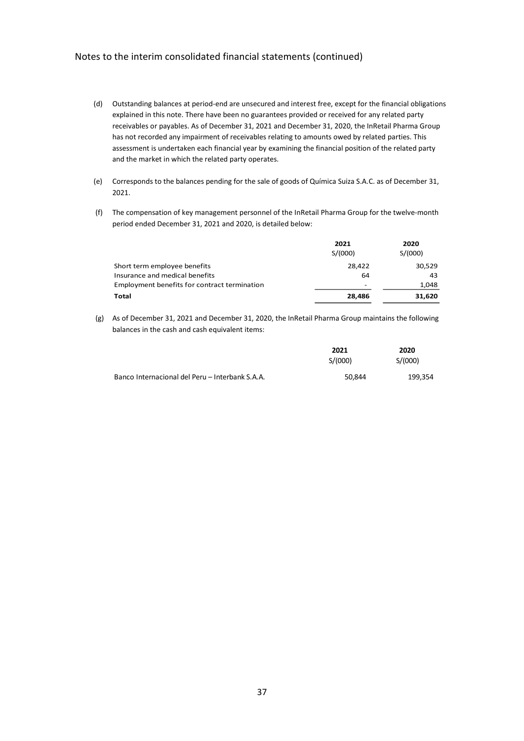Notes to the interim consolidated financial statements (continued)

(d) Outstanding balances at period-end are unsecured and interest free, except for the financial obligations explained in this note. There have been no guarantees provided or received for any related party receivables or payables. As of December 31, 2021 and December 31, 2020, the InRetail Pharma Group has not recorded any impairment of receivables relating to amounts owed by related parties. This assessment is undertaken each financial year by examining the financial position of the related party and the market in which the related party operates.

(e) Corresponds to the balances pending for the sale of goods of Química Suiza S.A.C. as of December 31, 2021.

(f) The compensation of key management personnel of the InRetail Pharma Group for the twelve-month period ended December 31, 2021 and 2020, is detailed below:

| | 2021<br>S/(000) | 2020<br>S/(000) |
|---|---|---|
| Short term employee benefits | 28,422 | 30,529 |
| Insurance and medical benefits | 64 | 43 |
| Employment benefits for contract termination | - | 1,048 |
| **Total** | **28,486** | **31,620** |

(g) As of December 31, 2021 and December 31, 2020, the InRetail Pharma Group maintains the following balances in the cash and cash equivalent items:

| | 2021<br>S/(000) | 2020<br>S/(000) |
|---|---|---|
| Banco Internacional del Peru – Interbank S.A.A. | 50,844 | 199,354 |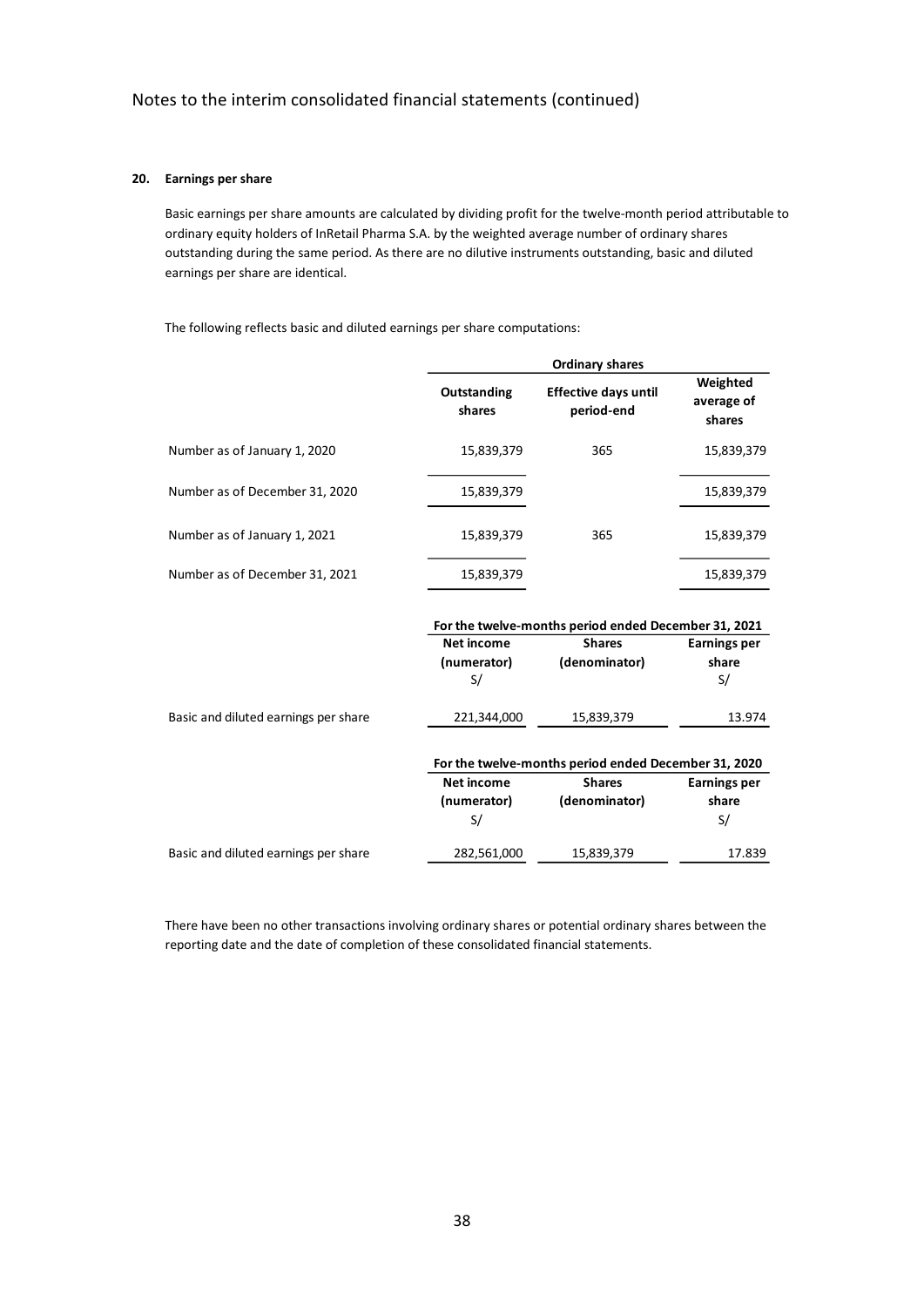## 20. Earnings per share

Basic earnings per share amounts are calculated by dividing profit for the twelve-month period attributable to ordinary equity holders of InRetail Pharma S.A. by the weighted average number of ordinary shares outstanding during the same period. As there are no dilutive instruments outstanding, basic and diluted earnings per share are identical.

The following reflects basic and diluted earnings per share computations:

| | Ordinary shares | | |
|---|---|---|---|
| | **Outstanding shares** | **Effective days until period-end** | **Weighted average of shares** |
| Number as of January 1, 2020 | 15,839,379 | 365 | 15,839,379 |
| Number as of December 31, 2020 | 15,839,379 | | 15,839,379 |
| Number as of January 1, 2021 | 15,839,379 | 365 | 15,839,379 |
| Number as of December 31, 2021 | 15,839,379 | | 15,839,379 |

| | For the twelve-months period ended December 31, 2021 | | |
|---|---|---|---|
| | **Net income (numerator)** S/ | **Shares (denominator)** | **Earnings per share** S/ |
| Basic and diluted earnings per share | 221,344,000 | 15,839,379 | 13.974 |

| | For the twelve-months period ended December 31, 2020 | | |
|---|---|---|---|
| | **Net income (numerator)** S/ | **Shares (denominator)** | **Earnings per share** S/ |
| Basic and diluted earnings per share | 282,561,000 | 15,839,379 | 17.839 |

There have been no other transactions involving ordinary shares or potential ordinary shares between the reporting date and the date of completion of these consolidated financial statements.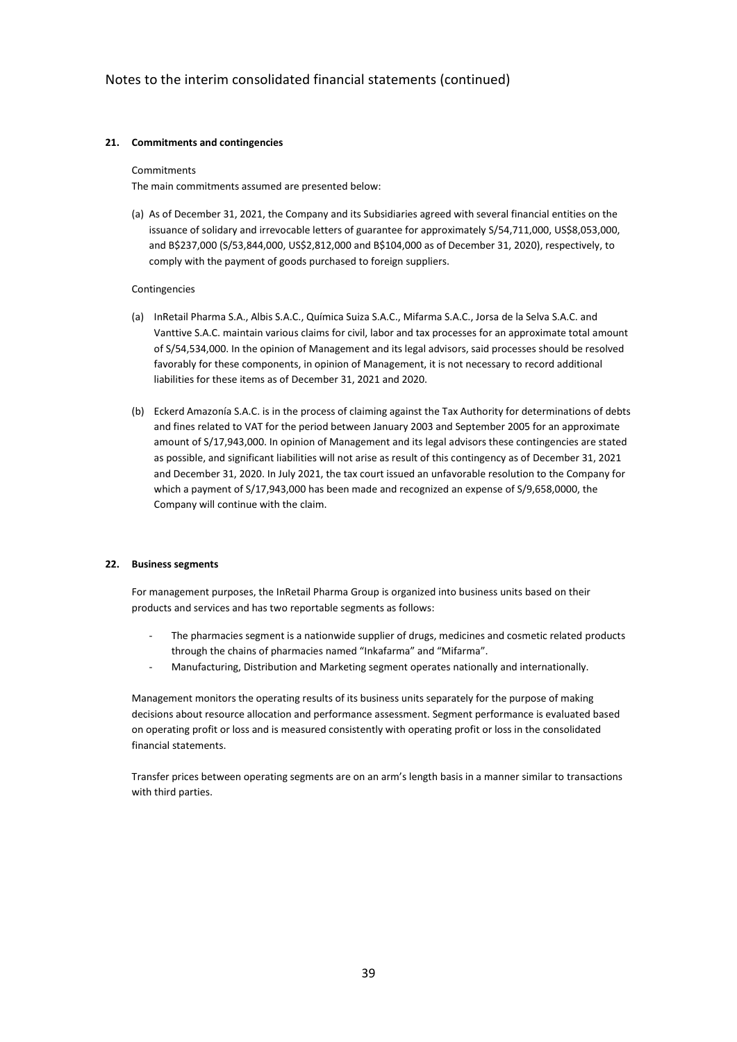## 21. Commitments and contingencies

Commitments

The main commitments assumed are presented below:

(a) As of December 31, 2021, the Company and its Subsidiaries agreed with several financial entities on the issuance of solidary and irrevocable letters of guarantee for approximately S/54,711,000, US$8,053,000, and B$237,000 (S/53,844,000, US$2,812,000 and B$104,000 as of December 31, 2020), respectively, to comply with the payment of goods purchased to foreign suppliers.

Contingencies

(a) InRetail Pharma S.A., Albis S.A.C., Química Suiza S.A.C., Mifarma S.A.C., Jorsa de la Selva S.A.C. and Vanttive S.A.C. maintain various claims for civil, labor and tax processes for an approximate total amount of S/54,534,000. In the opinion of Management and its legal advisors, said processes should be resolved favorably for these components, in opinion of Management, it is not necessary to record additional liabilities for these items as of December 31, 2021 and 2020.

(b) Eckerd Amazonía S.A.C. is in the process of claiming against the Tax Authority for determinations of debts and fines related to VAT for the period between January 2003 and September 2005 for an approximate amount of S/17,943,000. In opinion of Management and its legal advisors these contingencies are stated as possible, and significant liabilities will not arise as result of this contingency as of December 31, 2021 and December 31, 2020. In July 2021, the tax court issued an unfavorable resolution to the Company for which a payment of S/17,943,000 has been made and recognized an expense of S/9,658,0000, the Company will continue with the claim.

## 22. Business segments

For management purposes, the InRetail Pharma Group is organized into business units based on their products and services and has two reportable segments as follows:

- The pharmacies segment is a nationwide supplier of drugs, medicines and cosmetic related products through the chains of pharmacies named "Inkafarma" and "Mifarma".
- Manufacturing, Distribution and Marketing segment operates nationally and internationally.

Management monitors the operating results of its business units separately for the purpose of making decisions about resource allocation and performance assessment. Segment performance is evaluated based on operating profit or loss and is measured consistently with operating profit or loss in the consolidated financial statements.

Transfer prices between operating segments are on an arm's length basis in a manner similar to transactions with third parties.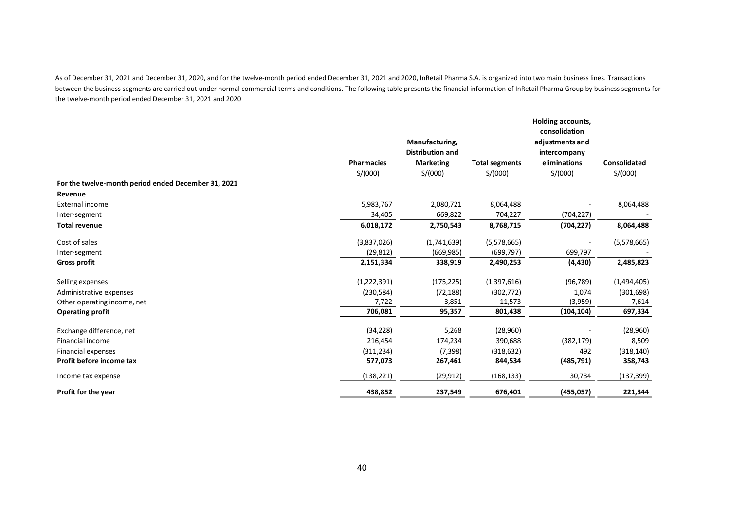As of December 31, 2021 and December 31, 2020, and for the twelve-month period ended December 31, 2021 and 2020, InRetail Pharma S.A. is organized into two main business lines. Transactions between the business segments are carried out under normal commercial terms and conditions. The following table presents the financial information of InRetail Pharma Group by business segments for the twelve-month period ended December 31, 2021 and 2020

| | Pharmacies | Manufacturing, Distribution and Marketing | Total segments | Holding accounts, consolidation adjustments and intercompany eliminations | Consolidated |
|---|---|---|---|---|---|
| | S/(000) | S/(000) | S/(000) | S/(000) | S/(000) |
| **For the twelve-month period ended December 31, 2021** | | | | | |
| **Revenue** | | | | | |
| External income | 5,983,767 | 2,080,721 | 8,064,488 | - | 8,064,488 |
| Inter-segment | 34,405 | 669,822 | 704,227 | (704,227) | - |
| **Total revenue** | **6,018,172** | **2,750,543** | **8,768,715** | **(704,227)** | **8,064,488** |
| Cost of sales | (3,837,026) | (1,741,639) | (5,578,665) | - | (5,578,665) |
| Inter-segment | (29,812) | (669,985) | (699,797) | 699,797 | - |
| **Gross profit** | **2,151,334** | **338,919** | **2,490,253** | **(4,430)** | **2,485,823** |
| Selling expenses | (1,222,391) | (175,225) | (1,397,616) | (96,789) | (1,494,405) |
| Administrative expenses | (230,584) | (72,188) | (302,772) | 1,074 | (301,698) |
| Other operating income, net | 7,722 | 3,851 | 11,573 | (3,959) | 7,614 |
| **Operating profit** | **706,081** | **95,357** | **801,438** | **(104,104)** | **697,334** |
| Exchange difference, net | (34,228) | 5,268 | (28,960) | - | (28,960) |
| Financial income | 216,454 | 174,234 | 390,688 | (382,179) | 8,509 |
| Financial expenses | (311,234) | (7,398) | (318,632) | 492 | (318,140) |
| **Profit before income tax** | **577,073** | **267,461** | **844,534** | **(485,791)** | **358,743** |
| Income tax expense | (138,221) | (29,912) | (168,133) | 30,734 | (137,399) |
| **Profit for the year** | **438,852** | **237,549** | **676,401** | **(455,057)** | **221,344** |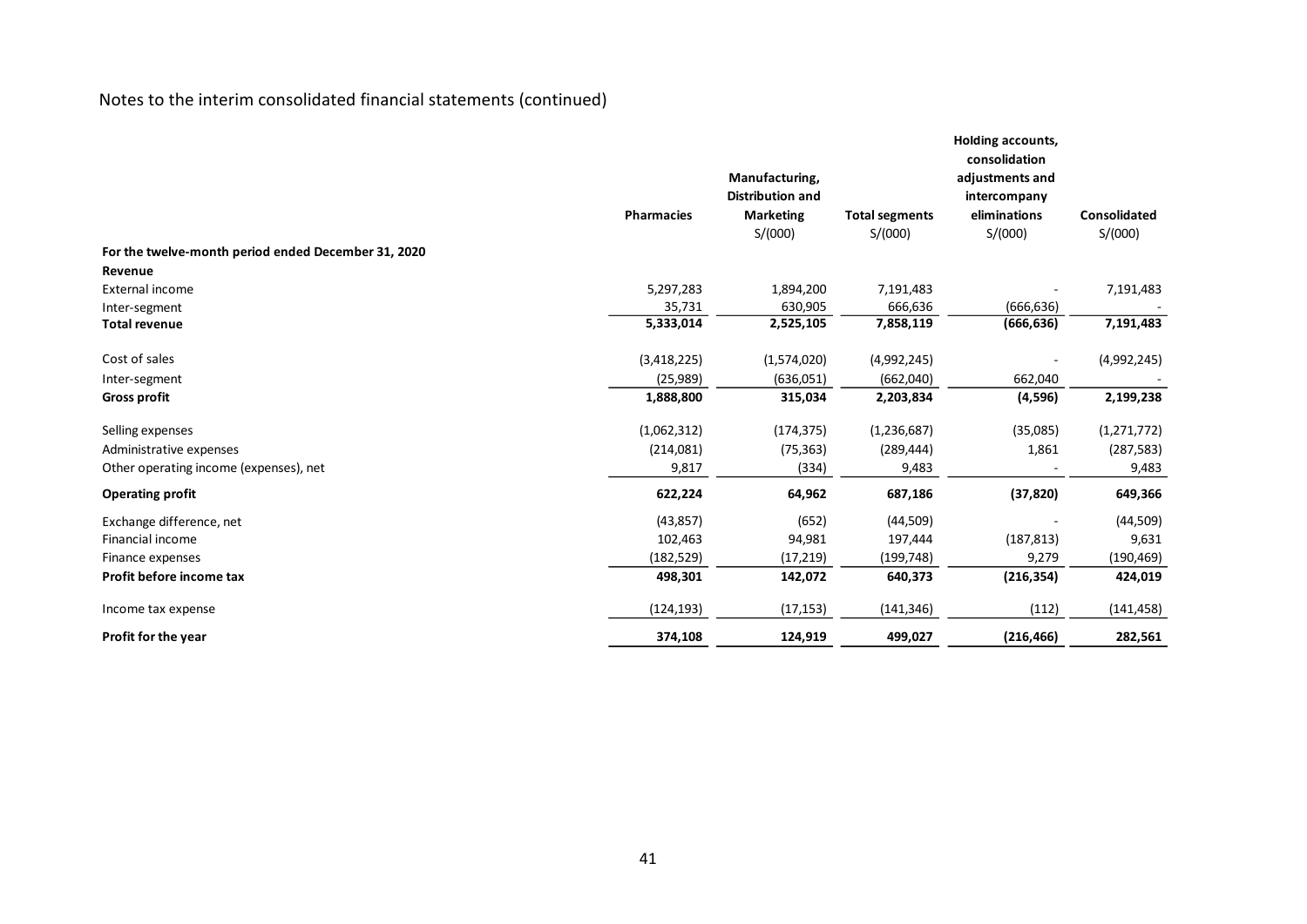Notes to the interim consolidated financial statements (continued)

| | Pharmacies | Manufacturing, Distribution and Marketing S/(000) | Total segments S/(000) | Holding accounts, consolidation adjustments and intercompany eliminations S/(000) | Consolidated S/(000) |
|---|---|---|---|---|---|
| **For the twelve-month period ended December 31, 2020** | | | | | |
| **Revenue** | | | | | |
| External income | 5,297,283 | 1,894,200 | 7,191,483 | - | 7,191,483 |
| Inter-segment | 35,731 | 630,905 | 666,636 | (666,636) | - |
| **Total revenue** | **5,333,014** | **2,525,105** | **7,858,119** | **(666,636)** | **7,191,483** |
| Cost of sales | (3,418,225) | (1,574,020) | (4,992,245) | - | (4,992,245) |
| Inter-segment | (25,989) | (636,051) | (662,040) | 662,040 | - |
| **Gross profit** | **1,888,800** | **315,034** | **2,203,834** | **(4,596)** | **2,199,238** |
| Selling expenses | (1,062,312) | (174,375) | (1,236,687) | (35,085) | (1,271,772) |
| Administrative expenses | (214,081) | (75,363) | (289,444) | 1,861 | (287,583) |
| Other operating income (expenses), net | 9,817 | (334) | 9,483 | - | 9,483 |
| **Operating profit** | **622,224** | **64,962** | **687,186** | **(37,820)** | **649,366** |
| Exchange difference, net | (43,857) | (652) | (44,509) | - | (44,509) |
| Financial income | 102,463 | 94,981 | 197,444 | (187,813) | 9,631 |
| Finance expenses | (182,529) | (17,219) | (199,748) | 9,279 | (190,469) |
| **Profit before income tax** | **498,301** | **142,072** | **640,373** | **(216,354)** | **424,019** |
| Income tax expense | (124,193) | (17,153) | (141,346) | (112) | (141,458) |
| **Profit for the year** | **374,108** | **124,919** | **499,027** | **(216,466)** | **282,561** |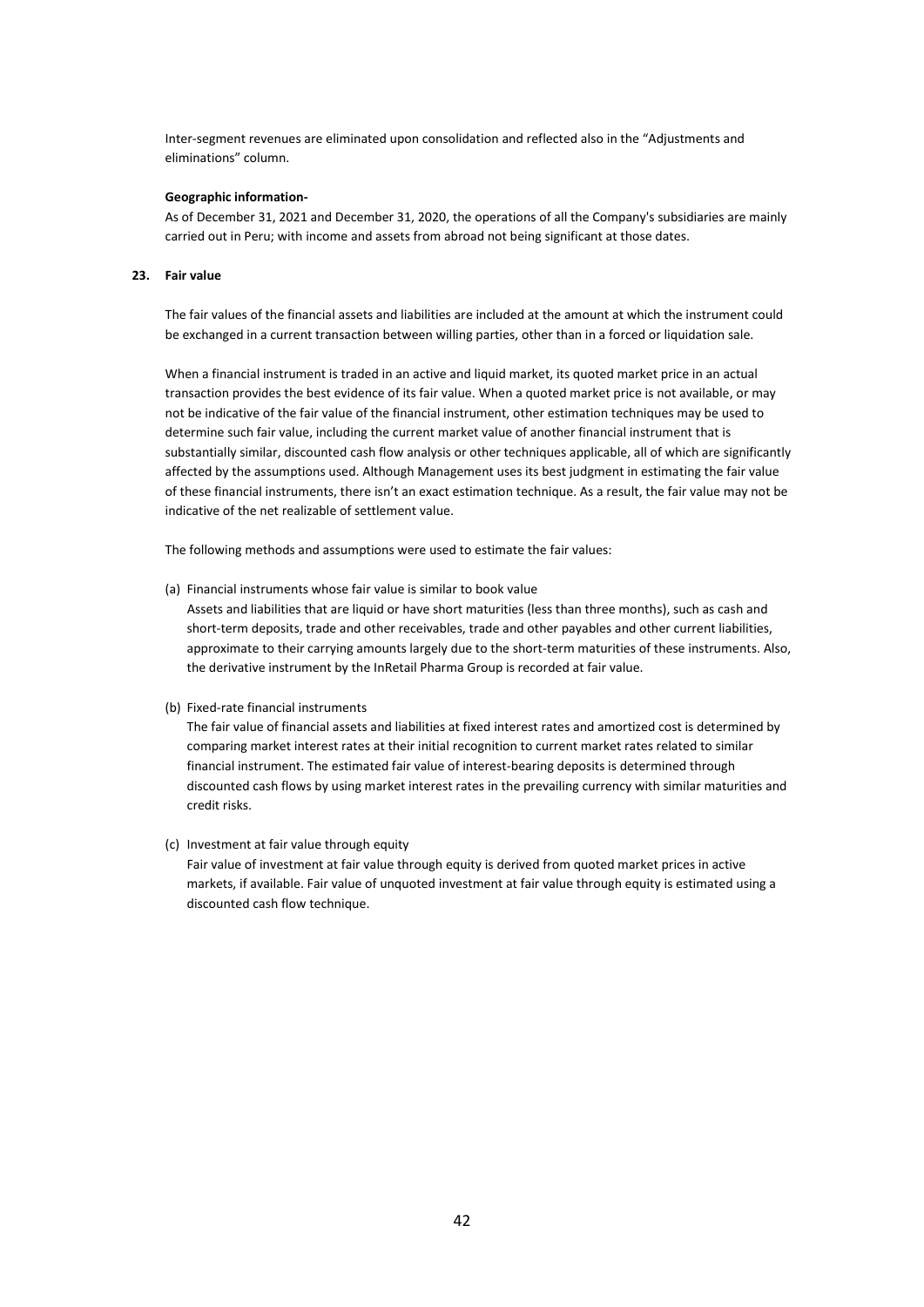Inter-segment revenues are eliminated upon consolidation and reflected also in the "Adjustments and eliminations" column.

**Geographic information-**

As of December 31, 2021 and December 31, 2020, the operations of all the Company's subsidiaries are mainly carried out in Peru; with income and assets from abroad not being significant at those dates.

## 23. Fair value

The fair values of the financial assets and liabilities are included at the amount at which the instrument could be exchanged in a current transaction between willing parties, other than in a forced or liquidation sale.

When a financial instrument is traded in an active and liquid market, its quoted market price in an actual transaction provides the best evidence of its fair value. When a quoted market price is not available, or may not be indicative of the fair value of the financial instrument, other estimation techniques may be used to determine such fair value, including the current market value of another financial instrument that is substantially similar, discounted cash flow analysis or other techniques applicable, all of which are significantly affected by the assumptions used. Although Management uses its best judgment in estimating the fair value of these financial instruments, there isn't an exact estimation technique. As a result, the fair value may not be indicative of the net realizable of settlement value.

The following methods and assumptions were used to estimate the fair values:

(a) Financial instruments whose fair value is similar to book value

Assets and liabilities that are liquid or have short maturities (less than three months), such as cash and short-term deposits, trade and other receivables, trade and other payables and other current liabilities, approximate to their carrying amounts largely due to the short-term maturities of these instruments. Also, the derivative instrument by the InRetail Pharma Group is recorded at fair value.

(b) Fixed-rate financial instruments

The fair value of financial assets and liabilities at fixed interest rates and amortized cost is determined by comparing market interest rates at their initial recognition to current market rates related to similar financial instrument. The estimated fair value of interest-bearing deposits is determined through discounted cash flows by using market interest rates in the prevailing currency with similar maturities and credit risks.

(c) Investment at fair value through equity

Fair value of investment at fair value through equity is derived from quoted market prices in active markets, if available. Fair value of unquoted investment at fair value through equity is estimated using a discounted cash flow technique.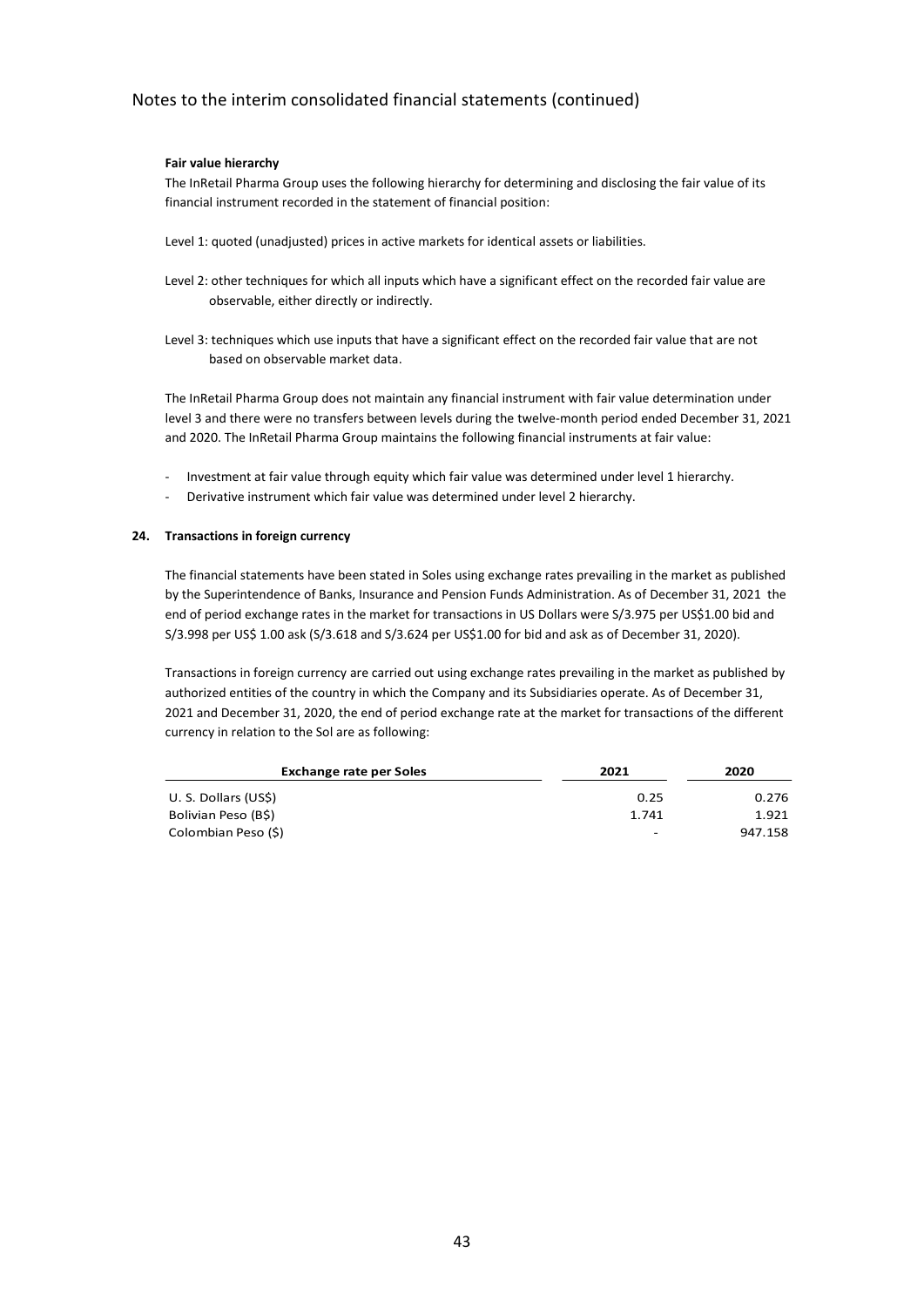**Fair value hierarchy**

The InRetail Pharma Group uses the following hierarchy for determining and disclosing the fair value of its financial instrument recorded in the statement of financial position:

Level 1: quoted (unadjusted) prices in active markets for identical assets or liabilities.

Level 2: other techniques for which all inputs which have a significant effect on the recorded fair value are observable, either directly or indirectly.

Level 3: techniques which use inputs that have a significant effect on the recorded fair value that are not based on observable market data.

The InRetail Pharma Group does not maintain any financial instrument with fair value determination under level 3 and there were no transfers between levels during the twelve-month period ended December 31, 2021 and 2020. The InRetail Pharma Group maintains the following financial instruments at fair value:

- Investment at fair value through equity which fair value was determined under level 1 hierarchy.
- Derivative instrument which fair value was determined under level 2 hierarchy.

## 24. Transactions in foreign currency

The financial statements have been stated in Soles using exchange rates prevailing in the market as published by the Superintendence of Banks, Insurance and Pension Funds Administration. As of December 31, 2021 the end of period exchange rates in the market for transactions in US Dollars were S/3.975 per US$1.00 bid and S/3.998 per US$ 1.00 ask (S/3.618 and S/3.624 per US$1.00 for bid and ask as of December 31, 2020).

Transactions in foreign currency are carried out using exchange rates prevailing in the market as published by authorized entities of the country in which the Company and its Subsidiaries operate. As of December 31, 2021 and December 31, 2020, the end of period exchange rate at the market for transactions of the different currency in relation to the Sol are as following:

| Exchange rate per Soles | 2021 | 2020 |
|---|---|---|
| U. S. Dollars (US$) | 0.25 | 0.276 |
| Bolivian Peso (B$) | 1.741 | 1.921 |
| Colombian Peso ($) | - | 947.158 |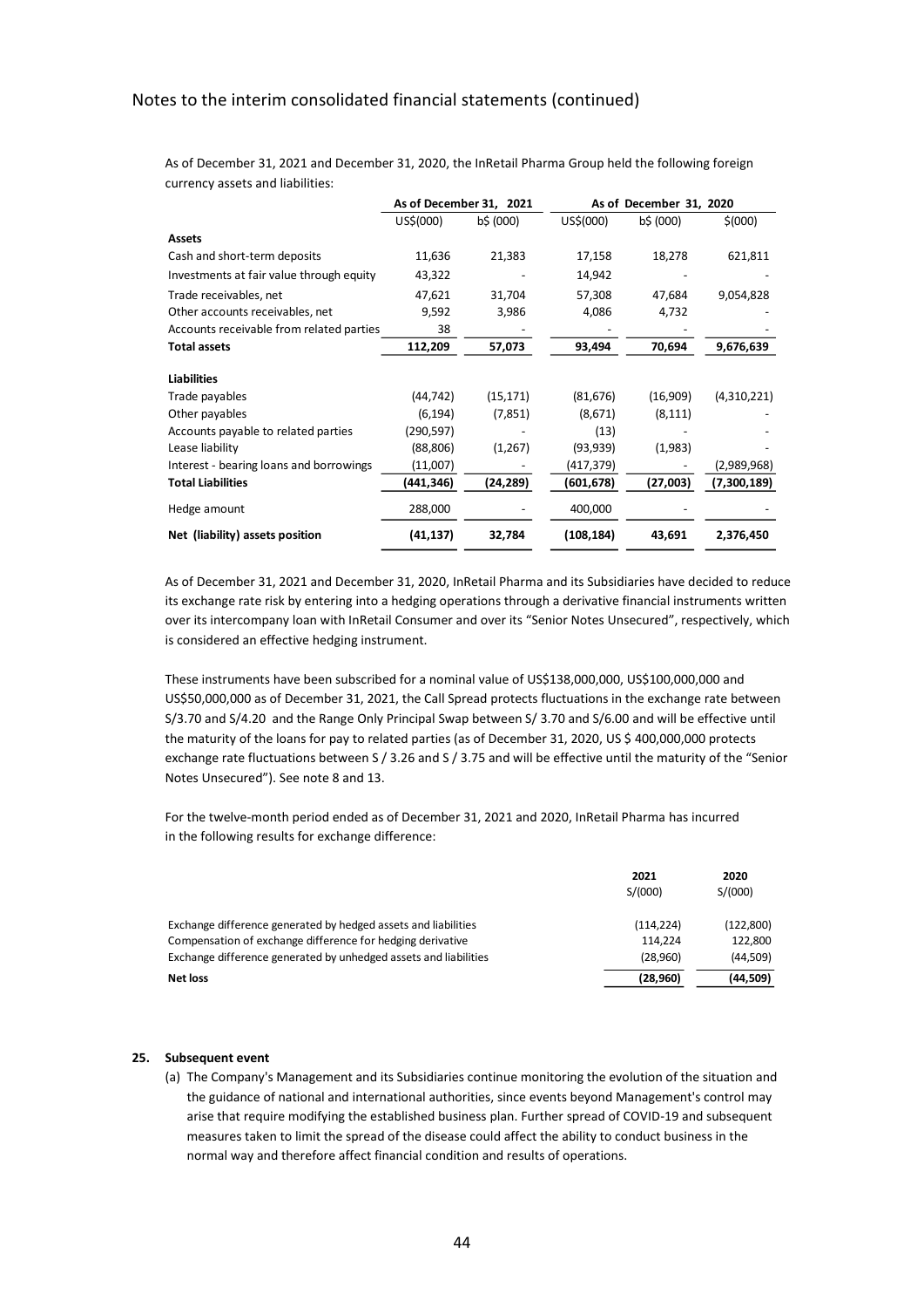As of December 31, 2021 and December 31, 2020, the InRetail Pharma Group held the following foreign currency assets and liabilities:

| | As of December 31, 2021 | | As of December 31, 2020 | | |
|---|---|---|---|---|---|
| | US$(000) | b$ (000) | US$(000) | b$ (000) | $(000) |
| **Assets** | | | | | |
| Cash and short-term deposits | 11,636 | 21,383 | 17,158 | 18,278 | 621,811 |
| Investments at fair value through equity | 43,322 | - | 14,942 | - | - |
| Trade receivables, net | 47,621 | 31,704 | 57,308 | 47,684 | 9,054,828 |
| Other accounts receivables, net | 9,592 | 3,986 | 4,086 | 4,732 | - |
| Accounts receivable from related parties | 38 | - | - | - | - |
| **Total assets** | **112,209** | **57,073** | **93,494** | **70,694** | **9,676,639** |
| **Liabilities** | | | | | |
| Trade payables | (44,742) | (15,171) | (81,676) | (16,909) | (4,310,221) |
| Other payables | (6,194) | (7,851) | (8,671) | (8,111) | - |
| Accounts payable to related parties | (290,597) | - | (13) | - | - |
| Lease liability | (88,806) | (1,267) | (93,939) | (1,983) | - |
| Interest - bearing loans and borrowings | (11,007) | - | (417,379) | - | (2,989,968) |
| **Total Liabilities** | **(441,346)** | **(24,289)** | **(601,678)** | **(27,003)** | **(7,300,189)** |
| Hedge amount | 288,000 | - | 400,000 | - | - |
| **Net (liability) assets position** | **(41,137)** | **32,784** | **(108,184)** | **43,691** | **2,376,450** |

As of December 31, 2021 and December 31, 2020, InRetail Pharma and its Subsidiaries have decided to reduce its exchange rate risk by entering into a hedging operations through a derivative financial instruments written over its intercompany loan with InRetail Consumer and over its "Senior Notes Unsecured", respectively, which is considered an effective hedging instrument.

These instruments have been subscribed for a nominal value of US$138,000,000, US$100,000,000 and US$50,000,000 as of December 31, 2021, the Call Spread protects fluctuations in the exchange rate between S/3.70 and S/4.20 and the Range Only Principal Swap between S/ 3.70 and S/6.00 and will be effective until the maturity of the loans for pay to related parties (as of December 31, 2020, US $ 400,000,000 protects exchange rate fluctuations between S / 3.26 and S / 3.75 and will be effective until the maturity of the "Senior Notes Unsecured"). See note 8 and 13.

For the twelve-month period ended as of December 31, 2021 and 2020, InRetail Pharma has incurred in the following results for exchange difference:

| | 2021 | 2020 |
|---|---|---|
| | S/(000) | S/(000) |
| Exchange difference generated by hedged assets and liabilities | (114,224) | (122,800) |
| Compensation of exchange difference for hedging derivative | 114,224 | 122,800 |
| Exchange difference generated by unhedged assets and liabilities | (28,960) | (44,509) |
| **Net loss** | **(28,960)** | **(44,509)** |

## 25. Subsequent event

(a) The Company's Management and its Subsidiaries continue monitoring the evolution of the situation and the guidance of national and international authorities, since events beyond Management's control may arise that require modifying the established business plan. Further spread of COVID-19 and subsequent measures taken to limit the spread of the disease could affect the ability to conduct business in the normal way and therefore affect financial condition and results of operations.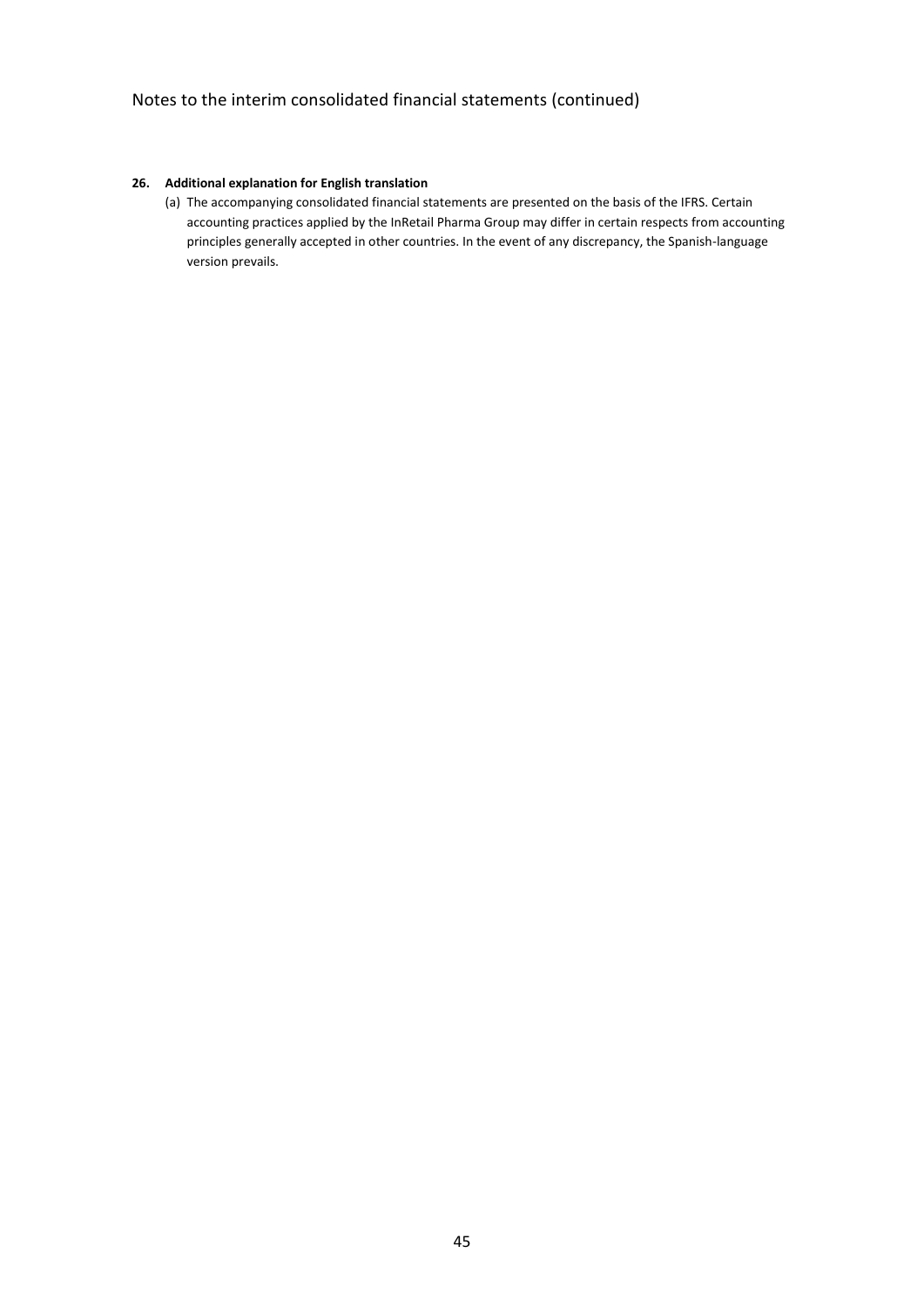**26. Additional explanation for English translation**

(a) The accompanying consolidated financial statements are presented on the basis of the IFRS. Certain accounting practices applied by the InRetail Pharma Group may differ in certain respects from accounting principles generally accepted in other countries. In the event of any discrepancy, the Spanish-language version prevails.